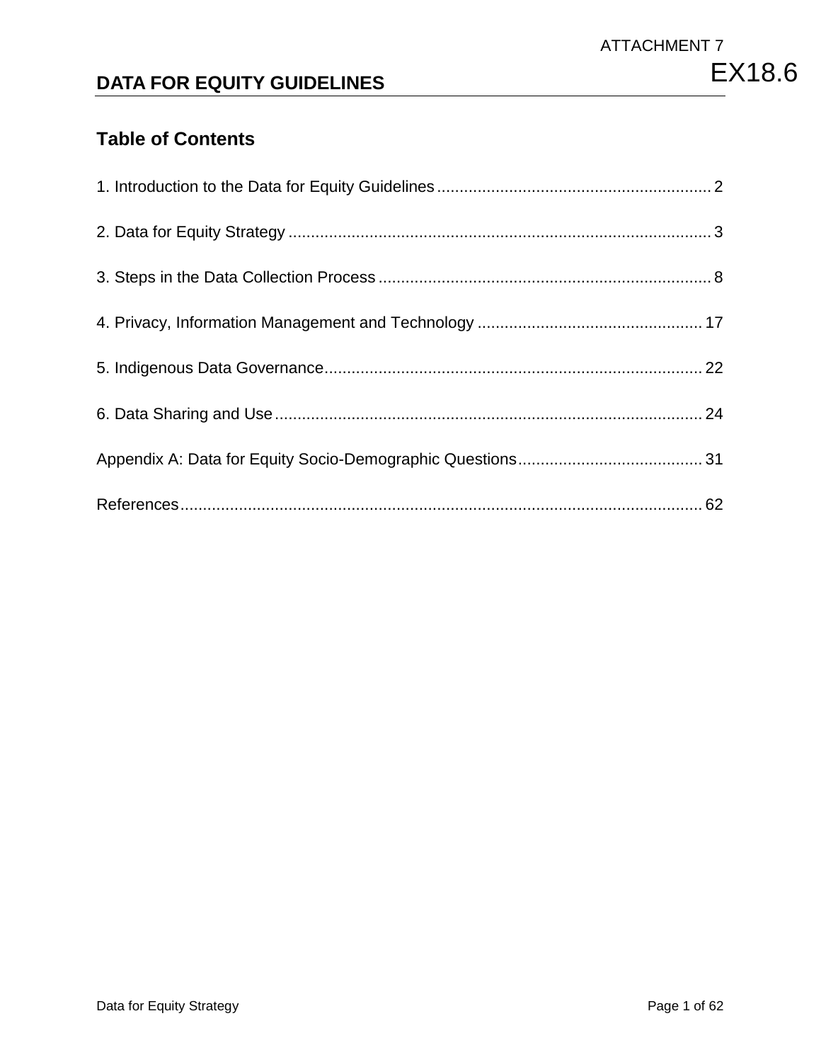ATTACHMENT 7

EX18.6

# DATA FOR EQUITY GUIDELINES

## Table of Contents

1. Introduction to the Data for Equity Guidelines ............................................................ 2

2. Data for Equity Strategy ............................................................................................ 3

3. Steps in the Data Collection Process ......................................................................... 8

4. Privacy, Information Management and Technology ................................................. 17

5. Indigenous Data Governance.................................................................................. 22

6. Data Sharing and Use .............................................................................................. 24

Appendix A: Data for Equity Socio-Demographic Questions......................................... 31

References.................................................................................................................. 62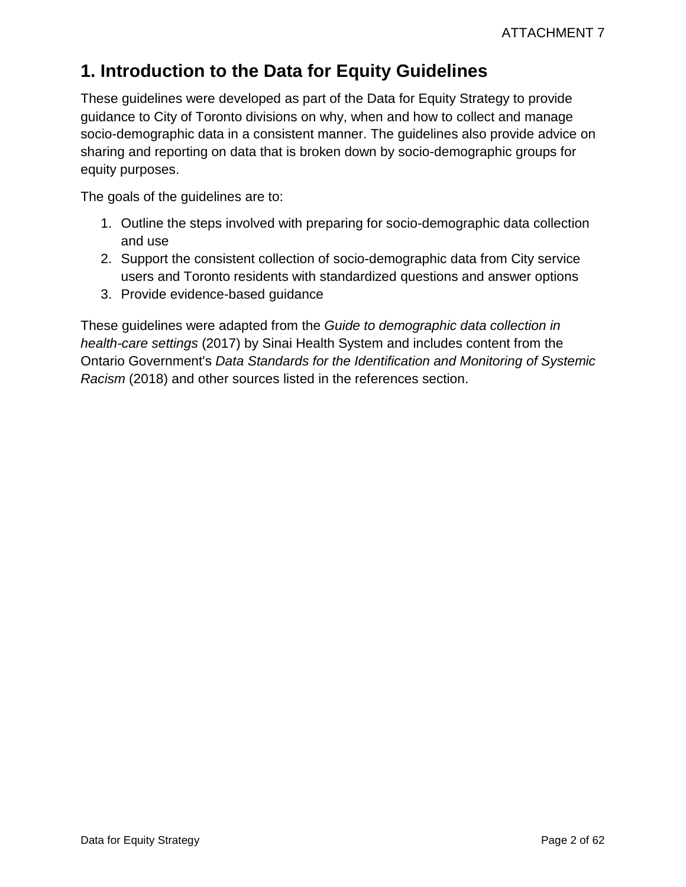# 1. Introduction to the Data for Equity Guidelines

These guidelines were developed as part of the Data for Equity Strategy to provide guidance to City of Toronto divisions on why, when and how to collect and manage socio-demographic data in a consistent manner. The guidelines also provide advice on sharing and reporting on data that is broken down by socio-demographic groups for equity purposes.

The goals of the guidelines are to:

1. Outline the steps involved with preparing for socio-demographic data collection and use
2. Support the consistent collection of socio-demographic data from City service users and Toronto residents with standardized questions and answer options
3. Provide evidence-based guidance

These guidelines were adapted from the *Guide to demographic data collection in health-care settings* (2017) by Sinai Health System and includes content from the Ontario Government's *Data Standards for the Identification and Monitoring of Systemic Racism* (2018) and other sources listed in the references section.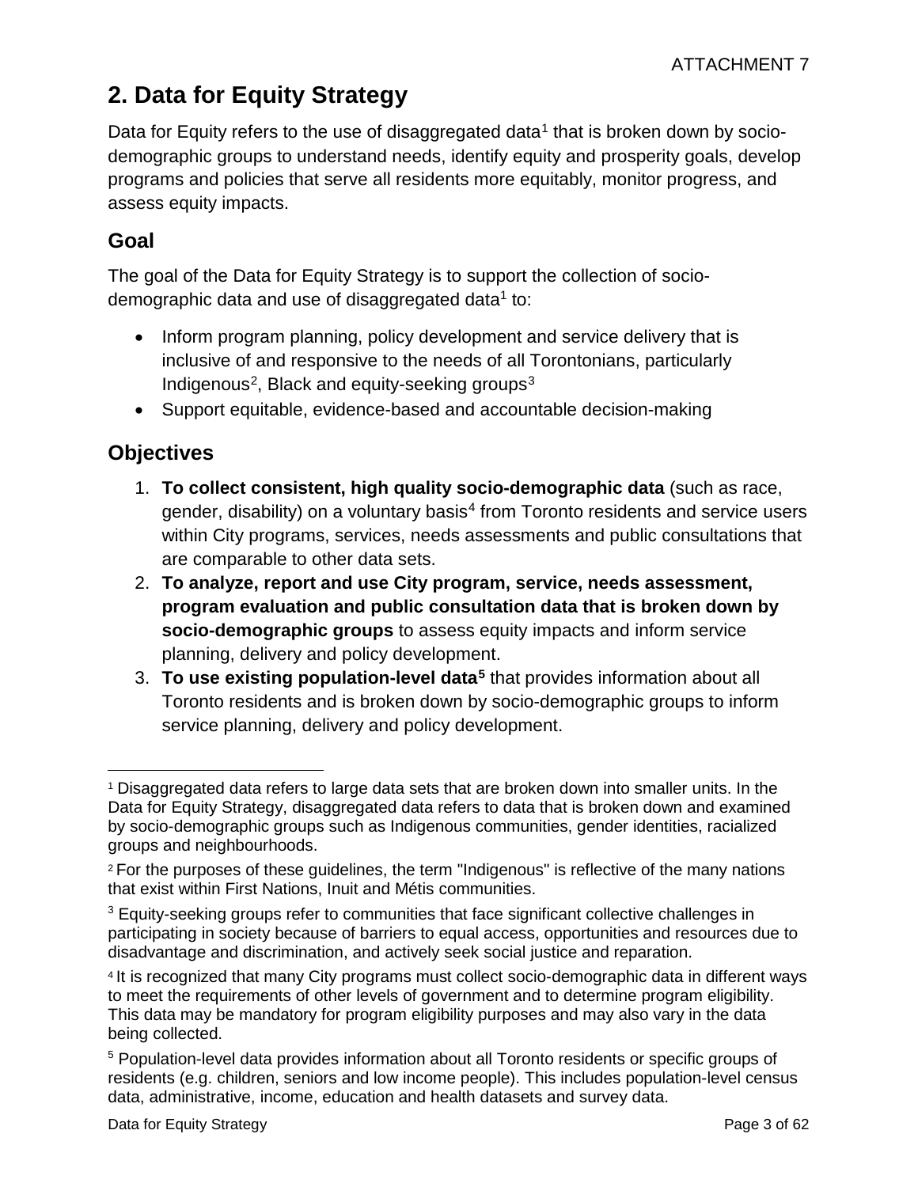# 2. Data for Equity Strategy

Data for Equity refers to the use of disaggregated data[1] that is broken down by socio-demographic groups to understand needs, identify equity and prosperity goals, develop programs and policies that serve all residents more equitably, monitor progress, and assess equity impacts.

## Goal

The goal of the Data for Equity Strategy is to support the collection of socio-demographic data and use of disaggregated data[1] to:

- Inform program planning, policy development and service delivery that is inclusive of and responsive to the needs of all Torontonians, particularly Indigenous[2], Black and equity-seeking groups[3]
- Support equitable, evidence-based and accountable decision-making

## Objectives

1. **To collect consistent, high quality socio-demographic data** (such as race, gender, disability) on a voluntary basis[4] from Toronto residents and service users within City programs, services, needs assessments and public consultations that are comparable to other data sets.
2. **To analyze, report and use City program, service, needs assessment, program evaluation and public consultation data that is broken down by socio-demographic groups** to assess equity impacts and inform service planning, delivery and policy development.
3. **To use existing population-level data[5]** that provides information about all Toronto residents and is broken down by socio-demographic groups to inform service planning, delivery and policy development.

---

[1] Disaggregated data refers to large data sets that are broken down into smaller units. In the Data for Equity Strategy, disaggregated data refers to data that is broken down and examined by socio-demographic groups such as Indigenous communities, gender identities, racialized groups and neighbourhoods.

[2] For the purposes of these guidelines, the term "Indigenous" is reflective of the many nations that exist within First Nations, Inuit and Métis communities.

[3] Equity-seeking groups refer to communities that face significant collective challenges in participating in society because of barriers to equal access, opportunities and resources due to disadvantage and discrimination, and actively seek social justice and reparation.

[4] It is recognized that many City programs must collect socio-demographic data in different ways to meet the requirements of other levels of government and to determine program eligibility. This data may be mandatory for program eligibility purposes and may also vary in the data being collected.

[5] Population-level data provides information about all Toronto residents or specific groups of residents (e.g. children, seniors and low income people). This includes population-level census data, administrative, income, education and health datasets and survey data.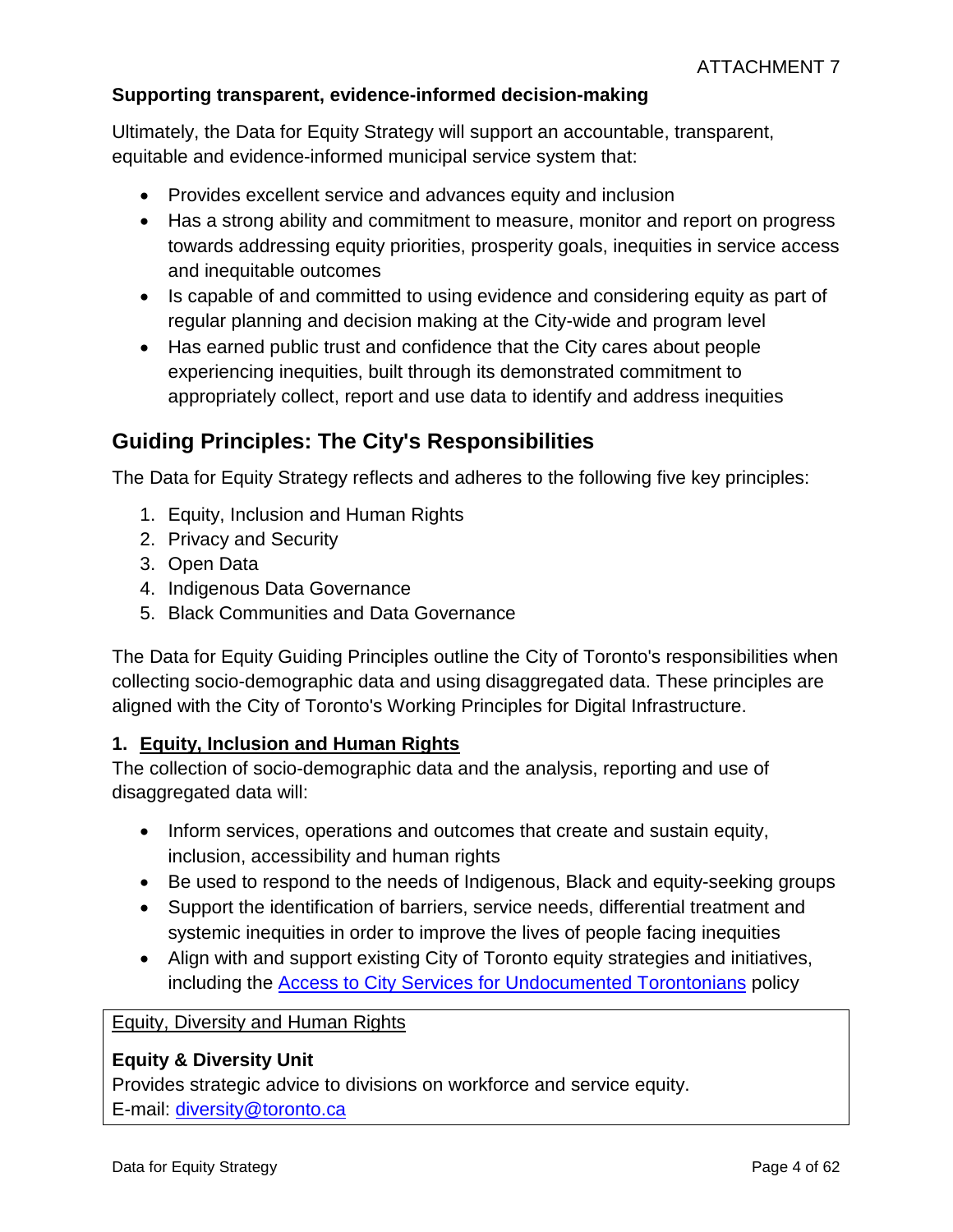**Supporting transparent, evidence-informed decision-making**

Ultimately, the Data for Equity Strategy will support an accountable, transparent, equitable and evidence-informed municipal service system that:

- Provides excellent service and advances equity and inclusion
- Has a strong ability and commitment to measure, monitor and report on progress towards addressing equity priorities, prosperity goals, inequities in service access and inequitable outcomes
- Is capable of and committed to using evidence and considering equity as part of regular planning and decision making at the City-wide and program level
- Has earned public trust and confidence that the City cares about people experiencing inequities, built through its demonstrated commitment to appropriately collect, report and use data to identify and address inequities

## Guiding Principles: The City's Responsibilities

The Data for Equity Strategy reflects and adheres to the following five key principles:

1. Equity, Inclusion and Human Rights
2. Privacy and Security
3. Open Data
4. Indigenous Data Governance
5. Black Communities and Data Governance

The Data for Equity Guiding Principles outline the City of Toronto's responsibilities when collecting socio-demographic data and using disaggregated data. These principles are aligned with the City of Toronto's Working Principles for Digital Infrastructure.

### 1. Equity, Inclusion and Human Rights

The collection of socio-demographic data and the analysis, reporting and use of disaggregated data will:

- Inform services, operations and outcomes that create and sustain equity, inclusion, accessibility and human rights
- Be used to respond to the needs of Indigenous, Black and equity-seeking groups
- Support the identification of barriers, service needs, differential treatment and systemic inequities in order to improve the lives of people facing inequities
- Align with and support existing City of Toronto equity strategies and initiatives, including the Access to City Services for Undocumented Torontonians policy

> Equity, Diversity and Human Rights
>
> **Equity & Diversity Unit**
> Provides strategic advice to divisions on workforce and service equity.
> E-mail: diversity@toronto.ca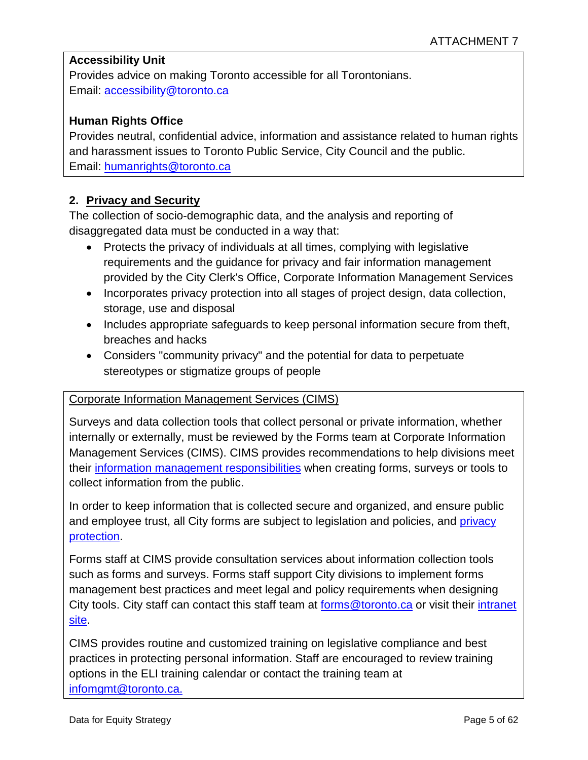ATTACHMENT 7

**Accessibility Unit**
Provides advice on making Toronto accessible for all Torontonians.
Email: accessibility@toronto.ca

**Human Rights Office**
Provides neutral, confidential advice, information and assistance related to human rights and harassment issues to Toronto Public Service, City Council and the public.
Email: humanrights@toronto.ca

## 2. Privacy and Security

The collection of socio-demographic data, and the analysis and reporting of disaggregated data must be conducted in a way that:

- Protects the privacy of individuals at all times, complying with legislative requirements and the guidance for privacy and fair information management provided by the City Clerk's Office, Corporate Information Management Services
- Incorporates privacy protection into all stages of project design, data collection, storage, use and disposal
- Includes appropriate safeguards to keep personal information secure from theft, breaches and hacks
- Considers "community privacy" and the potential for data to perpetuate stereotypes or stigmatize groups of people

Corporate Information Management Services (CIMS)

Surveys and data collection tools that collect personal or private information, whether internally or externally, must be reviewed by the Forms team at Corporate Information Management Services (CIMS). CIMS provides recommendations to help divisions meet their information management responsibilities when creating forms, surveys or tools to collect information from the public.

In order to keep information that is collected secure and organized, and ensure public and employee trust, all City forms are subject to legislation and policies, and privacy protection.

Forms staff at CIMS provide consultation services about information collection tools such as forms and surveys. Forms staff support City divisions to implement forms management best practices and meet legal and policy requirements when designing City tools. City staff can contact this staff team at forms@toronto.ca or visit their intranet site.

CIMS provides routine and customized training on legislative compliance and best practices in protecting personal information. Staff are encouraged to review training options in the ELI training calendar or contact the training team at infomgmt@toronto.ca.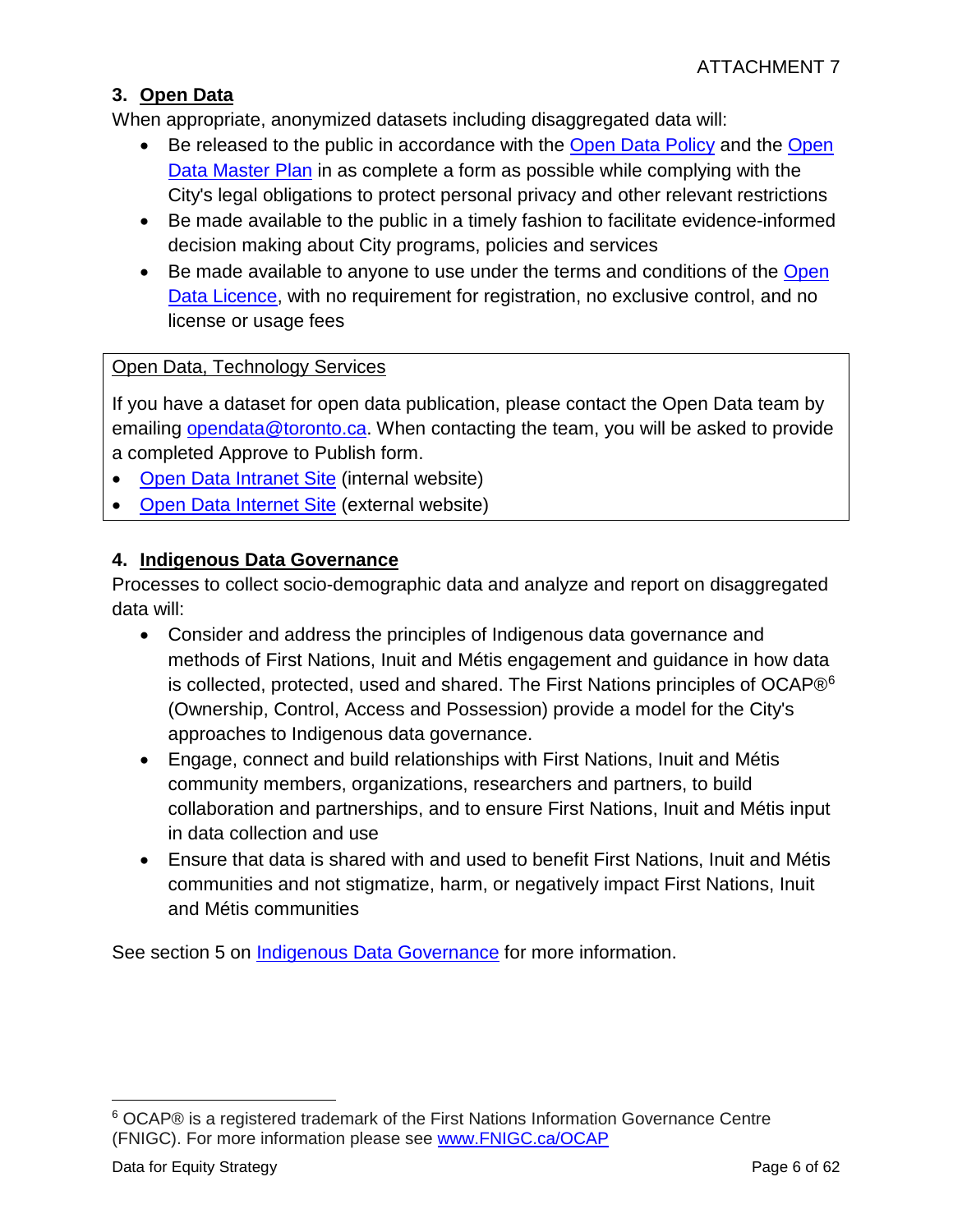## 3. Open Data

When appropriate, anonymized datasets including disaggregated data will:

- Be released to the public in accordance with the Open Data Policy and the Open Data Master Plan in as complete a form as possible while complying with the City's legal obligations to protect personal privacy and other relevant restrictions
- Be made available to the public in a timely fashion to facilitate evidence-informed decision making about City programs, policies and services
- Be made available to anyone to use under the terms and conditions of the Open Data Licence, with no requirement for registration, no exclusive control, and no license or usage fees

> Open Data, Technology Services
>
> If you have a dataset for open data publication, please contact the Open Data team by emailing opendata@toronto.ca. When contacting the team, you will be asked to provide a completed Approve to Publish form.
>
> - Open Data Intranet Site (internal website)
> - Open Data Internet Site (external website)

## 4. Indigenous Data Governance

Processes to collect socio-demographic data and analyze and report on disaggregated data will:

- Consider and address the principles of Indigenous data governance and methods of First Nations, Inuit and Métis engagement and guidance in how data is collected, protected, used and shared. The First Nations principles of OCAP®[6] (Ownership, Control, Access and Possession) provide a model for the City's approaches to Indigenous data governance.
- Engage, connect and build relationships with First Nations, Inuit and Métis community members, organizations, researchers and partners, to build collaboration and partnerships, and to ensure First Nations, Inuit and Métis input in data collection and use
- Ensure that data is shared with and used to benefit First Nations, Inuit and Métis communities and not stigmatize, harm, or negatively impact First Nations, Inuit and Métis communities

See section 5 on Indigenous Data Governance for more information.

---

[6] OCAP® is a registered trademark of the First Nations Information Governance Centre (FNIGC). For more information please see www.FNIGC.ca/OCAP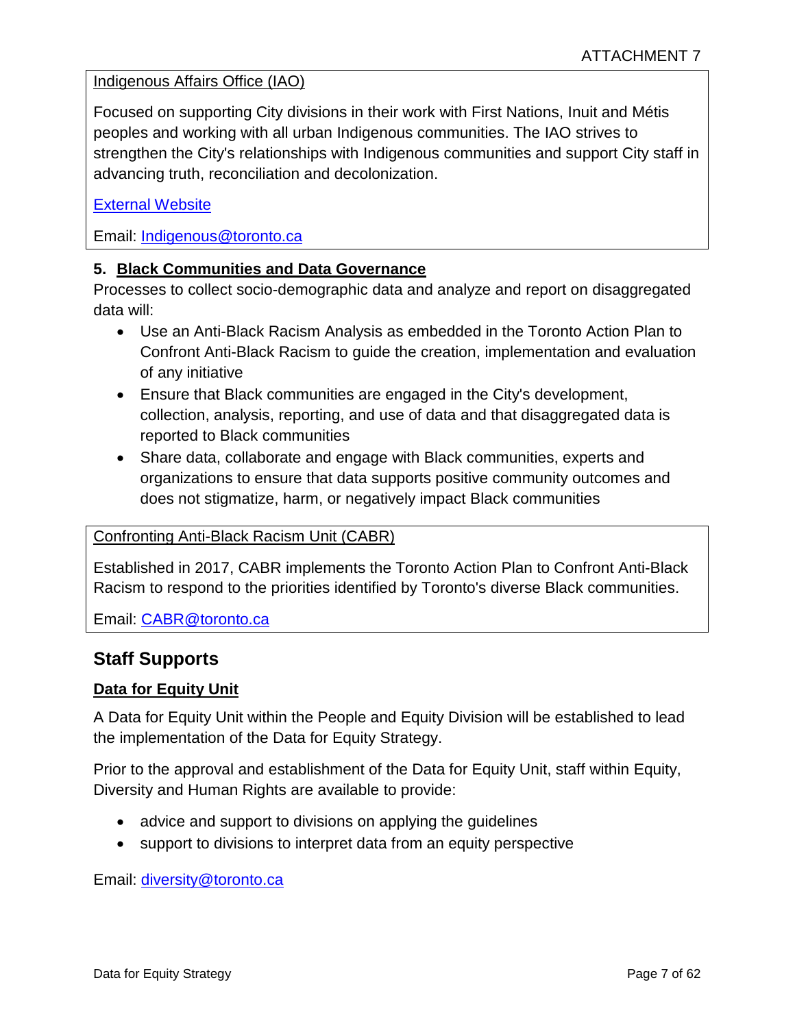Indigenous Affairs Office (IAO)

Focused on supporting City divisions in their work with First Nations, Inuit and Métis peoples and working with all urban Indigenous communities. The IAO strives to strengthen the City's relationships with Indigenous communities and support City staff in advancing truth, reconciliation and decolonization.

External Website

Email: Indigenous@toronto.ca

#### 5. Black Communities and Data Governance

Processes to collect socio-demographic data and analyze and report on disaggregated data will:

- Use an Anti-Black Racism Analysis as embedded in the Toronto Action Plan to Confront Anti-Black Racism to guide the creation, implementation and evaluation of any initiative
- Ensure that Black communities are engaged in the City's development, collection, analysis, reporting, and use of data and that disaggregated data is reported to Black communities
- Share data, collaborate and engage with Black communities, experts and organizations to ensure that data supports positive community outcomes and does not stigmatize, harm, or negatively impact Black communities

Confronting Anti-Black Racism Unit (CABR)

Established in 2017, CABR implements the Toronto Action Plan to Confront Anti-Black Racism to respond to the priorities identified by Toronto's diverse Black communities.

Email: CABR@toronto.ca

## Staff Supports

### Data for Equity Unit

A Data for Equity Unit within the People and Equity Division will be established to lead the implementation of the Data for Equity Strategy.

Prior to the approval and establishment of the Data for Equity Unit, staff within Equity, Diversity and Human Rights are available to provide:

- advice and support to divisions on applying the guidelines
- support to divisions to interpret data from an equity perspective

Email: diversity@toronto.ca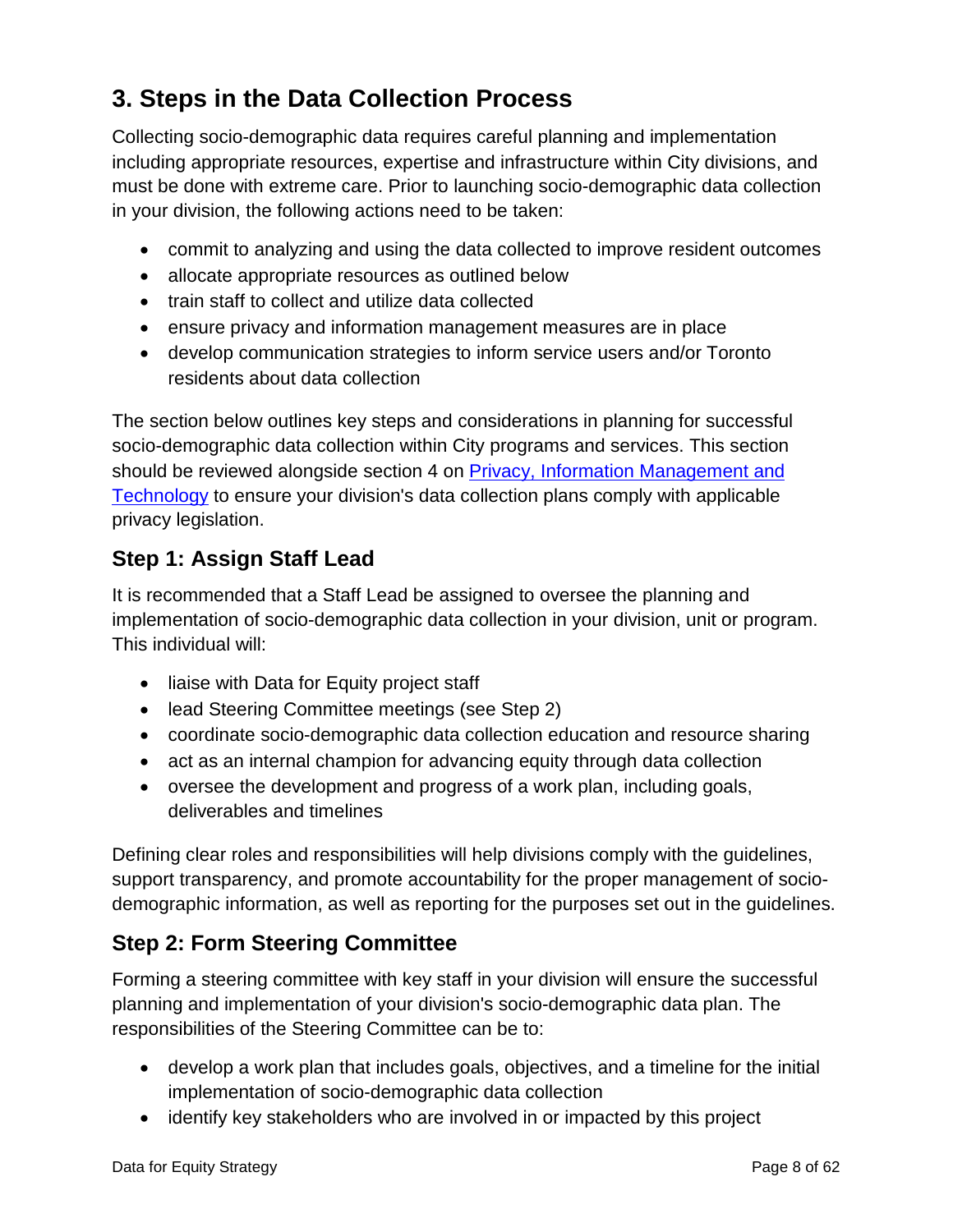## 3. Steps in the Data Collection Process

Collecting socio-demographic data requires careful planning and implementation including appropriate resources, expertise and infrastructure within City divisions, and must be done with extreme care. Prior to launching socio-demographic data collection in your division, the following actions need to be taken:

- commit to analyzing and using the data collected to improve resident outcomes
- allocate appropriate resources as outlined below
- train staff to collect and utilize data collected
- ensure privacy and information management measures are in place
- develop communication strategies to inform service users and/or Toronto residents about data collection

The section below outlines key steps and considerations in planning for successful socio-demographic data collection within City programs and services. This section should be reviewed alongside section 4 on [Privacy, Information Management and Technology]() to ensure your division's data collection plans comply with applicable privacy legislation.

### Step 1: Assign Staff Lead

It is recommended that a Staff Lead be assigned to oversee the planning and implementation of socio-demographic data collection in your division, unit or program. This individual will:

- liaise with Data for Equity project staff
- lead Steering Committee meetings (see Step 2)
- coordinate socio-demographic data collection education and resource sharing
- act as an internal champion for advancing equity through data collection
- oversee the development and progress of a work plan, including goals, deliverables and timelines

Defining clear roles and responsibilities will help divisions comply with the guidelines, support transparency, and promote accountability for the proper management of socio-demographic information, as well as reporting for the purposes set out in the guidelines.

### Step 2: Form Steering Committee

Forming a steering committee with key staff in your division will ensure the successful planning and implementation of your division's socio-demographic data plan. The responsibilities of the Steering Committee can be to:

- develop a work plan that includes goals, objectives, and a timeline for the initial implementation of socio-demographic data collection
- identify key stakeholders who are involved in or impacted by this project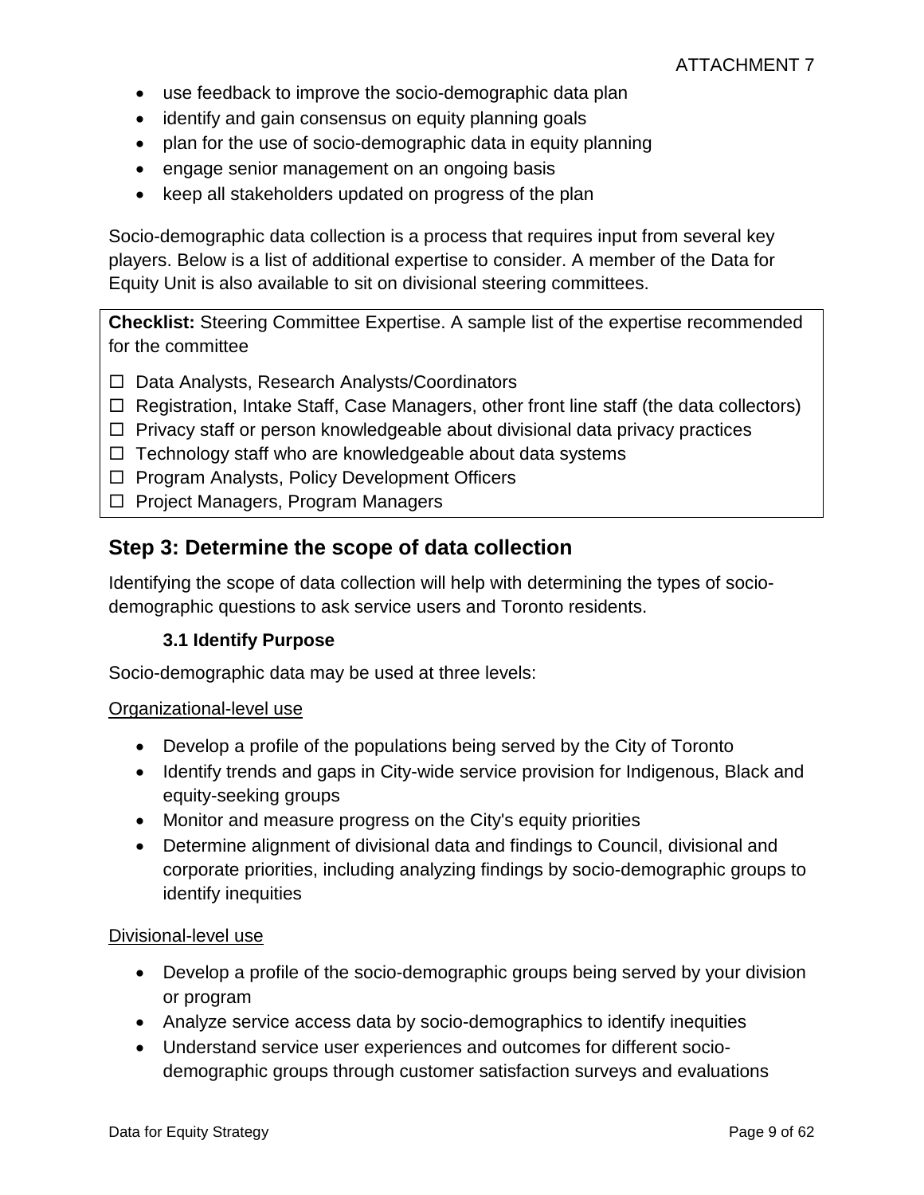- use feedback to improve the socio-demographic data plan
- identify and gain consensus on equity planning goals
- plan for the use of socio-demographic data in equity planning
- engage senior management on an ongoing basis
- keep all stakeholders updated on progress of the plan

Socio-demographic data collection is a process that requires input from several key players. Below is a list of additional expertise to consider. A member of the Data for Equity Unit is also available to sit on divisional steering committees.

**Checklist:** Steering Committee Expertise. A sample list of the expertise recommended for the committee

☐ Data Analysts, Research Analysts/Coordinators
☐ Registration, Intake Staff, Case Managers, other front line staff (the data collectors)
☐ Privacy staff or person knowledgeable about divisional data privacy practices
☐ Technology staff who are knowledgeable about data systems
☐ Program Analysts, Policy Development Officers
☐ Project Managers, Program Managers

## Step 3: Determine the scope of data collection

Identifying the scope of data collection will help with determining the types of socio-demographic questions to ask service users and Toronto residents.

### 3.1 Identify Purpose

Socio-demographic data may be used at three levels:

Organizational-level use

- Develop a profile of the populations being served by the City of Toronto
- Identify trends and gaps in City-wide service provision for Indigenous, Black and equity-seeking groups
- Monitor and measure progress on the City's equity priorities
- Determine alignment of divisional data and findings to Council, divisional and corporate priorities, including analyzing findings by socio-demographic groups to identify inequities

Divisional-level use

- Develop a profile of the socio-demographic groups being served by your division or program
- Analyze service access data by socio-demographics to identify inequities
- Understand service user experiences and outcomes for different socio-demographic groups through customer satisfaction surveys and evaluations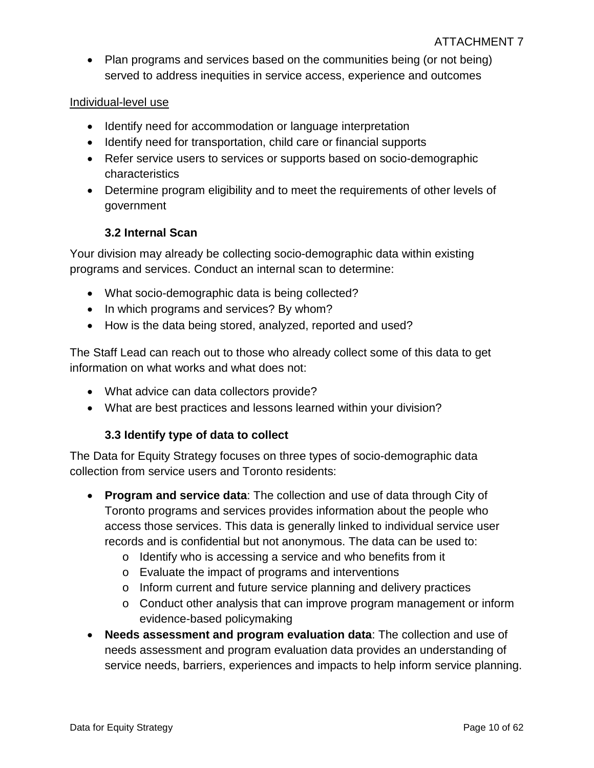- Plan programs and services based on the communities being (or not being) served to address inequities in service access, experience and outcomes

<u>Individual-level use</u>

- Identify need for accommodation or language interpretation
- Identify need for transportation, child care or financial supports
- Refer service users to services or supports based on socio-demographic characteristics
- Determine program eligibility and to meet the requirements of other levels of government

### 3.2 Internal Scan

Your division may already be collecting socio-demographic data within existing programs and services. Conduct an internal scan to determine:

- What socio-demographic data is being collected?
- In which programs and services? By whom?
- How is the data being stored, analyzed, reported and used?

The Staff Lead can reach out to those who already collect some of this data to get information on what works and what does not:

- What advice can data collectors provide?
- What are best practices and lessons learned within your division?

### 3.3 Identify type of data to collect

The Data for Equity Strategy focuses on three types of socio-demographic data collection from service users and Toronto residents:

- **Program and service data**: The collection and use of data through City of Toronto programs and services provides information about the people who access those services. This data is generally linked to individual service user records and is confidential but not anonymous. The data can be used to:
    - Identify who is accessing a service and who benefits from it
    - Evaluate the impact of programs and interventions
    - Inform current and future service planning and delivery practices
    - Conduct other analysis that can improve program management or inform evidence-based policymaking
- **Needs assessment and program evaluation data**: The collection and use of needs assessment and program evaluation data provides an understanding of service needs, barriers, experiences and impacts to help inform service planning.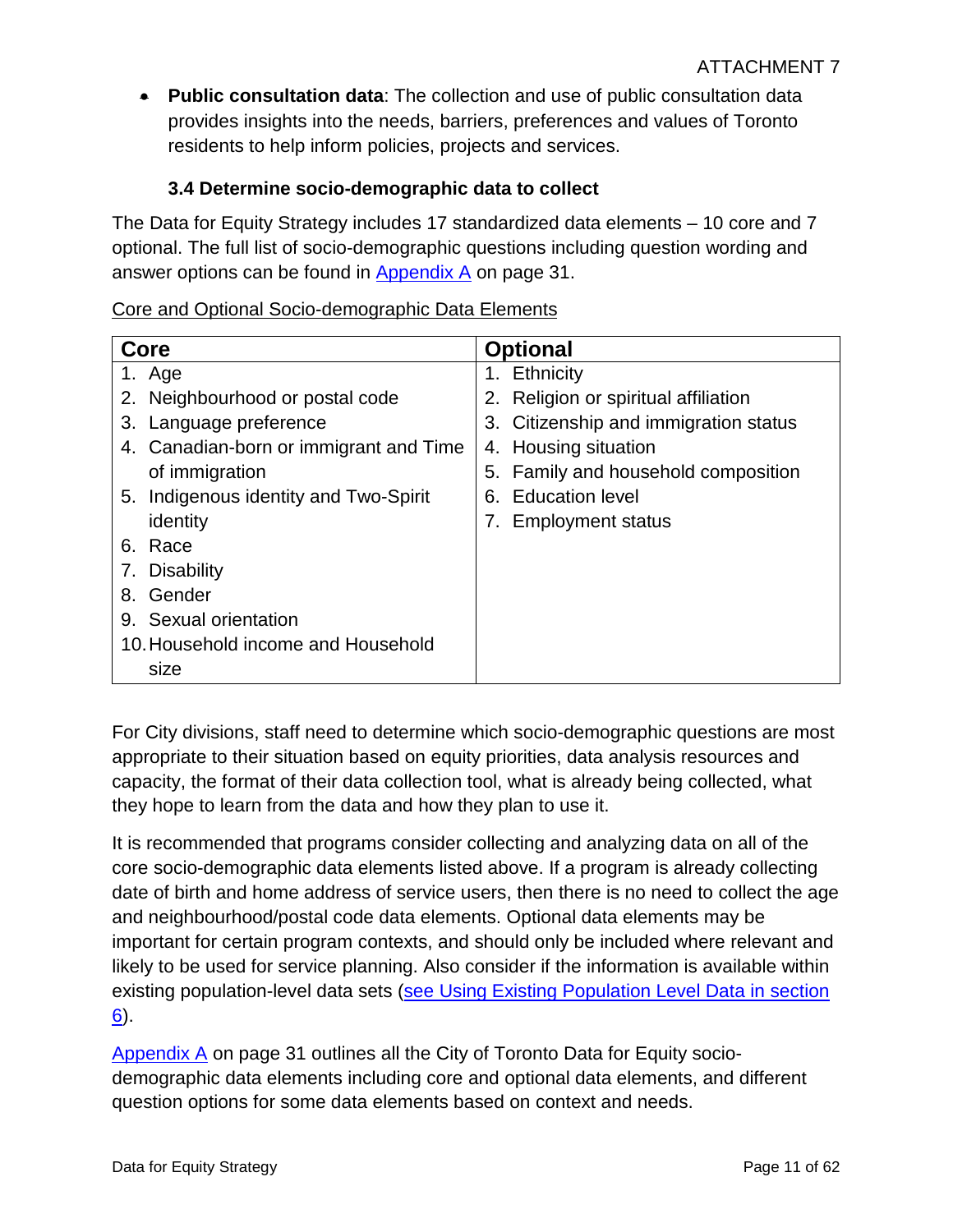- **Public consultation data**: The collection and use of public consultation data provides insights into the needs, barriers, preferences and values of Toronto residents to help inform policies, projects and services.

### 3.4 Determine socio-demographic data to collect

The Data for Equity Strategy includes 17 standardized data elements – 10 core and 7 optional. The full list of socio-demographic questions including question wording and answer options can be found in Appendix A on page 31.

Core and Optional Socio-demographic Data Elements

| Core | Optional |
|---|---|
| 1. Age | 1. Ethnicity |
| 2. Neighbourhood or postal code | 2. Religion or spiritual affiliation |
| 3. Language preference | 3. Citizenship and immigration status |
| 4. Canadian-born or immigrant and Time of immigration | 4. Housing situation |
| 5. Indigenous identity and Two-Spirit identity | 5. Family and household composition |
| 6. Race | 6. Education level |
| 7. Disability | 7. Employment status |
| 8. Gender | |
| 9. Sexual orientation | |
| 10. Household income and Household size | |

For City divisions, staff need to determine which socio-demographic questions are most appropriate to their situation based on equity priorities, data analysis resources and capacity, the format of their data collection tool, what is already being collected, what they hope to learn from the data and how they plan to use it.

It is recommended that programs consider collecting and analyzing data on all of the core socio-demographic data elements listed above. If a program is already collecting date of birth and home address of service users, then there is no need to collect the age and neighbourhood/postal code data elements. Optional data elements may be important for certain program contexts, and should only be included where relevant and likely to be used for service planning. Also consider if the information is available within existing population-level data sets (see Using Existing Population Level Data in section 6).

Appendix A on page 31 outlines all the City of Toronto Data for Equity socio-demographic data elements including core and optional data elements, and different question options for some data elements based on context and needs.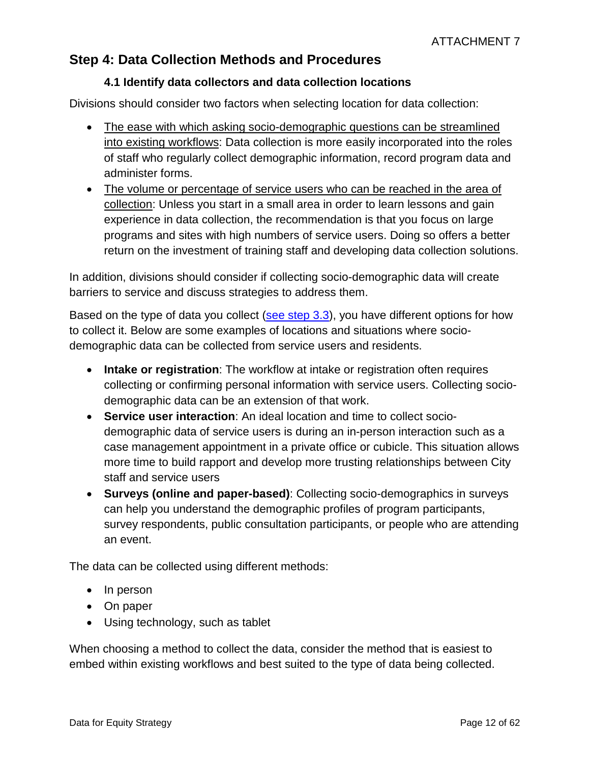## Step 4: Data Collection Methods and Procedures

### 4.1 Identify data collectors and data collection locations

Divisions should consider two factors when selecting location for data collection:

- The ease with which asking socio-demographic questions can be streamlined into existing workflows: Data collection is more easily incorporated into the roles of staff who regularly collect demographic information, record program data and administer forms.
- The volume or percentage of service users who can be reached in the area of collection: Unless you start in a small area in order to learn lessons and gain experience in data collection, the recommendation is that you focus on large programs and sites with high numbers of service users. Doing so offers a better return on the investment of training staff and developing data collection solutions.

In addition, divisions should consider if collecting socio-demographic data will create barriers to service and discuss strategies to address them.

Based on the type of data you collect (see step 3.3), you have different options for how to collect it. Below are some examples of locations and situations where socio-demographic data can be collected from service users and residents.

- **Intake or registration**: The workflow at intake or registration often requires collecting or confirming personal information with service users. Collecting socio-demographic data can be an extension of that work.
- **Service user interaction**: An ideal location and time to collect socio-demographic data of service users is during an in-person interaction such as a case management appointment in a private office or cubicle. This situation allows more time to build rapport and develop more trusting relationships between City staff and service users
- **Surveys (online and paper-based)**: Collecting socio-demographics in surveys can help you understand the demographic profiles of program participants, survey respondents, public consultation participants, or people who are attending an event.

The data can be collected using different methods:

- In person
- On paper
- Using technology, such as tablet

When choosing a method to collect the data, consider the method that is easiest to embed within existing workflows and best suited to the type of data being collected.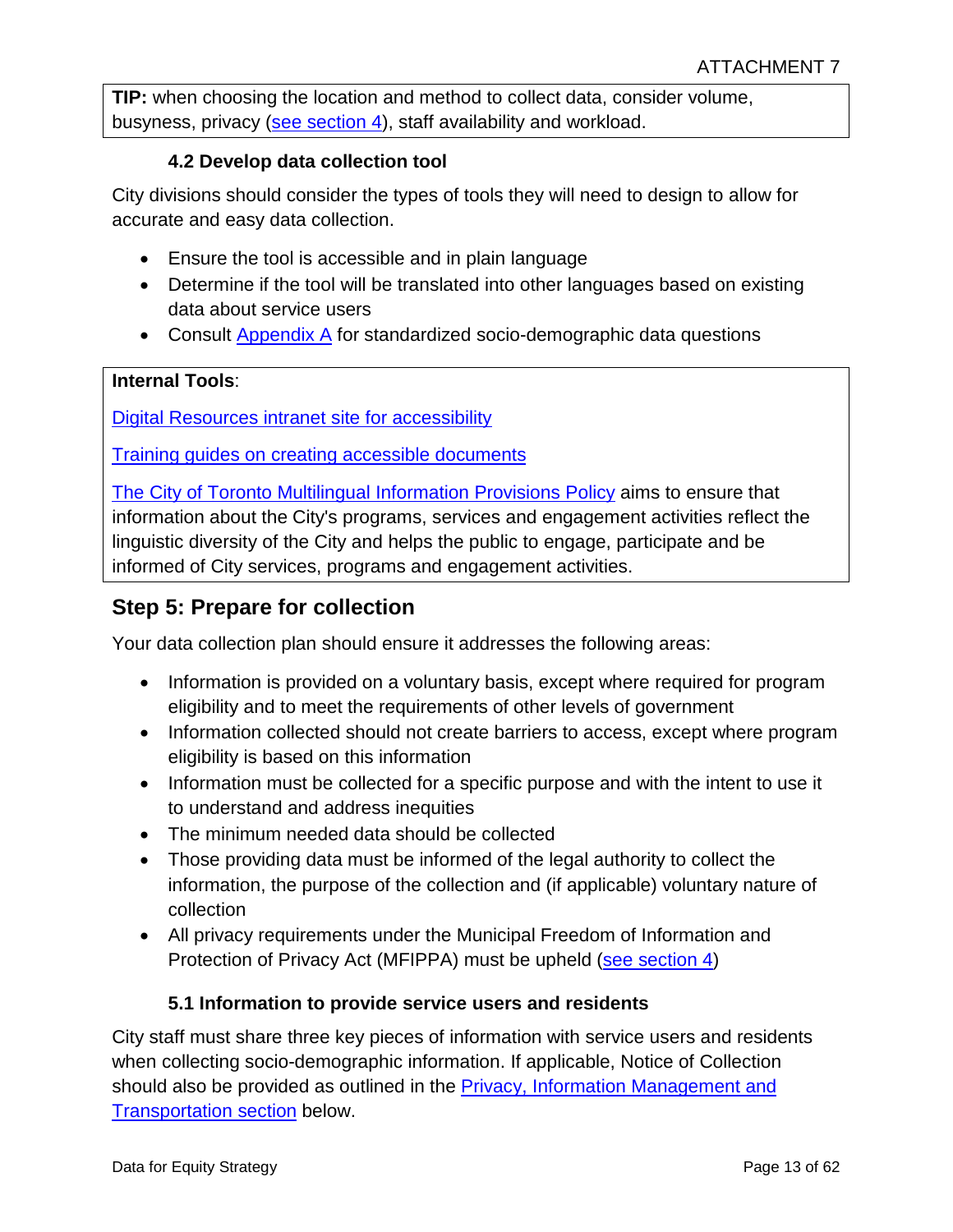**TIP:** when choosing the location and method to collect data, consider volume, busyness, privacy (see section 4), staff availability and workload.

### 4.2 Develop data collection tool

City divisions should consider the types of tools they will need to design to allow for accurate and easy data collection.

- Ensure the tool is accessible and in plain language
- Determine if the tool will be translated into other languages based on existing data about service users
- Consult Appendix A for standardized socio-demographic data questions

**Internal Tools**:

Digital Resources intranet site for accessibility

Training guides on creating accessible documents

The City of Toronto Multilingual Information Provisions Policy aims to ensure that information about the City's programs, services and engagement activities reflect the linguistic diversity of the City and helps the public to engage, participate and be informed of City services, programs and engagement activities.

## Step 5: Prepare for collection

Your data collection plan should ensure it addresses the following areas:

- Information is provided on a voluntary basis, except where required for program eligibility and to meet the requirements of other levels of government
- Information collected should not create barriers to access, except where program eligibility is based on this information
- Information must be collected for a specific purpose and with the intent to use it to understand and address inequities
- The minimum needed data should be collected
- Those providing data must be informed of the legal authority to collect the information, the purpose of the collection and (if applicable) voluntary nature of collection
- All privacy requirements under the Municipal Freedom of Information and Protection of Privacy Act (MFIPPA) must be upheld (see section 4)

### 5.1 Information to provide service users and residents

City staff must share three key pieces of information with service users and residents when collecting socio-demographic information. If applicable, Notice of Collection should also be provided as outlined in the Privacy, Information Management and Transportation section below.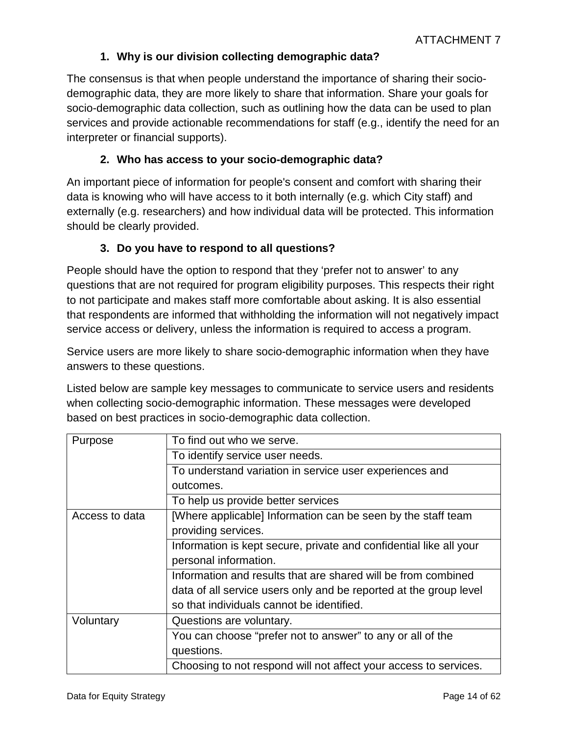1. **Why is our division collecting demographic data?**

The consensus is that when people understand the importance of sharing their socio-demographic data, they are more likely to share that information. Share your goals for socio-demographic data collection, such as outlining how the data can be used to plan services and provide actionable recommendations for staff (e.g., identify the need for an interpreter or financial supports).

2. **Who has access to your socio-demographic data?**

An important piece of information for people's consent and comfort with sharing their data is knowing who will have access to it both internally (e.g. which City staff) and externally (e.g. researchers) and how individual data will be protected. This information should be clearly provided.

3. **Do you have to respond to all questions?**

People should have the option to respond that they 'prefer not to answer' to any questions that are not required for program eligibility purposes. This respects their right to not participate and makes staff more comfortable about asking. It is also essential that respondents are informed that withholding the information will not negatively impact service access or delivery, unless the information is required to access a program.

Service users are more likely to share socio-demographic information when they have answers to these questions.

Listed below are sample key messages to communicate to service users and residents when collecting socio-demographic information. These messages were developed based on best practices in socio-demographic data collection.

| | |
|---|---|
| Purpose | To find out who we serve. |
| | To identify service user needs. |
| | To understand variation in service user experiences and outcomes. |
| | To help us provide better services |
| Access to data | [Where applicable] Information can be seen by the staff team providing services. |
| | Information is kept secure, private and confidential like all your personal information. |
| | Information and results that are shared will be from combined data of all service users only and be reported at the group level so that individuals cannot be identified. |
| Voluntary | Questions are voluntary. |
| | You can choose "prefer not to answer" to any or all of the questions. |
| | Choosing to not respond will not affect your access to services. |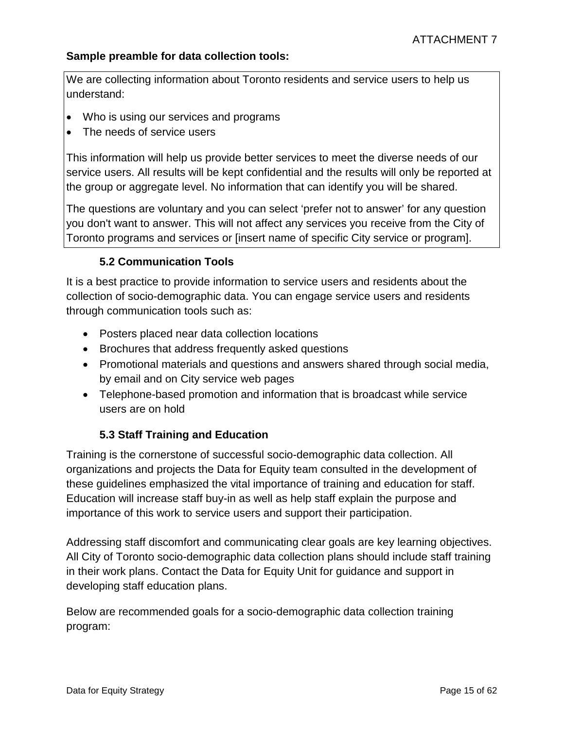**Sample preamble for data collection tools:**

> We are collecting information about Toronto residents and service users to help us understand:
>
> - Who is using our services and programs
> - The needs of service users
>
> This information will help us provide better services to meet the diverse needs of our service users. All results will be kept confidential and the results will only be reported at the group or aggregate level. No information that can identify you will be shared.
>
> The questions are voluntary and you can select ‘prefer not to answer’ for any question you don't want to answer. This will not affect any services you receive from the City of Toronto programs and services or [insert name of specific City service or program].

### 5.2 Communication Tools

It is a best practice to provide information to service users and residents about the collection of socio-demographic data. You can engage service users and residents through communication tools such as:

- Posters placed near data collection locations
- Brochures that address frequently asked questions
- Promotional materials and questions and answers shared through social media, by email and on City service web pages
- Telephone-based promotion and information that is broadcast while service users are on hold

### 5.3 Staff Training and Education

Training is the cornerstone of successful socio-demographic data collection. All organizations and projects the Data for Equity team consulted in the development of these guidelines emphasized the vital importance of training and education for staff. Education will increase staff buy-in as well as help staff explain the purpose and importance of this work to service users and support their participation.

Addressing staff discomfort and communicating clear goals are key learning objectives. All City of Toronto socio-demographic data collection plans should include staff training in their work plans. Contact the Data for Equity Unit for guidance and support in developing staff education plans.

Below are recommended goals for a socio-demographic data collection training program: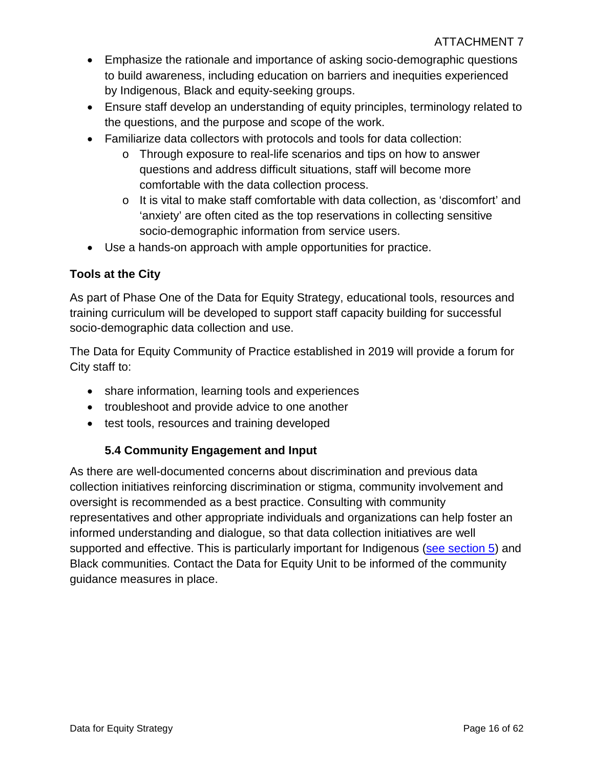- Emphasize the rationale and importance of asking socio-demographic questions to build awareness, including education on barriers and inequities experienced by Indigenous, Black and equity-seeking groups.
- Ensure staff develop an understanding of equity principles, terminology related to the questions, and the purpose and scope of the work.
- Familiarize data collectors with protocols and tools for data collection:
  - Through exposure to real-life scenarios and tips on how to answer questions and address difficult situations, staff will become more comfortable with the data collection process.
  - It is vital to make staff comfortable with data collection, as 'discomfort' and 'anxiety' are often cited as the top reservations in collecting sensitive socio-demographic information from service users.
- Use a hands-on approach with ample opportunities for practice.

**Tools at the City**

As part of Phase One of the Data for Equity Strategy, educational tools, resources and training curriculum will be developed to support staff capacity building for successful socio-demographic data collection and use.

The Data for Equity Community of Practice established in 2019 will provide a forum for City staff to:

- share information, learning tools and experiences
- troubleshoot and provide advice to one another
- test tools, resources and training developed

### 5.4 Community Engagement and Input

As there are well-documented concerns about discrimination and previous data collection initiatives reinforcing discrimination or stigma, community involvement and oversight is recommended as a best practice. Consulting with community representatives and other appropriate individuals and organizations can help foster an informed understanding and dialogue, so that data collection initiatives are well supported and effective. This is particularly important for Indigenous (see section 5) and Black communities. Contact the Data for Equity Unit to be informed of the community guidance measures in place.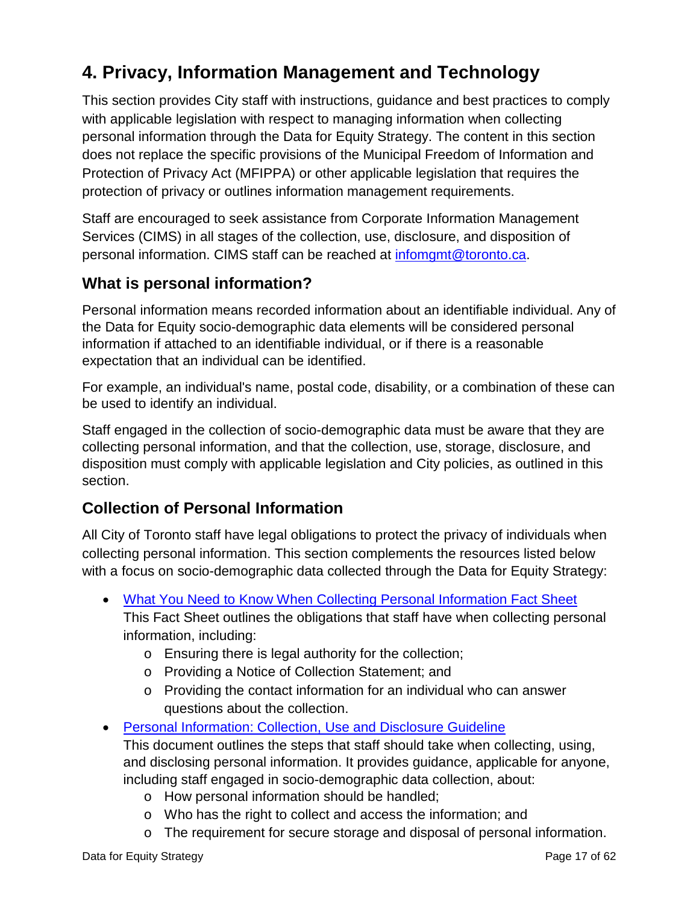# 4. Privacy, Information Management and Technology

This section provides City staff with instructions, guidance and best practices to comply with applicable legislation with respect to managing information when collecting personal information through the Data for Equity Strategy. The content in this section does not replace the specific provisions of the Municipal Freedom of Information and Protection of Privacy Act (MFIPPA) or other applicable legislation that requires the protection of privacy or outlines information management requirements.

Staff are encouraged to seek assistance from Corporate Information Management Services (CIMS) in all stages of the collection, use, disclosure, and disposition of personal information. CIMS staff can be reached at [infomgmt@toronto.ca](mailto:infomgmt@toronto.ca).

## What is personal information?

Personal information means recorded information about an identifiable individual. Any of the Data for Equity socio-demographic data elements will be considered personal information if attached to an identifiable individual, or if there is a reasonable expectation that an individual can be identified.

For example, an individual's name, postal code, disability, or a combination of these can be used to identify an individual.

Staff engaged in the collection of socio-demographic data must be aware that they are collecting personal information, and that the collection, use, storage, disclosure, and disposition must comply with applicable legislation and City policies, as outlined in this section.

## Collection of Personal Information

All City of Toronto staff have legal obligations to protect the privacy of individuals when collecting personal information. This section complements the resources listed below with a focus on socio-demographic data collected through the Data for Equity Strategy:

- What You Need to Know When Collecting Personal Information Fact Sheet
  This Fact Sheet outlines the obligations that staff have when collecting personal information, including:
    - Ensuring there is legal authority for the collection;
    - Providing a Notice of Collection Statement; and
    - Providing the contact information for an individual who can answer questions about the collection.
- Personal Information: Collection, Use and Disclosure Guideline
  This document outlines the steps that staff should take when collecting, using, and disclosing personal information. It provides guidance, applicable for anyone, including staff engaged in socio-demographic data collection, about:
    - How personal information should be handled;
    - Who has the right to collect and access the information; and
    - The requirement for secure storage and disposal of personal information.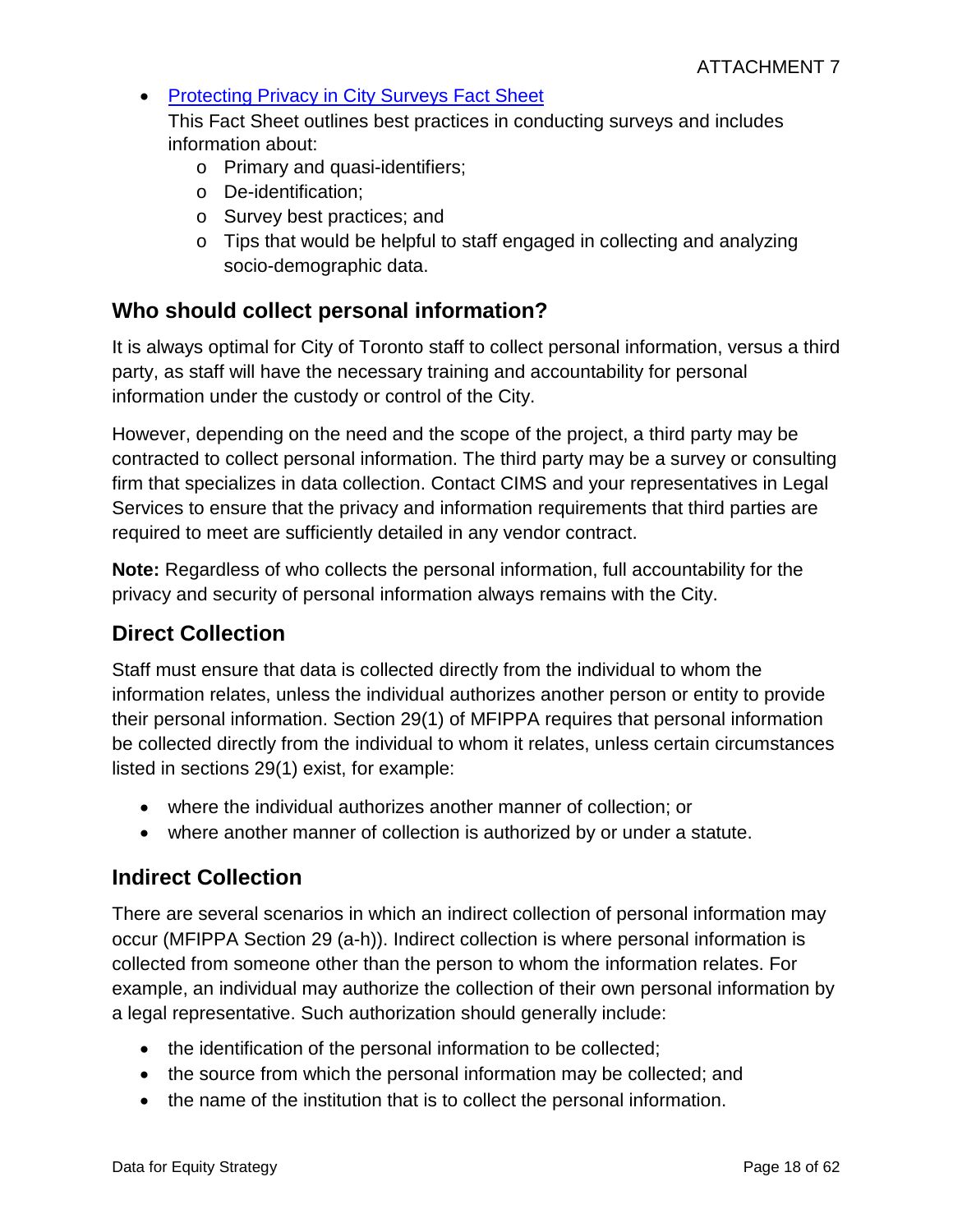- [Protecting Privacy in City Surveys Fact Sheet]()
  This Fact Sheet outlines best practices in conducting surveys and includes information about:
  - Primary and quasi-identifiers;
  - De-identification;
  - Survey best practices; and
  - Tips that would be helpful to staff engaged in collecting and analyzing socio-demographic data.

## Who should collect personal information?

It is always optimal for City of Toronto staff to collect personal information, versus a third party, as staff will have the necessary training and accountability for personal information under the custody or control of the City.

However, depending on the need and the scope of the project, a third party may be contracted to collect personal information. The third party may be a survey or consulting firm that specializes in data collection. Contact CIMS and your representatives in Legal Services to ensure that the privacy and information requirements that third parties are required to meet are sufficiently detailed in any vendor contract.

**Note:** Regardless of who collects the personal information, full accountability for the privacy and security of personal information always remains with the City.

## Direct Collection

Staff must ensure that data is collected directly from the individual to whom the information relates, unless the individual authorizes another person or entity to provide their personal information. Section 29(1) of MFIPPA requires that personal information be collected directly from the individual to whom it relates, unless certain circumstances listed in sections 29(1) exist, for example:

- where the individual authorizes another manner of collection; or
- where another manner of collection is authorized by or under a statute.

## Indirect Collection

There are several scenarios in which an indirect collection of personal information may occur (MFIPPA Section 29 (a-h)). Indirect collection is where personal information is collected from someone other than the person to whom the information relates. For example, an individual may authorize the collection of their own personal information by a legal representative. Such authorization should generally include:

- the identification of the personal information to be collected;
- the source from which the personal information may be collected; and
- the name of the institution that is to collect the personal information.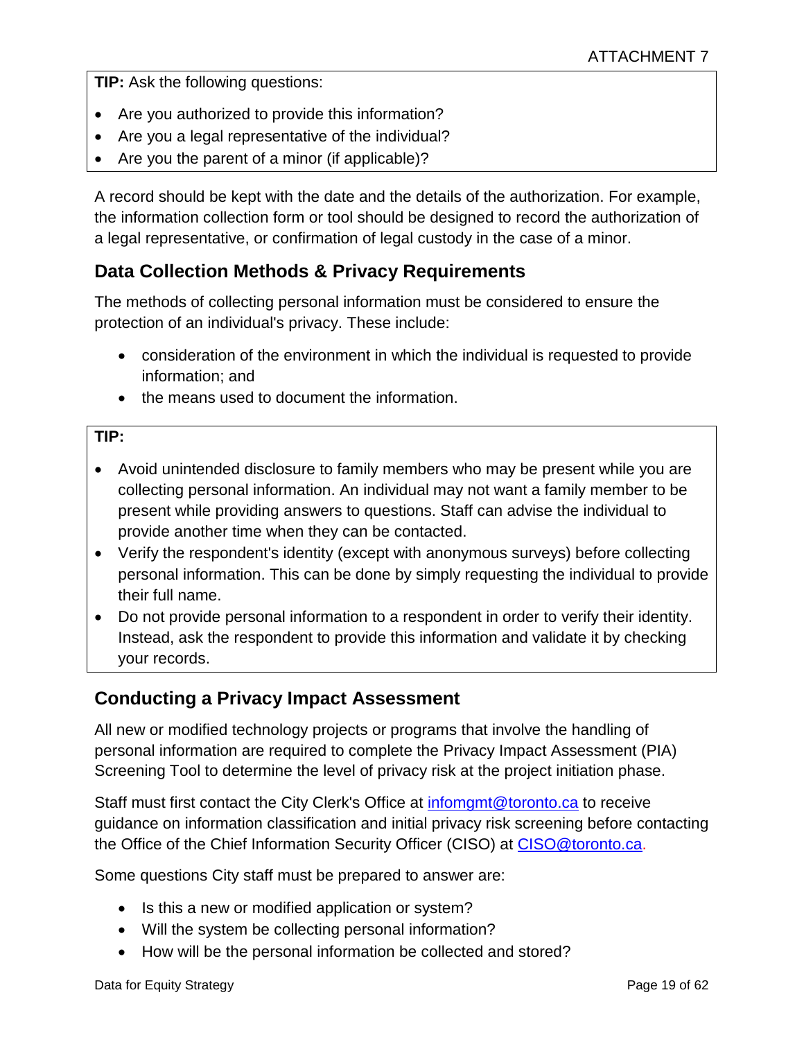**TIP:** Ask the following questions:

- Are you authorized to provide this information?
- Are you a legal representative of the individual?
- Are you the parent of a minor (if applicable)?

A record should be kept with the date and the details of the authorization. For example, the information collection form or tool should be designed to record the authorization of a legal representative, or confirmation of legal custody in the case of a minor.

## Data Collection Methods & Privacy Requirements

The methods of collecting personal information must be considered to ensure the protection of an individual's privacy. These include:

- consideration of the environment in which the individual is requested to provide information; and
- the means used to document the information.

**TIP:**

- Avoid unintended disclosure to family members who may be present while you are collecting personal information. An individual may not want a family member to be present while providing answers to questions. Staff can advise the individual to provide another time when they can be contacted.
- Verify the respondent's identity (except with anonymous surveys) before collecting personal information. This can be done by simply requesting the individual to provide their full name.
- Do not provide personal information to a respondent in order to verify their identity. Instead, ask the respondent to provide this information and validate it by checking your records.

## Conducting a Privacy Impact Assessment

All new or modified technology projects or programs that involve the handling of personal information are required to complete the Privacy Impact Assessment (PIA) Screening Tool to determine the level of privacy risk at the project initiation phase.

Staff must first contact the City Clerk's Office at infomgmt@toronto.ca to receive guidance on information classification and initial privacy risk screening before contacting the Office of the Chief Information Security Officer (CISO) at CISO@toronto.ca.

Some questions City staff must be prepared to answer are:

- Is this a new or modified application or system?
- Will the system be collecting personal information?
- How will be the personal information be collected and stored?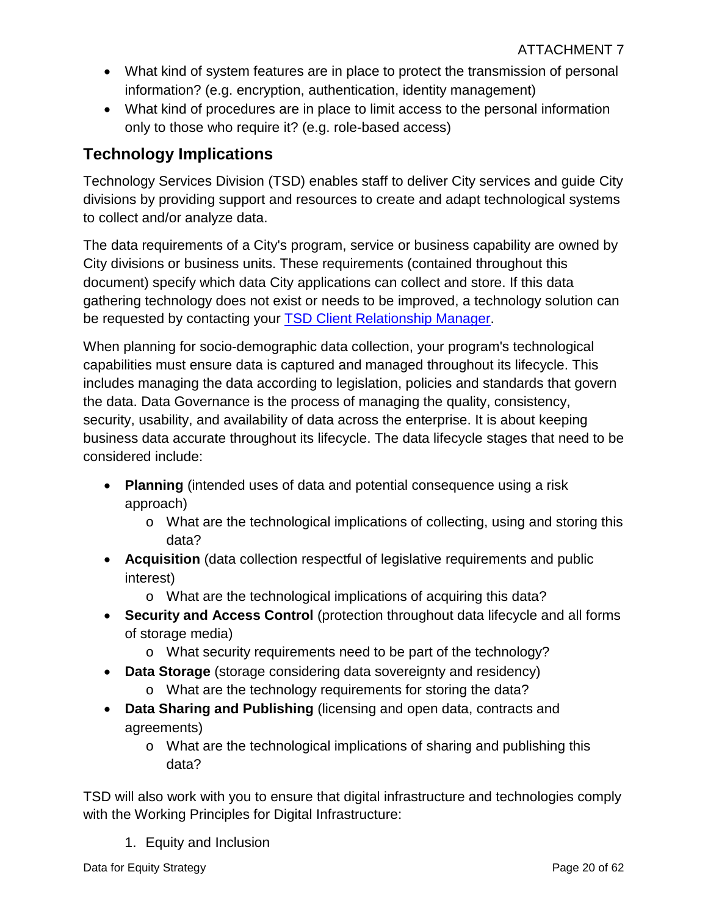- What kind of system features are in place to protect the transmission of personal information? (e.g. encryption, authentication, identity management)
- What kind of procedures are in place to limit access to the personal information only to those who require it? (e.g. role-based access)

## Technology Implications

Technology Services Division (TSD) enables staff to deliver City services and guide City divisions by providing support and resources to create and adapt technological systems to collect and/or analyze data.

The data requirements of a City's program, service or business capability are owned by City divisions or business units. These requirements (contained throughout this document) specify which data City applications can collect and store. If this data gathering technology does not exist or needs to be improved, a technology solution can be requested by contacting your [TSD Client Relationship Manager](#).

When planning for socio-demographic data collection, your program's technological capabilities must ensure data is captured and managed throughout its lifecycle. This includes managing the data according to legislation, policies and standards that govern the data. Data Governance is the process of managing the quality, consistency, security, usability, and availability of data across the enterprise. It is about keeping business data accurate throughout its lifecycle. The data lifecycle stages that need to be considered include:

- **Planning** (intended uses of data and potential consequence using a risk approach)
  - What are the technological implications of collecting, using and storing this data?
- **Acquisition** (data collection respectful of legislative requirements and public interest)
  - What are the technological implications of acquiring this data?
- **Security and Access Control** (protection throughout data lifecycle and all forms of storage media)
  - What security requirements need to be part of the technology?
- **Data Storage** (storage considering data sovereignty and residency)
  - What are the technology requirements for storing the data?
- **Data Sharing and Publishing** (licensing and open data, contracts and agreements)
  - What are the technological implications of sharing and publishing this data?

TSD will also work with you to ensure that digital infrastructure and technologies comply with the Working Principles for Digital Infrastructure:

1. Equity and Inclusion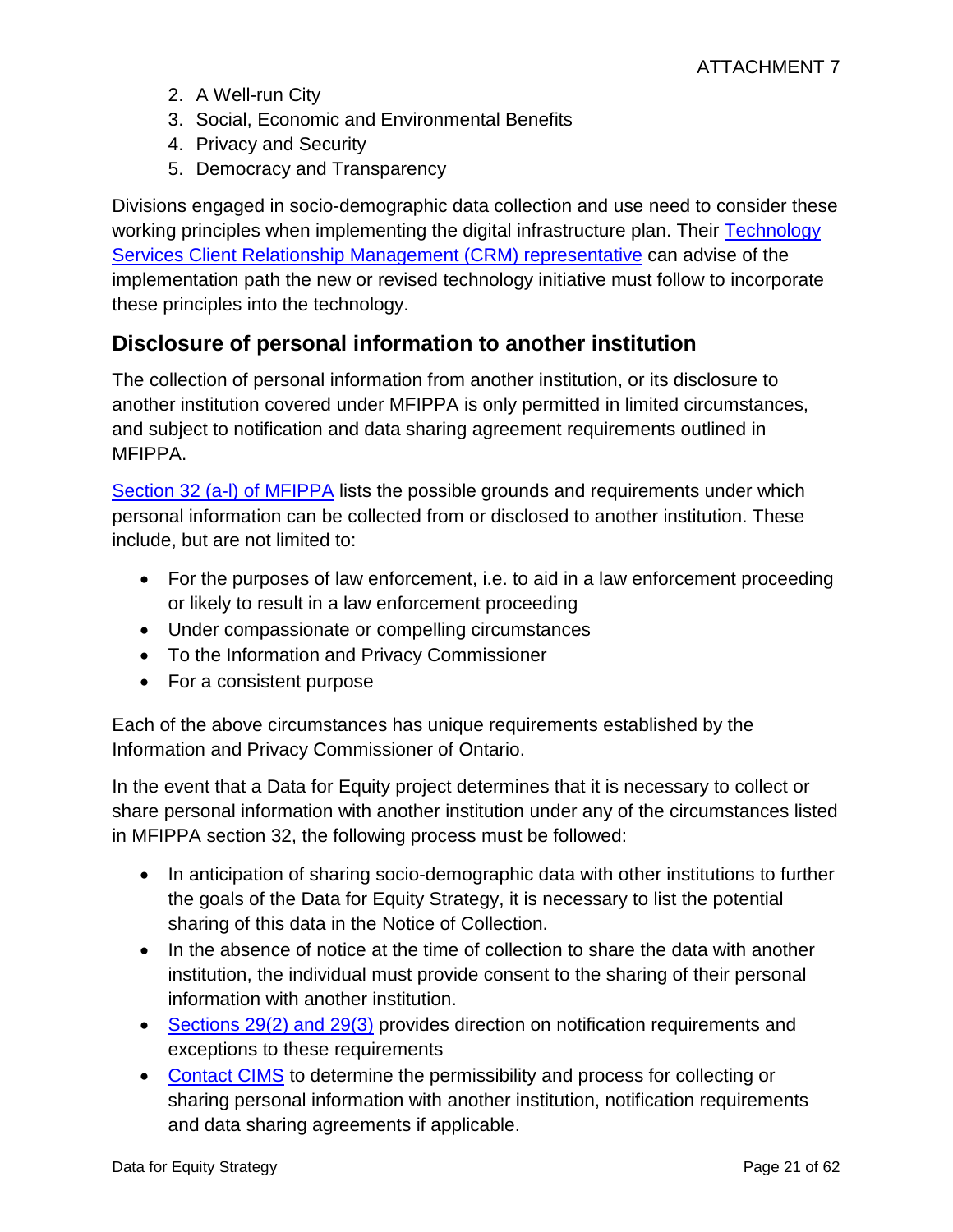2. A Well-run City
3. Social, Economic and Environmental Benefits
4. Privacy and Security
5. Democracy and Transparency

Divisions engaged in socio-demographic data collection and use need to consider these working principles when implementing the digital infrastructure plan. Their Technology Services Client Relationship Management (CRM) representative can advise of the implementation path the new or revised technology initiative must follow to incorporate these principles into the technology.

## Disclosure of personal information to another institution

The collection of personal information from another institution, or its disclosure to another institution covered under MFIPPA is only permitted in limited circumstances, and subject to notification and data sharing agreement requirements outlined in MFIPPA.

Section 32 (a-l) of MFIPPA lists the possible grounds and requirements under which personal information can be collected from or disclosed to another institution. These include, but are not limited to:

- For the purposes of law enforcement, i.e. to aid in a law enforcement proceeding or likely to result in a law enforcement proceeding
- Under compassionate or compelling circumstances
- To the Information and Privacy Commissioner
- For a consistent purpose

Each of the above circumstances has unique requirements established by the Information and Privacy Commissioner of Ontario.

In the event that a Data for Equity project determines that it is necessary to collect or share personal information with another institution under any of the circumstances listed in MFIPPA section 32, the following process must be followed:

- In anticipation of sharing socio-demographic data with other institutions to further the goals of the Data for Equity Strategy, it is necessary to list the potential sharing of this data in the Notice of Collection.
- In the absence of notice at the time of collection to share the data with another institution, the individual must provide consent to the sharing of their personal information with another institution.
- Sections 29(2) and 29(3) provides direction on notification requirements and exceptions to these requirements
- Contact CIMS to determine the permissibility and process for collecting or sharing personal information with another institution, notification requirements and data sharing agreements if applicable.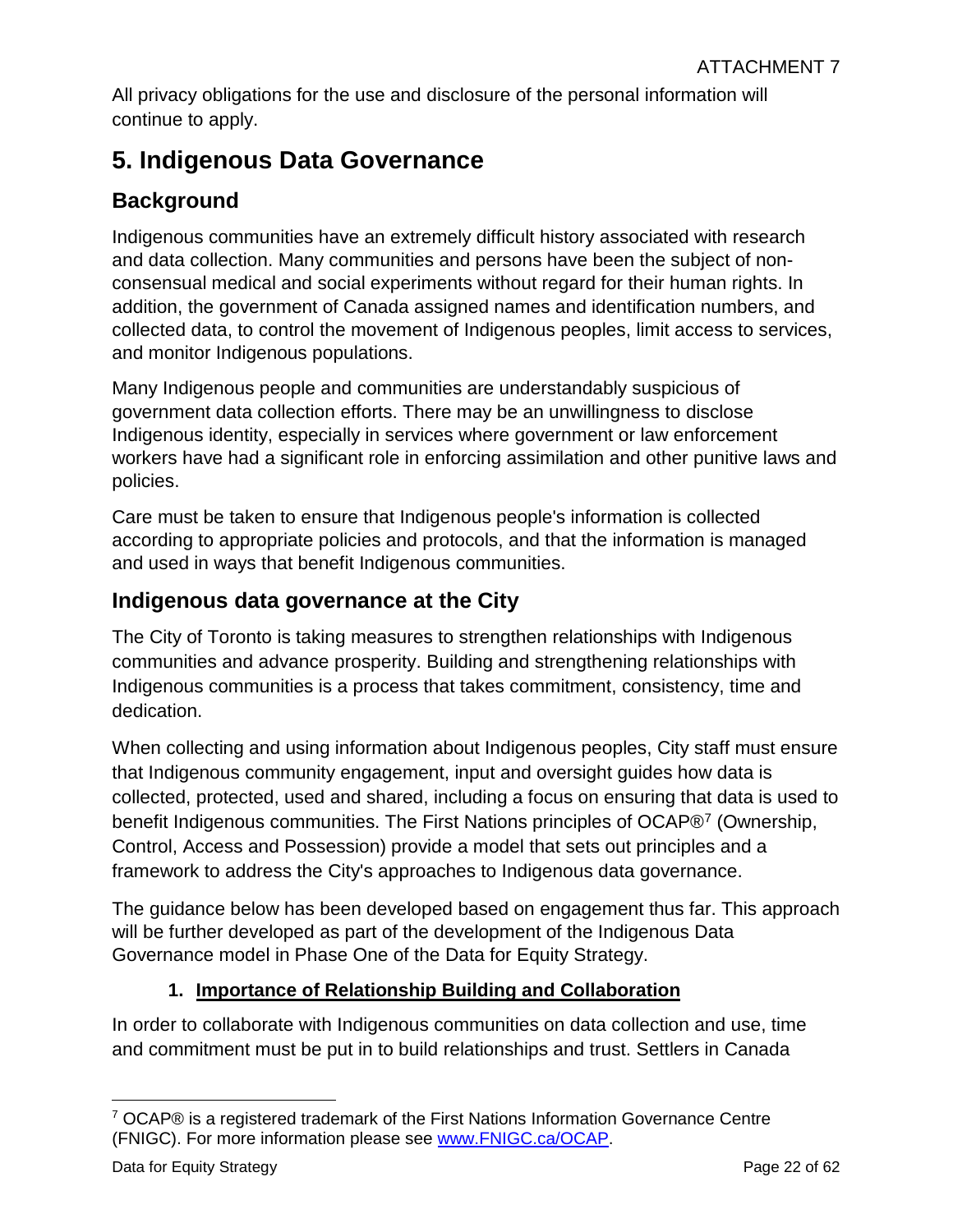All privacy obligations for the use and disclosure of the personal information will continue to apply.

# 5. Indigenous Data Governance

## Background

Indigenous communities have an extremely difficult history associated with research and data collection. Many communities and persons have been the subject of non-consensual medical and social experiments without regard for their human rights. In addition, the government of Canada assigned names and identification numbers, and collected data, to control the movement of Indigenous peoples, limit access to services, and monitor Indigenous populations.

Many Indigenous people and communities are understandably suspicious of government data collection efforts. There may be an unwillingness to disclose Indigenous identity, especially in services where government or law enforcement workers have had a significant role in enforcing assimilation and other punitive laws and policies.

Care must be taken to ensure that Indigenous people's information is collected according to appropriate policies and protocols, and that the information is managed and used in ways that benefit Indigenous communities.

## Indigenous data governance at the City

The City of Toronto is taking measures to strengthen relationships with Indigenous communities and advance prosperity. Building and strengthening relationships with Indigenous communities is a process that takes commitment, consistency, time and dedication.

When collecting and using information about Indigenous peoples, City staff must ensure that Indigenous community engagement, input and oversight guides how data is collected, protected, used and shared, including a focus on ensuring that data is used to benefit Indigenous communities. The First Nations principles of OCAP®[7] (Ownership, Control, Access and Possession) provide a model that sets out principles and a framework to address the City's approaches to Indigenous data governance.

The guidance below has been developed based on engagement thus far. This approach will be further developed as part of the development of the Indigenous Data Governance model in Phase One of the Data for Equity Strategy.

1. **Importance of Relationship Building and Collaboration**

In order to collaborate with Indigenous communities on data collection and use, time and commitment must be put in to build relationships and trust. Settlers in Canada

[7] OCAP® is a registered trademark of the First Nations Information Governance Centre (FNIGC). For more information please see www.FNIGC.ca/OCAP.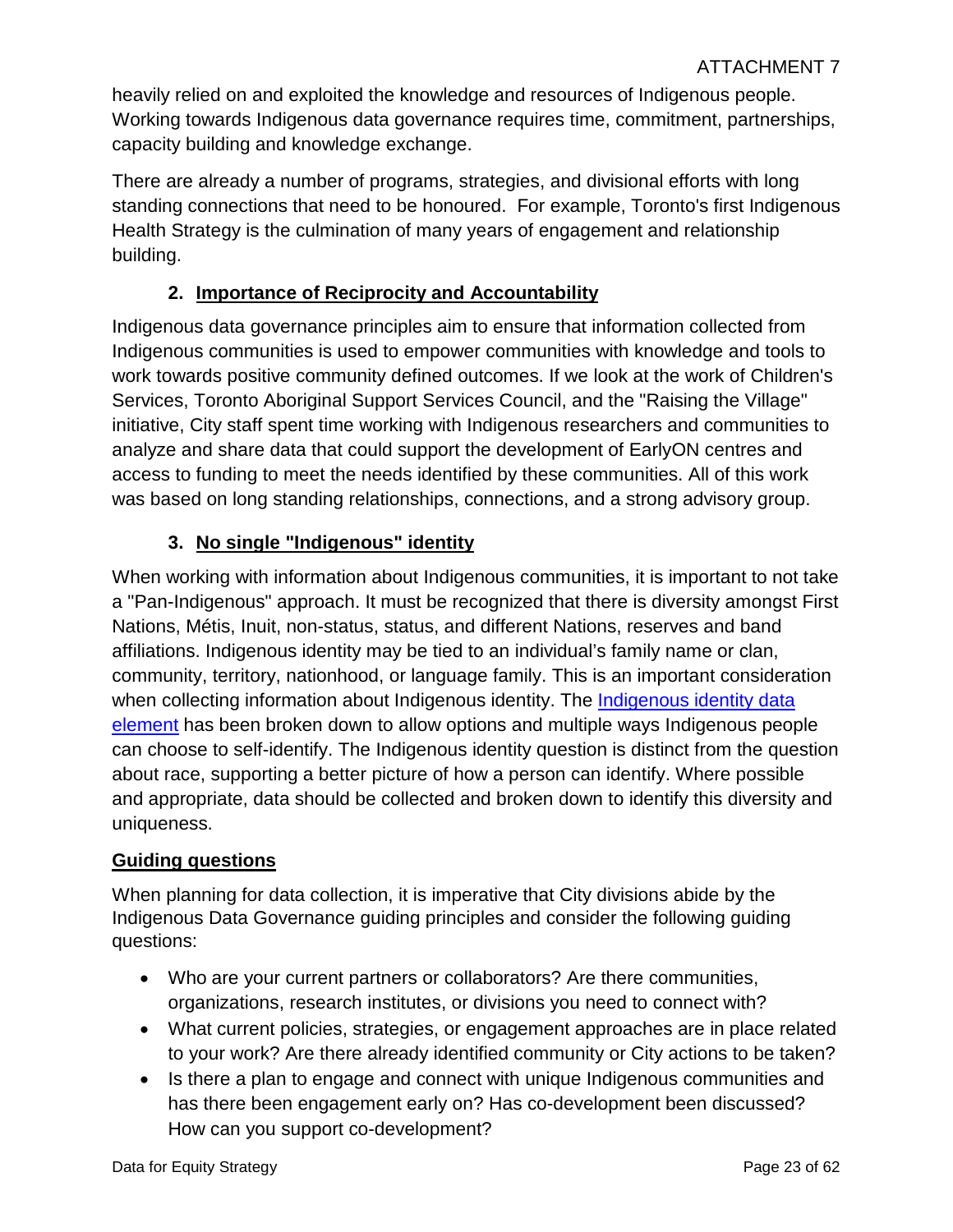heavily relied on and exploited the knowledge and resources of Indigenous people. Working towards Indigenous data governance requires time, commitment, partnerships, capacity building and knowledge exchange.

There are already a number of programs, strategies, and divisional efforts with long standing connections that need to be honoured. For example, Toronto's first Indigenous Health Strategy is the culmination of many years of engagement and relationship building.

### 2. Importance of Reciprocity and Accountability

Indigenous data governance principles aim to ensure that information collected from Indigenous communities is used to empower communities with knowledge and tools to work towards positive community defined outcomes. If we look at the work of Children's Services, Toronto Aboriginal Support Services Council, and the "Raising the Village" initiative, City staff spent time working with Indigenous researchers and communities to analyze and share data that could support the development of EarlyON centres and access to funding to meet the needs identified by these communities. All of this work was based on long standing relationships, connections, and a strong advisory group.

### 3. No single "Indigenous" identity

When working with information about Indigenous communities, it is important to not take a "Pan-Indigenous" approach. It must be recognized that there is diversity amongst First Nations, Métis, Inuit, non-status, status, and different Nations, reserves and band affiliations. Indigenous identity may be tied to an individual's family name or clan, community, territory, nationhood, or language family. This is an important consideration when collecting information about Indigenous identity. The Indigenous identity data element has been broken down to allow options and multiple ways Indigenous people can choose to self-identify. The Indigenous identity question is distinct from the question about race, supporting a better picture of how a person can identify. Where possible and appropriate, data should be collected and broken down to identify this diversity and uniqueness.

## Guiding questions

When planning for data collection, it is imperative that City divisions abide by the Indigenous Data Governance guiding principles and consider the following guiding questions:

- Who are your current partners or collaborators? Are there communities, organizations, research institutes, or divisions you need to connect with?
- What current policies, strategies, or engagement approaches are in place related to your work? Are there already identified community or City actions to be taken?
- Is there a plan to engage and connect with unique Indigenous communities and has there been engagement early on? Has co-development been discussed? How can you support co-development?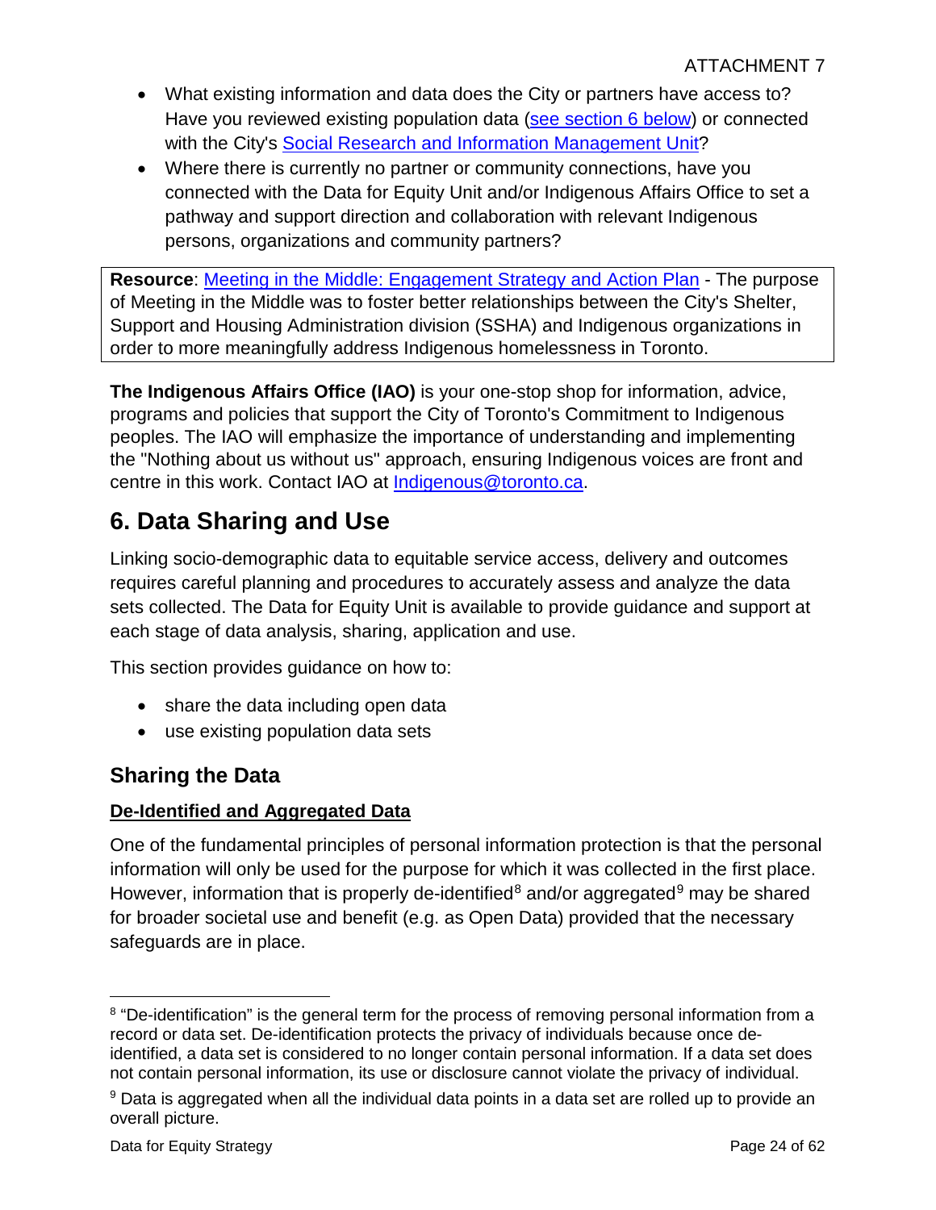- What existing information and data does the City or partners have access to? Have you reviewed existing population data (see section 6 below) or connected with the City's Social Research and Information Management Unit?
- Where there is currently no partner or community connections, have you connected with the Data for Equity Unit and/or Indigenous Affairs Office to set a pathway and support direction and collaboration with relevant Indigenous persons, organizations and community partners?

**Resource**: Meeting in the Middle: Engagement Strategy and Action Plan - The purpose of Meeting in the Middle was to foster better relationships between the City's Shelter, Support and Housing Administration division (SSHA) and Indigenous organizations in order to more meaningfully address Indigenous homelessness in Toronto.

**The Indigenous Affairs Office (IAO)** is your one-stop shop for information, advice, programs and policies that support the City of Toronto's Commitment to Indigenous peoples. The IAO will emphasize the importance of understanding and implementing the "Nothing about us without us" approach, ensuring Indigenous voices are front and centre in this work. Contact IAO at Indigenous@toronto.ca.

## 6. Data Sharing and Use

Linking socio-demographic data to equitable service access, delivery and outcomes requires careful planning and procedures to accurately assess and analyze the data sets collected. The Data for Equity Unit is available to provide guidance and support at each stage of data analysis, sharing, application and use.

This section provides guidance on how to:

- share the data including open data
- use existing population data sets

### Sharing the Data

**De-Identified and Aggregated Data**

One of the fundamental principles of personal information protection is that the personal information will only be used for the purpose for which it was collected in the first place. However, information that is properly de-identified[8] and/or aggregated[9] may be shared for broader societal use and benefit (e.g. as Open Data) provided that the necessary safeguards are in place.

[8] "De-identification" is the general term for the process of removing personal information from a record or data set. De-identification protects the privacy of individuals because once de-identified, a data set is considered to no longer contain personal information. If a data set does not contain personal information, its use or disclosure cannot violate the privacy of individual.

[9] Data is aggregated when all the individual data points in a data set are rolled up to provide an overall picture.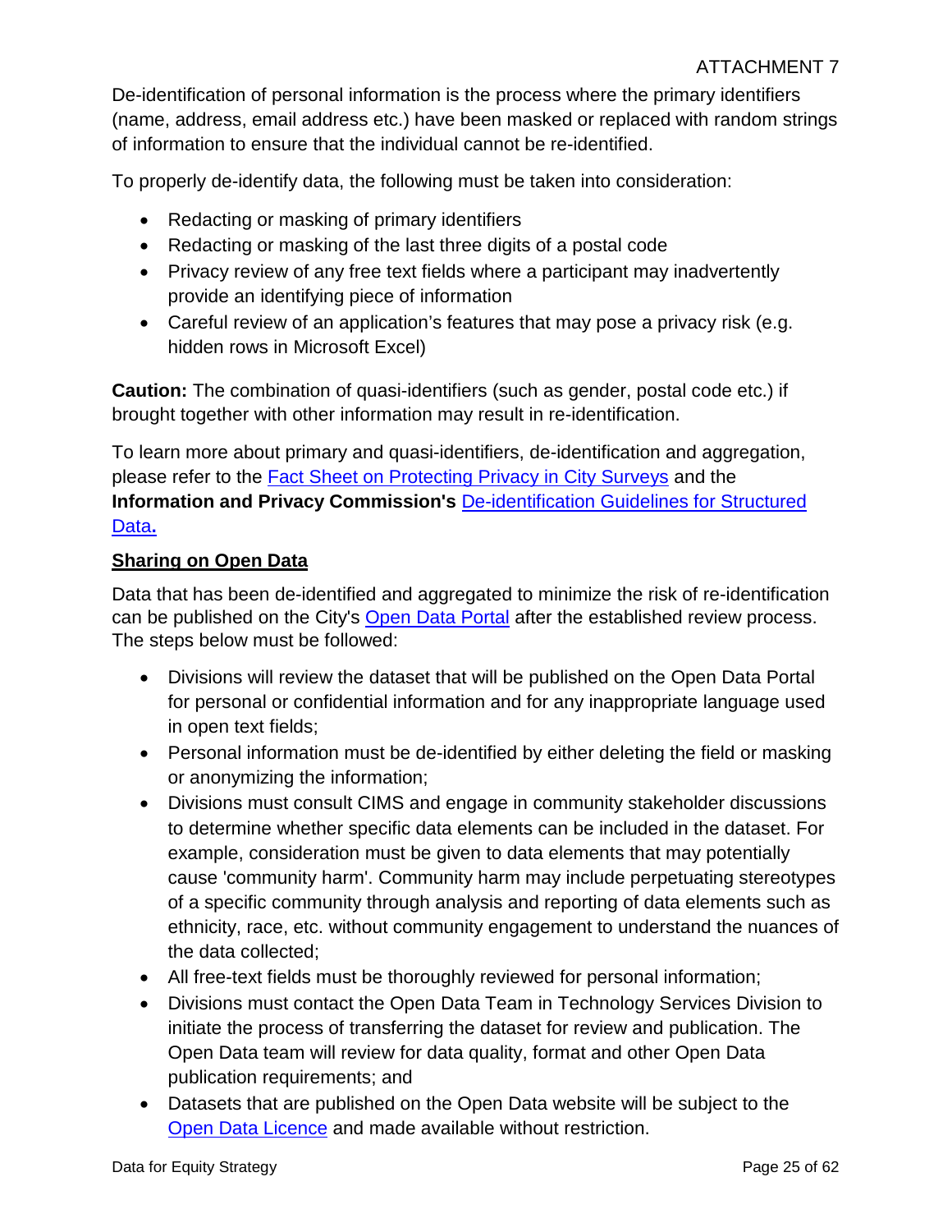De-identification of personal information is the process where the primary identifiers (name, address, email address etc.) have been masked or replaced with random strings of information to ensure that the individual cannot be re-identified.

To properly de-identify data, the following must be taken into consideration:

- Redacting or masking of primary identifiers
- Redacting or masking of the last three digits of a postal code
- Privacy review of any free text fields where a participant may inadvertently provide an identifying piece of information
- Careful review of an application's features that may pose a privacy risk (e.g. hidden rows in Microsoft Excel)

**Caution:** The combination of quasi-identifiers (such as gender, postal code etc.) if brought together with other information may result in re-identification.

To learn more about primary and quasi-identifiers, de-identification and aggregation, please refer to the Fact Sheet on Protecting Privacy in City Surveys and the **Information and Privacy Commission's** De-identification Guidelines for Structured Data**.**

## Sharing on Open Data

Data that has been de-identified and aggregated to minimize the risk of re-identification can be published on the City's Open Data Portal after the established review process. The steps below must be followed:

- Divisions will review the dataset that will be published on the Open Data Portal for personal or confidential information and for any inappropriate language used in open text fields;
- Personal information must be de-identified by either deleting the field or masking or anonymizing the information;
- Divisions must consult CIMS and engage in community stakeholder discussions to determine whether specific data elements can be included in the dataset. For example, consideration must be given to data elements that may potentially cause 'community harm'. Community harm may include perpetuating stereotypes of a specific community through analysis and reporting of data elements such as ethnicity, race, etc. without community engagement to understand the nuances of the data collected;
- All free-text fields must be thoroughly reviewed for personal information;
- Divisions must contact the Open Data Team in Technology Services Division to initiate the process of transferring the dataset for review and publication. The Open Data team will review for data quality, format and other Open Data publication requirements; and
- Datasets that are published on the Open Data website will be subject to the Open Data Licence and made available without restriction.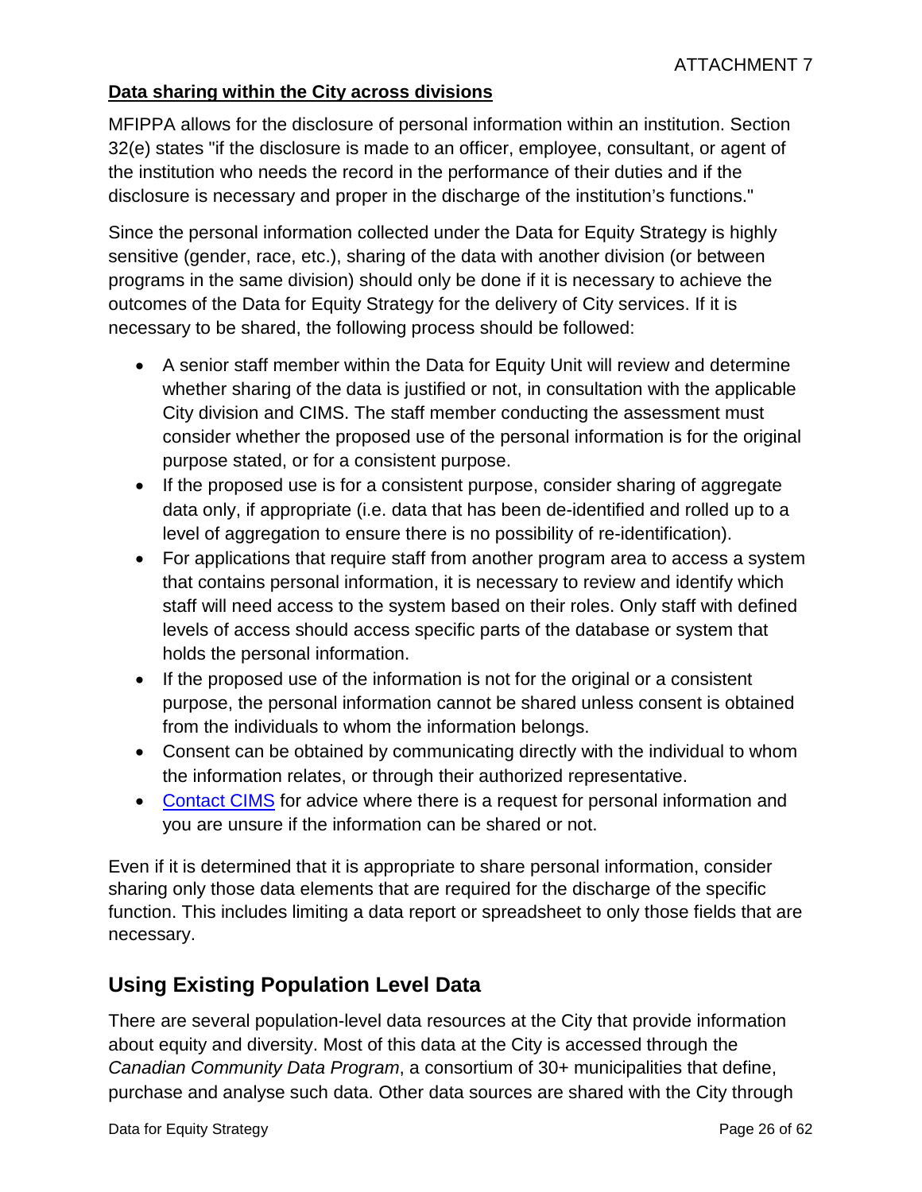**Data sharing within the City across divisions**

MFIPPA allows for the disclosure of personal information within an institution. Section 32(e) states "if the disclosure is made to an officer, employee, consultant, or agent of the institution who needs the record in the performance of their duties and if the disclosure is necessary and proper in the discharge of the institution's functions."

Since the personal information collected under the Data for Equity Strategy is highly sensitive (gender, race, etc.), sharing of the data with another division (or between programs in the same division) should only be done if it is necessary to achieve the outcomes of the Data for Equity Strategy for the delivery of City services. If it is necessary to be shared, the following process should be followed:

- A senior staff member within the Data for Equity Unit will review and determine whether sharing of the data is justified or not, in consultation with the applicable City division and CIMS. The staff member conducting the assessment must consider whether the proposed use of the personal information is for the original purpose stated, or for a consistent purpose.
- If the proposed use is for a consistent purpose, consider sharing of aggregate data only, if appropriate (i.e. data that has been de-identified and rolled up to a level of aggregation to ensure there is no possibility of re-identification).
- For applications that require staff from another program area to access a system that contains personal information, it is necessary to review and identify which staff will need access to the system based on their roles. Only staff with defined levels of access should access specific parts of the database or system that holds the personal information.
- If the proposed use of the information is not for the original or a consistent purpose, the personal information cannot be shared unless consent is obtained from the individuals to whom the information belongs.
- Consent can be obtained by communicating directly with the individual to whom the information relates, or through their authorized representative.
- Contact CIMS for advice where there is a request for personal information and you are unsure if the information can be shared or not.

Even if it is determined that it is appropriate to share personal information, consider sharing only those data elements that are required for the discharge of the specific function. This includes limiting a data report or spreadsheet to only those fields that are necessary.

## Using Existing Population Level Data

There are several population-level data resources at the City that provide information about equity and diversity. Most of this data at the City is accessed through the *Canadian Community Data Program*, a consortium of 30+ municipalities that define, purchase and analyse such data. Other data sources are shared with the City through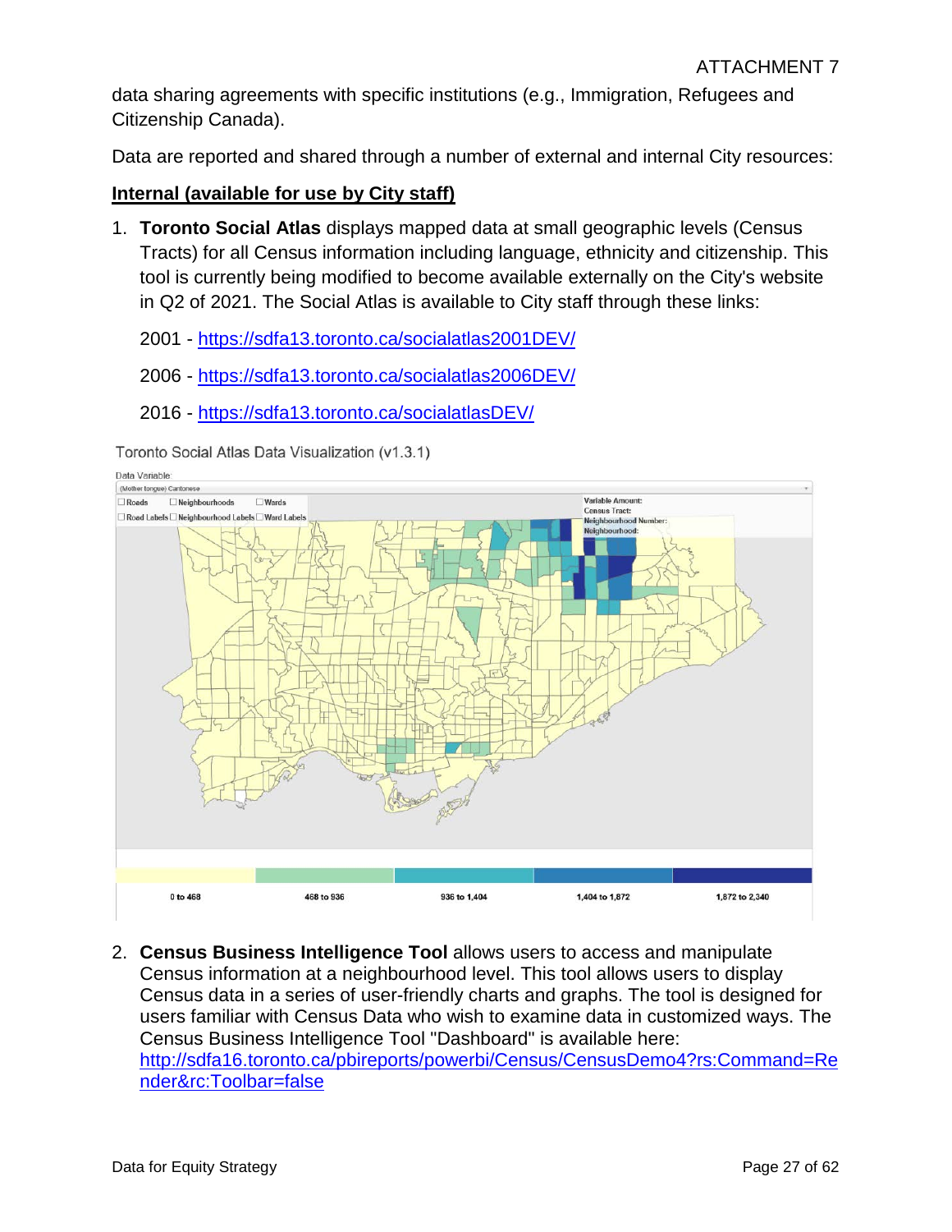data sharing agreements with specific institutions (e.g., Immigration, Refugees and Citizenship Canada).

Data are reported and shared through a number of external and internal City resources:

**Internal (available for use by City staff)**

1. **Toronto Social Atlas** displays mapped data at small geographic levels (Census Tracts) for all Census information including language, ethnicity and citizenship. This tool is currently being modified to become available externally on the City's website in Q2 of 2021. The Social Atlas is available to City staff through these links:

   2001 - https://sdfa13.toronto.ca/socialatlas2001DEV/

   2006 - https://sdfa13.toronto.ca/socialatlas2006DEV/

   2016 - https://sdfa13.toronto.ca/socialatlasDEV/

   Toronto Social Atlas Data Visualization (v1.3.1)

2. **Census Business Intelligence Tool** allows users to access and manipulate Census information at a neighbourhood level. This tool allows users to display Census data in a series of user-friendly charts and graphs. The tool is designed for users familiar with Census Data who wish to examine data in customized ways. The Census Business Intelligence Tool "Dashboard" is available here: http://sdfa16.toronto.ca/pbireports/powerbi/Census/CensusDemo4?rs:Command=Render&rc:Toolbar=false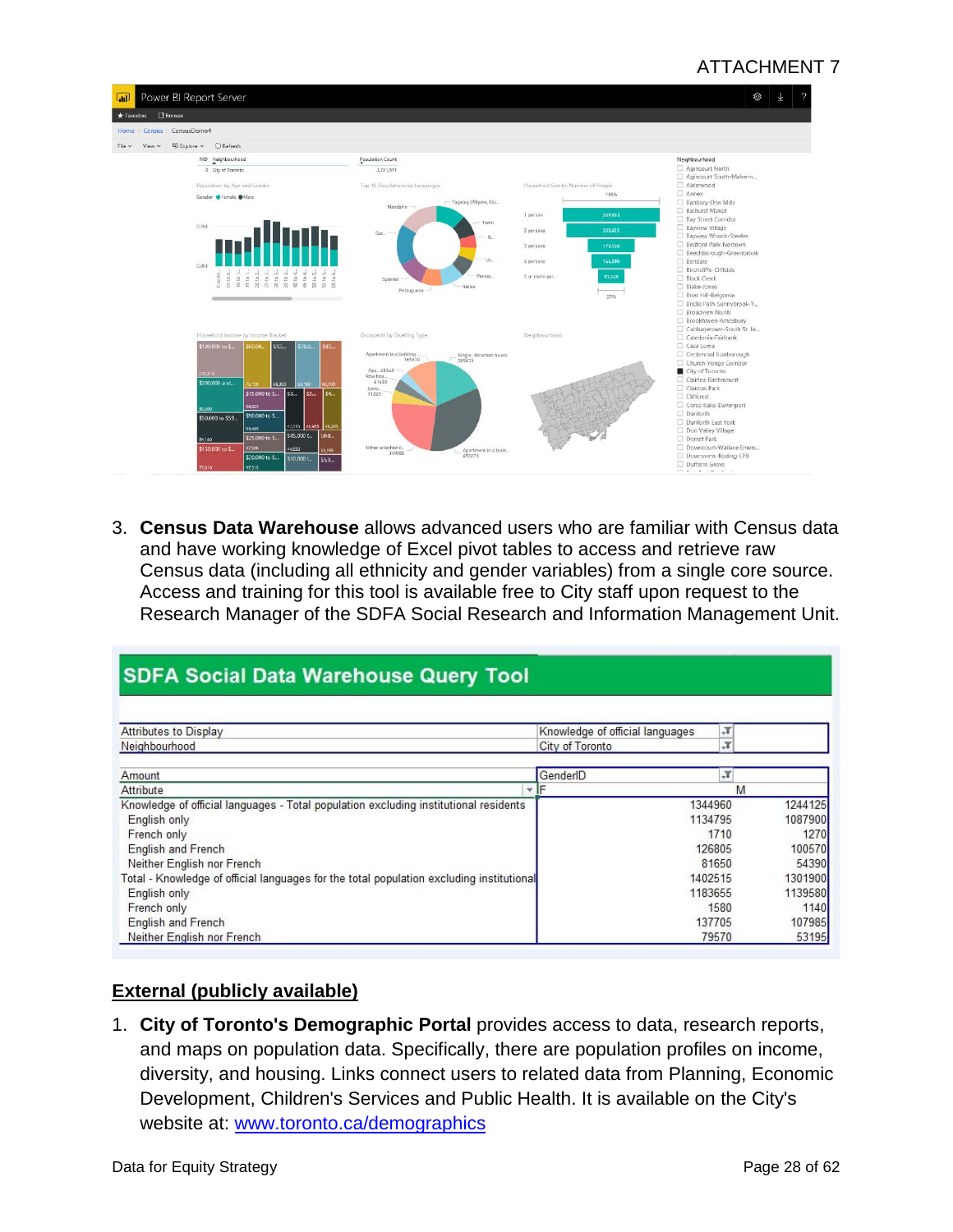ATTACHMENT 7

3. **Census Data Warehouse** allows advanced users who are familiar with Census data and have working knowledge of Excel pivot tables to access and retrieve raw Census data (including all ethnicity and gender variables) from a single core source. Access and training for this tool is available free to City staff upon request to the Research Manager of the SDFA Social Research and Information Management Unit.

**SDFA Social Data Warehouse Query Tool**

| Attributes to Display | Knowledge of official languages | |
|---|---|---|
| Neighbourhood | City of Toronto | |
| | | |
| Amount | GenderID | |
| Attribute | F | M |
| Knowledge of official languages - Total population excluding institutional residents | 1344960 | 1244125 |
| English only | 1134795 | 1087900 |
| French only | 1710 | 1270 |
| English and French | 126805 | 100570 |
| Neither English nor French | 81650 | 54390 |
| Total - Knowledge of official languages for the total population excluding institutional | 1402515 | 1301900 |
| English only | 1183655 | 1139580 |
| French only | 1580 | 1140 |
| English and French | 137705 | 107985 |
| Neither English nor French | 79570 | 53195 |

## External (publicly available)

1. **City of Toronto's Demographic Portal** provides access to data, research reports, and maps on population data. Specifically, there are population profiles on income, diversity, and housing. Links connect users to related data from Planning, Economic Development, Children's Services and Public Health. It is available on the City's website at: www.toronto.ca/demographics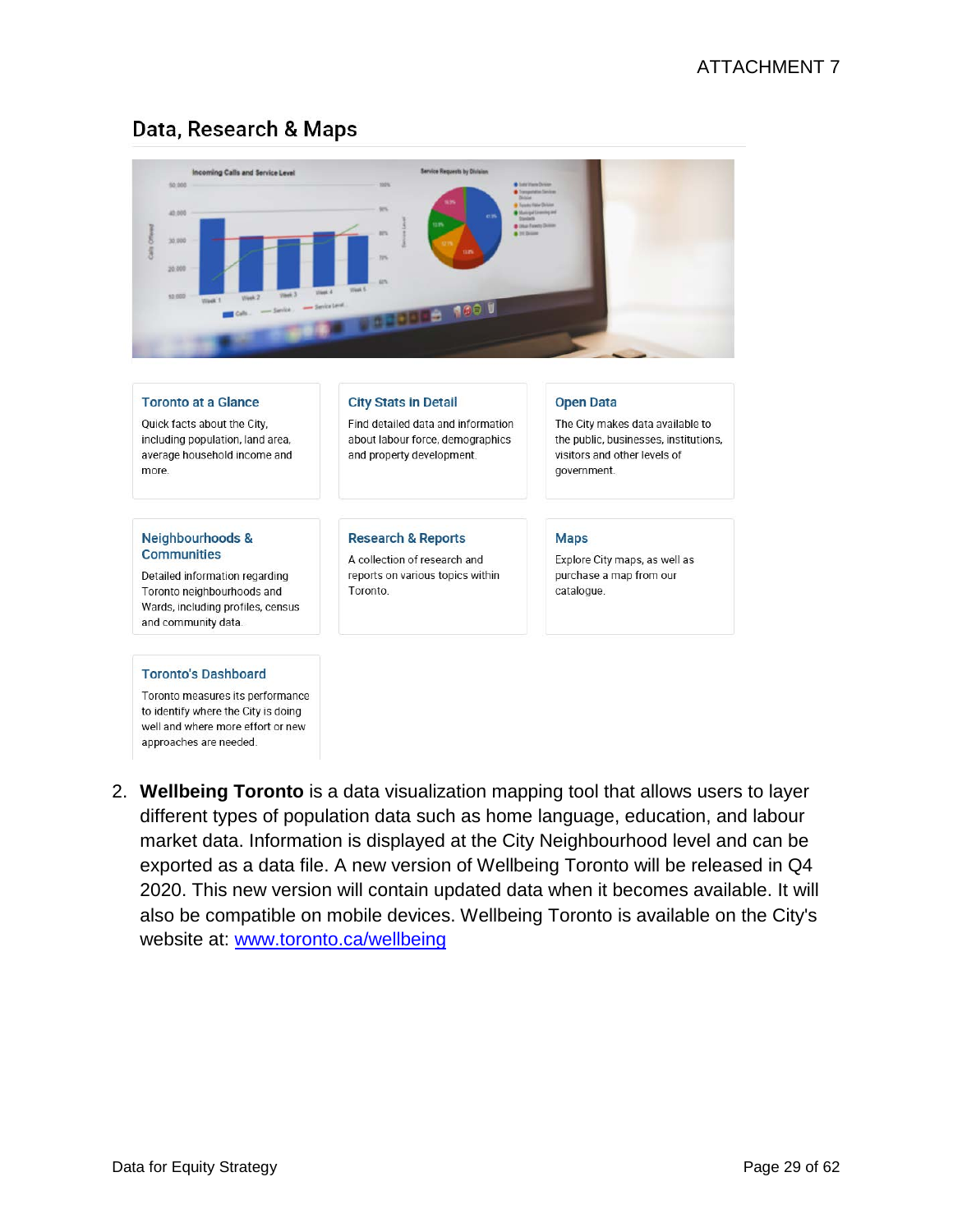## Data, Research & Maps

**Toronto at a Glance**

Quick facts about the City, including population, land area, average household income and more.

**City Stats in Detail**

Find detailed data and information about labour force, demographics and property development.

**Open Data**

The City makes data available to the public, businesses, institutions, visitors and other levels of government.

**Neighbourhoods & Communities**

Detailed information regarding Toronto neighbourhoods and Wards, including profiles, census and community data.

**Research & Reports**

A collection of research and reports on various topics within Toronto.

**Maps**

Explore City maps, as well as purchase a map from our catalogue.

**Toronto's Dashboard**

Toronto measures its performance to identify where the City is doing well and where more effort or new approaches are needed.

2. **Wellbeing Toronto** is a data visualization mapping tool that allows users to layer different types of population data such as home language, education, and labour market data. Information is displayed at the City Neighbourhood level and can be exported as a data file. A new version of Wellbeing Toronto will be released in Q4 2020. This new version will contain updated data when it becomes available. It will also be compatible on mobile devices. Wellbeing Toronto is available on the City's website at: [www.toronto.ca/wellbeing](http://www.toronto.ca/wellbeing)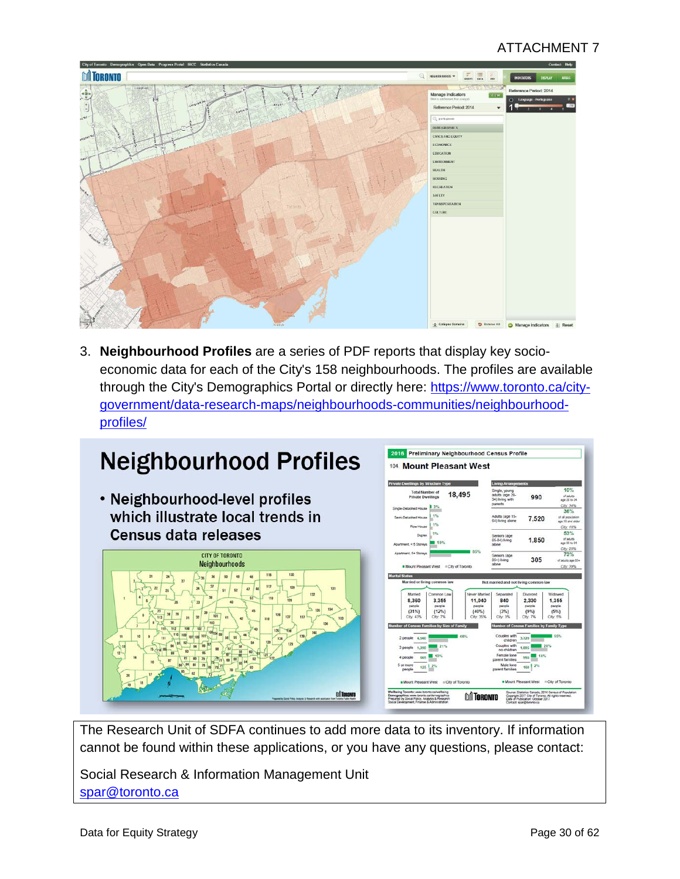ATTACHMENT 7

3. **Neighbourhood Profiles** are a series of PDF reports that display key socio-economic data for each of the City's 158 neighbourhoods. The profiles are available through the City's Demographics Portal or directly here: https://www.toronto.ca/city-government/data-research-maps/neighbourhoods-communities/neighbourhood-profiles/

The Research Unit of SDFA continues to add more data to its inventory. If information cannot be found within these applications, or you have any questions, please contact:

Social Research & Information Management Unit
spar@toronto.ca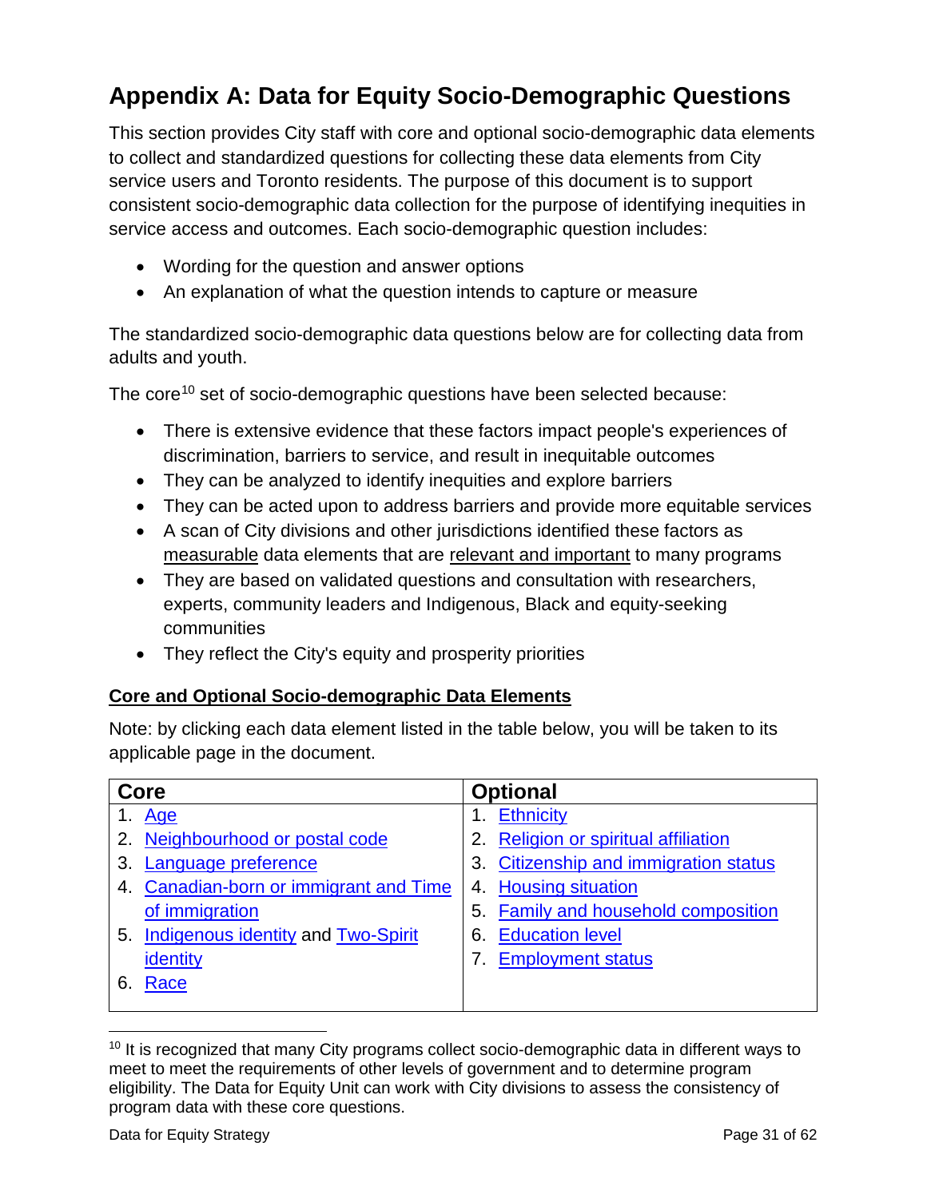# Appendix A: Data for Equity Socio-Demographic Questions

This section provides City staff with core and optional socio-demographic data elements to collect and standardized questions for collecting these data elements from City service users and Toronto residents. The purpose of this document is to support consistent socio-demographic data collection for the purpose of identifying inequities in service access and outcomes. Each socio-demographic question includes:

- Wording for the question and answer options
- An explanation of what the question intends to capture or measure

The standardized socio-demographic data questions below are for collecting data from adults and youth.

The core[10] set of socio-demographic questions have been selected because:

- There is extensive evidence that these factors impact people's experiences of discrimination, barriers to service, and result in inequitable outcomes
- They can be analyzed to identify inequities and explore barriers
- They can be acted upon to address barriers and provide more equitable services
- A scan of City divisions and other jurisdictions identified these factors as measurable data elements that are relevant and important to many programs
- They are based on validated questions and consultation with researchers, experts, community leaders and Indigenous, Black and equity-seeking communities
- They reflect the City's equity and prosperity priorities

## Core and Optional Socio-demographic Data Elements

Note: by clicking each data element listed in the table below, you will be taken to its applicable page in the document.

| Core | Optional |
|---|---|
| 1. Age | 1. Ethnicity |
| 2. Neighbourhood or postal code | 2. Religion or spiritual affiliation |
| 3. Language preference | 3. Citizenship and immigration status |
| 4. Canadian-born or immigrant and Time of immigration | 4. Housing situation |
| 5. Indigenous identity and Two-Spirit identity | 5. Family and household composition |
| 6. Race | 6. Education level |
| | 7. Employment status |

[10] It is recognized that many City programs collect socio-demographic data in different ways to meet to meet the requirements of other levels of government and to determine program eligibility. The Data for Equity Unit can work with City divisions to assess the consistency of program data with these core questions.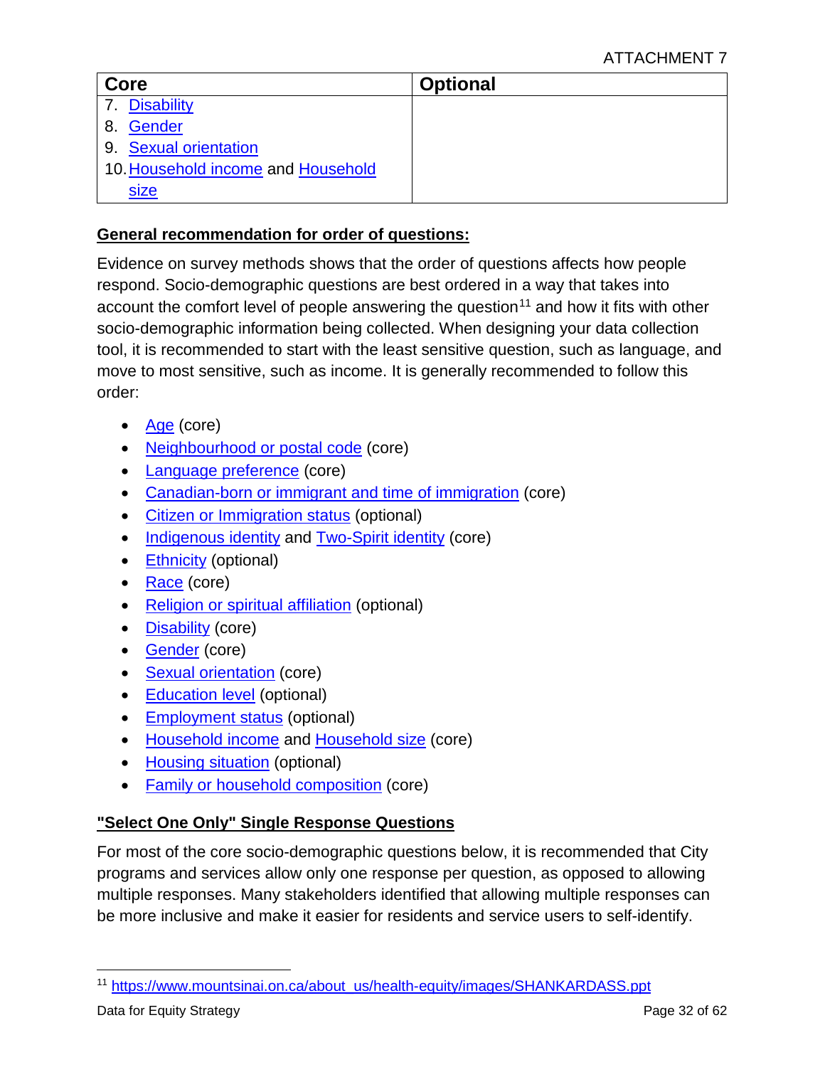| Core | Optional |
|---|---|
| 7. Disability | |
| 8. Gender | |
| 9. Sexual orientation | |
| 10. Household income and Household size | |

**General recommendation for order of questions:**

Evidence on survey methods shows that the order of questions affects how people respond. Socio-demographic questions are best ordered in a way that takes into account the comfort level of people answering the question[11] and how it fits with other socio-demographic information being collected. When designing your data collection tool, it is recommended to start with the least sensitive question, such as language, and move to most sensitive, such as income. It is generally recommended to follow this order:

- Age (core)
- Neighbourhood or postal code (core)
- Language preference (core)
- Canadian-born or immigrant and time of immigration (core)
- Citizen or Immigration status (optional)
- Indigenous identity and Two-Spirit identity (core)
- Ethnicity (optional)
- Race (core)
- Religion or spiritual affiliation (optional)
- Disability (core)
- Gender (core)
- Sexual orientation (core)
- Education level (optional)
- Employment status (optional)
- Household income and Household size (core)
- Housing situation (optional)
- Family or household composition (core)

**"Select One Only" Single Response Questions**

For most of the core socio-demographic questions below, it is recommended that City programs and services allow only one response per question, as opposed to allowing multiple responses. Many stakeholders identified that allowing multiple responses can be more inclusive and make it easier for residents and service users to self-identify.

---

[11] https://www.mountsinai.on.ca/about_us/health-equity/images/SHANKARDASS.ppt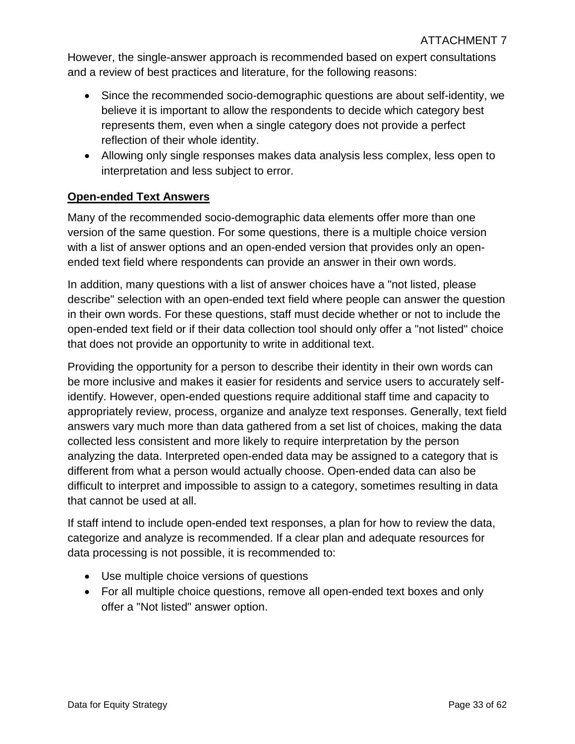However, the single-answer approach is recommended based on expert consultations and a review of best practices and literature, for the following reasons:

- Since the recommended socio-demographic questions are about self-identity, we believe it is important to allow the respondents to decide which category best represents them, even when a single category does not provide a perfect reflection of their whole identity.
- Allowing only single responses makes data analysis less complex, less open to interpretation and less subject to error.

**Open-ended Text Answers**

Many of the recommended socio-demographic data elements offer more than one version of the same question. For some questions, there is a multiple choice version with a list of answer options and an open-ended version that provides only an open-ended text field where respondents can provide an answer in their own words.

In addition, many questions with a list of answer choices have a "not listed, please describe" selection with an open-ended text field where people can answer the question in their own words. For these questions, staff must decide whether or not to include the open-ended text field or if their data collection tool should only offer a "not listed" choice that does not provide an opportunity to write in additional text.

Providing the opportunity for a person to describe their identity in their own words can be more inclusive and makes it easier for residents and service users to accurately self-identify. However, open-ended questions require additional staff time and capacity to appropriately review, process, organize and analyze text responses. Generally, text field answers vary much more than data gathered from a set list of choices, making the data collected less consistent and more likely to require interpretation by the person analyzing the data. Interpreted open-ended data may be assigned to a category that is different from what a person would actually choose. Open-ended data can also be difficult to interpret and impossible to assign to a category, sometimes resulting in data that cannot be used at all.

If staff intend to include open-ended text responses, a plan for how to review the data, categorize and analyze is recommended. If a clear plan and adequate resources for data processing is not possible, it is recommended to:

- Use multiple choice versions of questions
- For all multiple choice questions, remove all open-ended text boxes and only offer a "Not listed" answer option.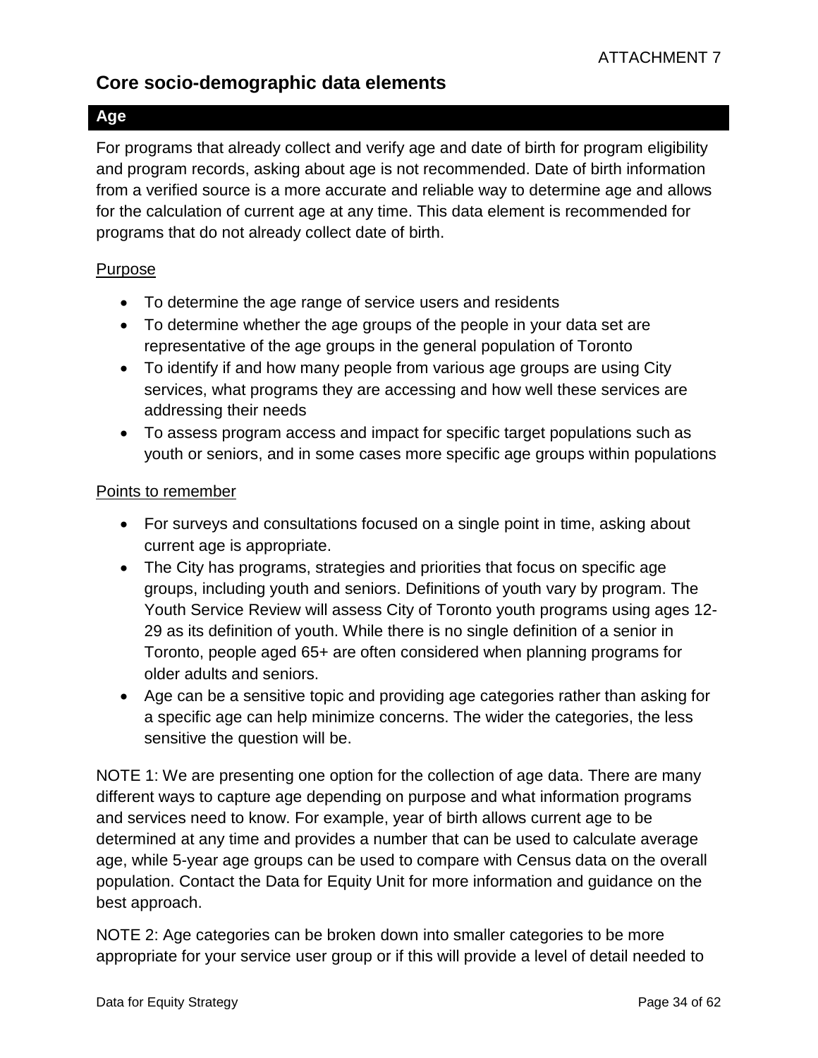ATTACHMENT 7

# Core socio-demographic data elements

## Age

For programs that already collect and verify age and date of birth for program eligibility and program records, asking about age is not recommended. Date of birth information from a verified source is a more accurate and reliable way to determine age and allows for the calculation of current age at any time. This data element is recommended for programs that do not already collect date of birth.

Purpose

- To determine the age range of service users and residents
- To determine whether the age groups of the people in your data set are representative of the age groups in the general population of Toronto
- To identify if and how many people from various age groups are using City services, what programs they are accessing and how well these services are addressing their needs
- To assess program access and impact for specific target populations such as youth or seniors, and in some cases more specific age groups within populations

Points to remember

- For surveys and consultations focused on a single point in time, asking about current age is appropriate.
- The City has programs, strategies and priorities that focus on specific age groups, including youth and seniors. Definitions of youth vary by program. The Youth Service Review will assess City of Toronto youth programs using ages 12-29 as its definition of youth. While there is no single definition of a senior in Toronto, people aged 65+ are often considered when planning programs for older adults and seniors.
- Age can be a sensitive topic and providing age categories rather than asking for a specific age can help minimize concerns. The wider the categories, the less sensitive the question will be.

NOTE 1: We are presenting one option for the collection of age data. There are many different ways to capture age depending on purpose and what information programs and services need to know. For example, year of birth allows current age to be determined at any time and provides a number that can be used to calculate average age, while 5-year age groups can be used to compare with Census data on the overall population. Contact the Data for Equity Unit for more information and guidance on the best approach.

NOTE 2: Age categories can be broken down into smaller categories to be more appropriate for your service user group or if this will provide a level of detail needed to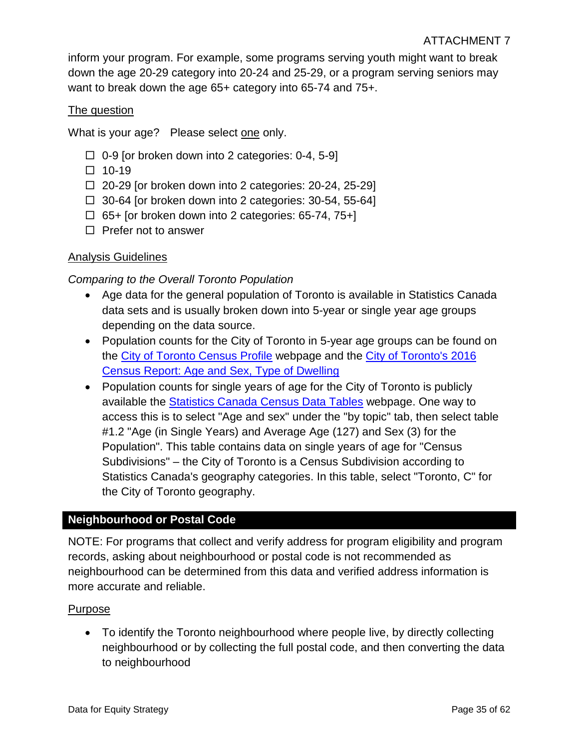inform your program. For example, some programs serving youth might want to break down the age 20-29 category into 20-24 and 25-29, or a program serving seniors may want to break down the age 65+ category into 65-74 and 75+.

The question

What is your age? Please select one only.

- ☐ 0-9 [or broken down into 2 categories: 0-4, 5-9]
- ☐ 10-19
- ☐ 20-29 [or broken down into 2 categories: 20-24, 25-29]
- ☐ 30-64 [or broken down into 2 categories: 30-54, 55-64]
- ☐ 65+ [or broken down into 2 categories: 65-74, 75+]
- ☐ Prefer not to answer

Analysis Guidelines

*Comparing to the Overall Toronto Population*

- Age data for the general population of Toronto is available in Statistics Canada data sets and is usually broken down into 5-year or single year age groups depending on the data source.
- Population counts for the City of Toronto in 5-year age groups can be found on the City of Toronto Census Profile webpage and the City of Toronto's 2016 Census Report: Age and Sex, Type of Dwelling
- Population counts for single years of age for the City of Toronto is publicly available the Statistics Canada Census Data Tables webpage. One way to access this is to select "Age and sex" under the "by topic" tab, then select table #1.2 "Age (in Single Years) and Average Age (127) and Sex (3) for the Population". This table contains data on single years of age for "Census Subdivisions" – the City of Toronto is a Census Subdivision according to Statistics Canada's geography categories. In this table, select "Toronto, C" for the City of Toronto geography.

## Neighbourhood or Postal Code

NOTE: For programs that collect and verify address for program eligibility and program records, asking about neighbourhood or postal code is not recommended as neighbourhood can be determined from this data and verified address information is more accurate and reliable.

Purpose

- To identify the Toronto neighbourhood where people live, by directly collecting neighbourhood or by collecting the full postal code, and then converting the data to neighbourhood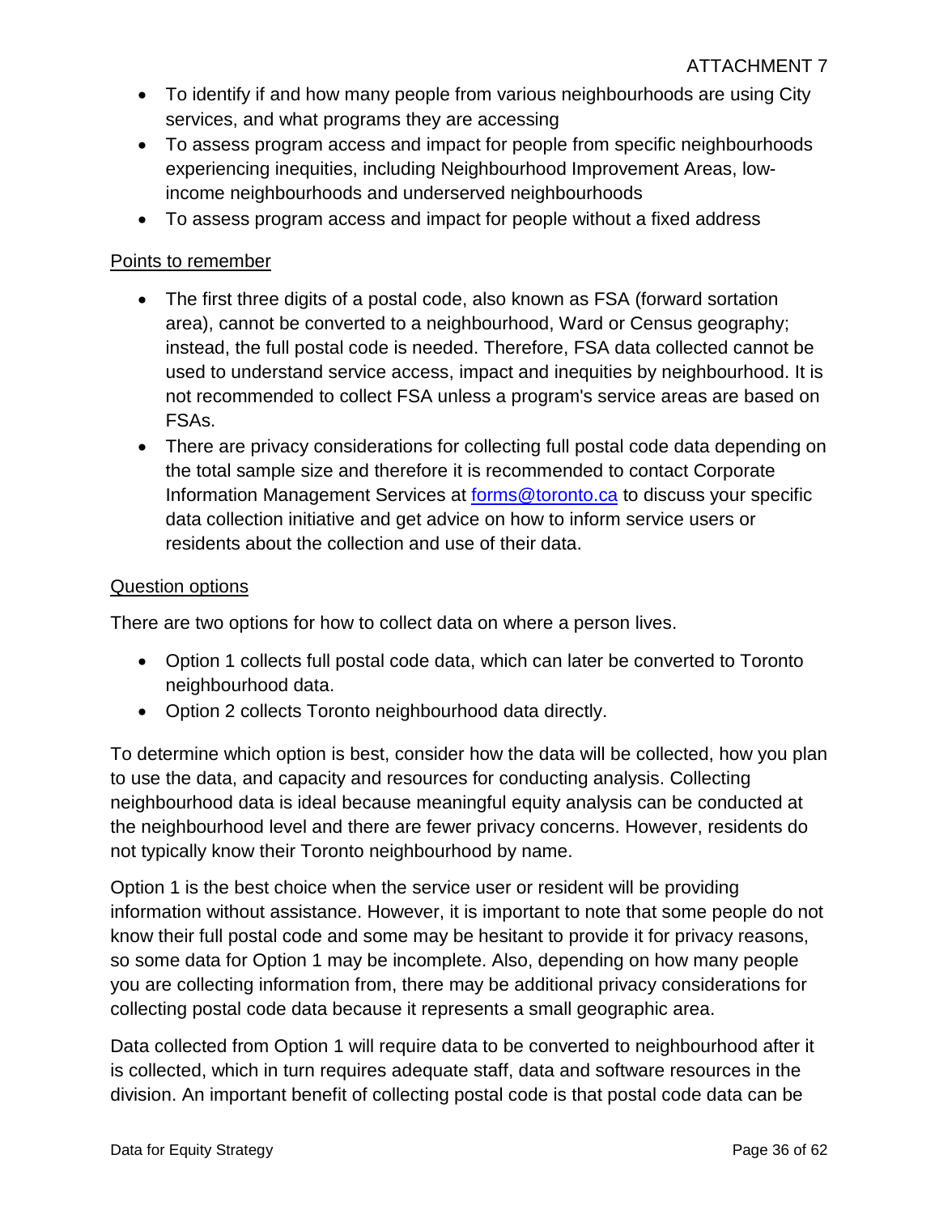- To identify if and how many people from various neighbourhoods are using City services, and what programs they are accessing
- To assess program access and impact for people from specific neighbourhoods experiencing inequities, including Neighbourhood Improvement Areas, low-income neighbourhoods and underserved neighbourhoods
- To assess program access and impact for people without a fixed address

Points to remember

- The first three digits of a postal code, also known as FSA (forward sortation area), cannot be converted to a neighbourhood, Ward or Census geography; instead, the full postal code is needed. Therefore, FSA data collected cannot be used to understand service access, impact and inequities by neighbourhood. It is not recommended to collect FSA unless a program's service areas are based on FSAs.
- There are privacy considerations for collecting full postal code data depending on the total sample size and therefore it is recommended to contact Corporate Information Management Services at forms@toronto.ca to discuss your specific data collection initiative and get advice on how to inform service users or residents about the collection and use of their data.

Question options

There are two options for how to collect data on where a person lives.

- Option 1 collects full postal code data, which can later be converted to Toronto neighbourhood data.
- Option 2 collects Toronto neighbourhood data directly.

To determine which option is best, consider how the data will be collected, how you plan to use the data, and capacity and resources for conducting analysis. Collecting neighbourhood data is ideal because meaningful equity analysis can be conducted at the neighbourhood level and there are fewer privacy concerns. However, residents do not typically know their Toronto neighbourhood by name.

Option 1 is the best choice when the service user or resident will be providing information without assistance. However, it is important to note that some people do not know their full postal code and some may be hesitant to provide it for privacy reasons, so some data for Option 1 may be incomplete. Also, depending on how many people you are collecting information from, there may be additional privacy considerations for collecting postal code data because it represents a small geographic area.

Data collected from Option 1 will require data to be converted to neighbourhood after it is collected, which in turn requires adequate staff, data and software resources in the division. An important benefit of collecting postal code is that postal code data can be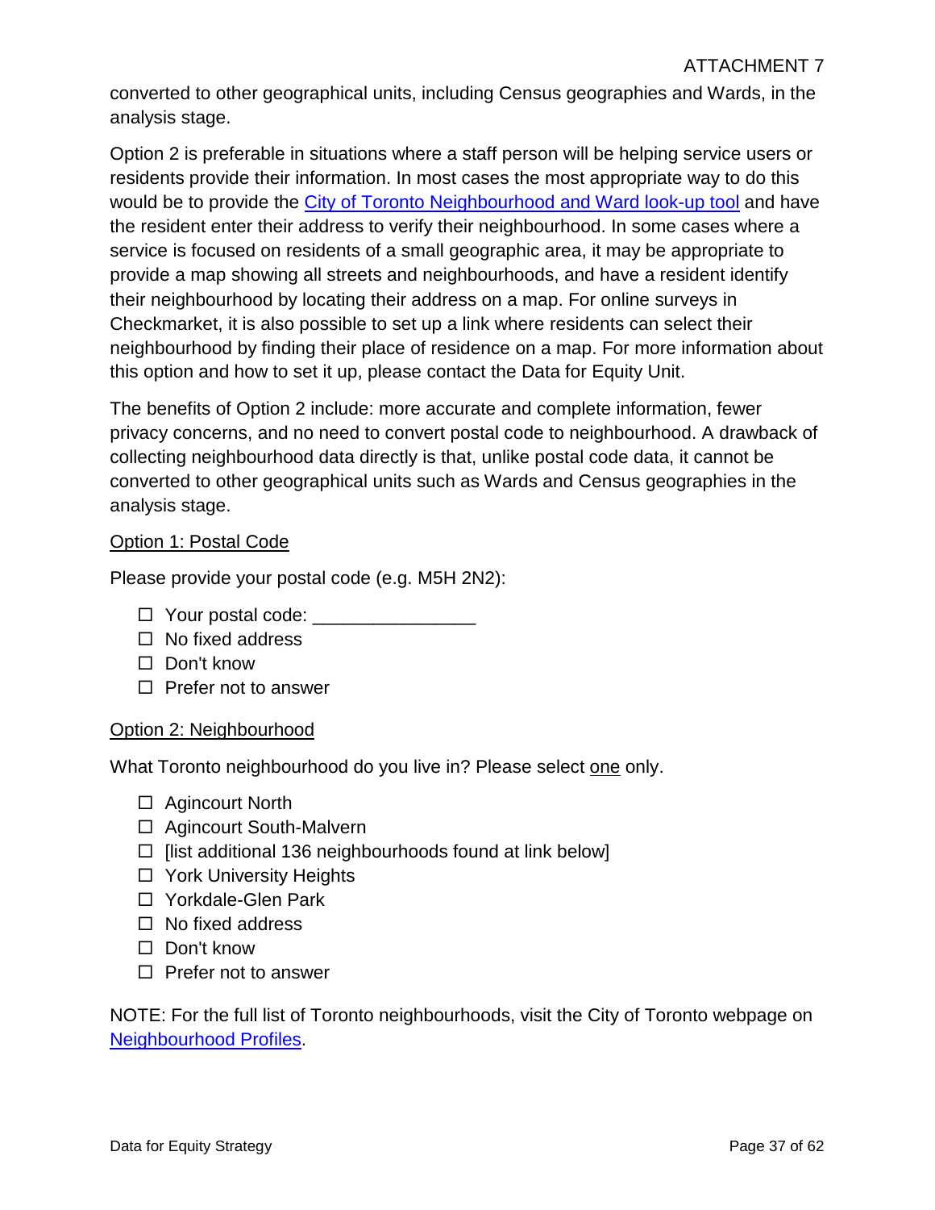converted to other geographical units, including Census geographies and Wards, in the analysis stage.

Option 2 is preferable in situations where a staff person will be helping service users or residents provide their information. In most cases the most appropriate way to do this would be to provide the City of Toronto Neighbourhood and Ward look-up tool and have the resident enter their address to verify their neighbourhood. In some cases where a service is focused on residents of a small geographic area, it may be appropriate to provide a map showing all streets and neighbourhoods, and have a resident identify their neighbourhood by locating their address on a map. For online surveys in Checkmarket, it is also possible to set up a link where residents can select their neighbourhood by finding their place of residence on a map. For more information about this option and how to set it up, please contact the Data for Equity Unit.

The benefits of Option 2 include: more accurate and complete information, fewer privacy concerns, and no need to convert postal code to neighbourhood. A drawback of collecting neighbourhood data directly is that, unlike postal code data, it cannot be converted to other geographical units such as Wards and Census geographies in the analysis stage.

Option 1: Postal Code

Please provide your postal code (e.g. M5H 2N2):

- ☐ Your postal code: _______________
- ☐ No fixed address
- ☐ Don't know
- ☐ Prefer not to answer

Option 2: Neighbourhood

What Toronto neighbourhood do you live in? Please select one only.

- ☐ Agincourt North
- ☐ Agincourt South-Malvern
- ☐ [list additional 136 neighbourhoods found at link below]
- ☐ York University Heights
- ☐ Yorkdale-Glen Park
- ☐ No fixed address
- ☐ Don't know
- ☐ Prefer not to answer

NOTE: For the full list of Toronto neighbourhoods, visit the City of Toronto webpage on Neighbourhood Profiles.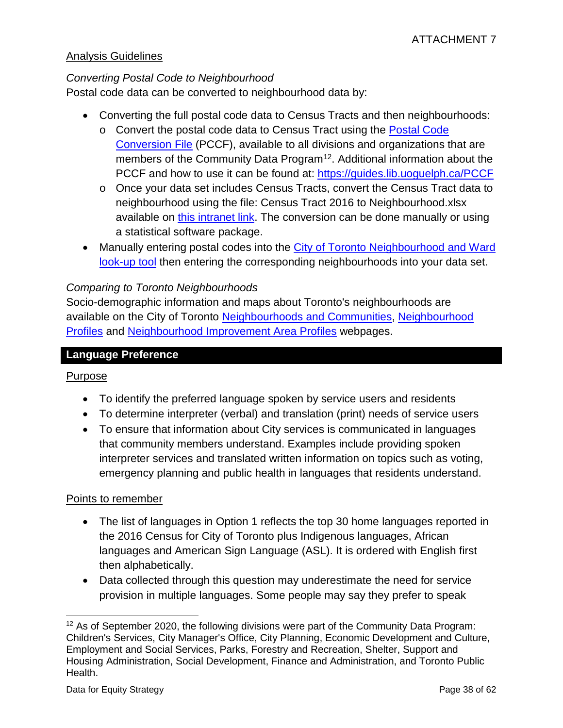### Analysis Guidelines

*Converting Postal Code to Neighbourhood*

Postal code data can be converted to neighbourhood data by:

- Converting the full postal code data to Census Tracts and then neighbourhoods:
  - Convert the postal code data to Census Tract using the Postal Code Conversion File (PCCF), available to all divisions and organizations that are members of the Community Data Program[12]. Additional information about the PCCF and how to use it can be found at: https://guides.lib.uoguelph.ca/PCCF
  - Once your data set includes Census Tracts, convert the Census Tract data to neighbourhood using the file: Census Tract 2016 to Neighbourhood.xlsx available on this intranet link. The conversion can be done manually or using a statistical software package.
- Manually entering postal codes into the City of Toronto Neighbourhood and Ward look-up tool then entering the corresponding neighbourhoods into your data set.

*Comparing to Toronto Neighbourhoods*

Socio-demographic information and maps about Toronto's neighbourhoods are available on the City of Toronto Neighbourhoods and Communities, Neighbourhood Profiles and Neighbourhood Improvement Area Profiles webpages.

## Language Preference

### Purpose

- To identify the preferred language spoken by service users and residents
- To determine interpreter (verbal) and translation (print) needs of service users
- To ensure that information about City services is communicated in languages that community members understand. Examples include providing spoken interpreter services and translated written information on topics such as voting, emergency planning and public health in languages that residents understand.

### Points to remember

- The list of languages in Option 1 reflects the top 30 home languages reported in the 2016 Census for City of Toronto plus Indigenous languages, African languages and American Sign Language (ASL). It is ordered with English first then alphabetically.
- Data collected through this question may underestimate the need for service provision in multiple languages. Some people may say they prefer to speak

[12] As of September 2020, the following divisions were part of the Community Data Program: Children's Services, City Manager's Office, City Planning, Economic Development and Culture, Employment and Social Services, Parks, Forestry and Recreation, Shelter, Support and Housing Administration, Social Development, Finance and Administration, and Toronto Public Health.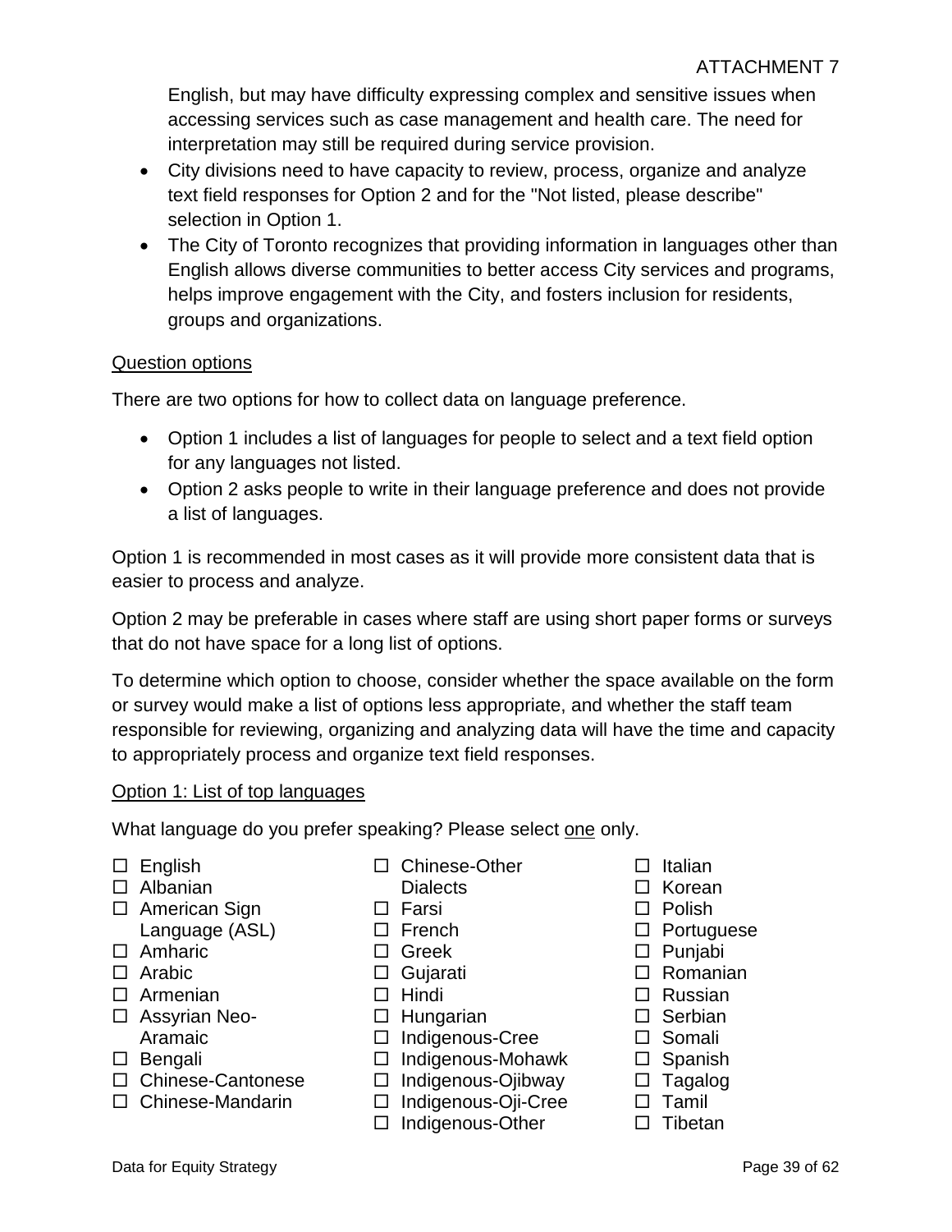English, but may have difficulty expressing complex and sensitive issues when accessing services such as case management and health care. The need for interpretation may still be required during service provision.

- City divisions need to have capacity to review, process, organize and analyze text field responses for Option 2 and for the "Not listed, please describe" selection in Option 1.
- The City of Toronto recognizes that providing information in languages other than English allows diverse communities to better access City services and programs, helps improve engagement with the City, and fosters inclusion for residents, groups and organizations.

<u>Question options</u>

There are two options for how to collect data on language preference.

- Option 1 includes a list of languages for people to select and a text field option for any languages not listed.
- Option 2 asks people to write in their language preference and does not provide a list of languages.

Option 1 is recommended in most cases as it will provide more consistent data that is easier to process and analyze.

Option 2 may be preferable in cases where staff are using short paper forms or surveys that do not have space for a long list of options.

To determine which option to choose, consider whether the space available on the form or survey would make a list of options less appropriate, and whether the staff team responsible for reviewing, organizing and analyzing data will have the time and capacity to appropriately process and organize text field responses.

<u>Option 1: List of top languages</u>

What language do you prefer speaking? Please select <u>one</u> only.

- ☐ English
- ☐ Albanian
- ☐ American Sign Language (ASL)
- ☐ Amharic
- ☐ Arabic
- ☐ Armenian
- ☐ Assyrian Neo-Aramaic
- ☐ Bengali
- ☐ Chinese-Cantonese
- ☐ Chinese-Mandarin
- ☐ Chinese-Other Dialects
- ☐ Farsi
- ☐ French
- ☐ Greek
- ☐ Gujarati
- ☐ Hindi
- ☐ Hungarian
- ☐ Indigenous-Cree
- ☐ Indigenous-Mohawk
- ☐ Indigenous-Ojibway
- ☐ Indigenous-Oji-Cree
- ☐ Indigenous-Other
- ☐ Italian
- ☐ Korean
- ☐ Polish
- ☐ Portuguese
- ☐ Punjabi
- ☐ Romanian
- ☐ Russian
- ☐ Serbian
- ☐ Somali
- ☐ Spanish
- ☐ Tagalog
- ☐ Tamil
- ☐ Tibetan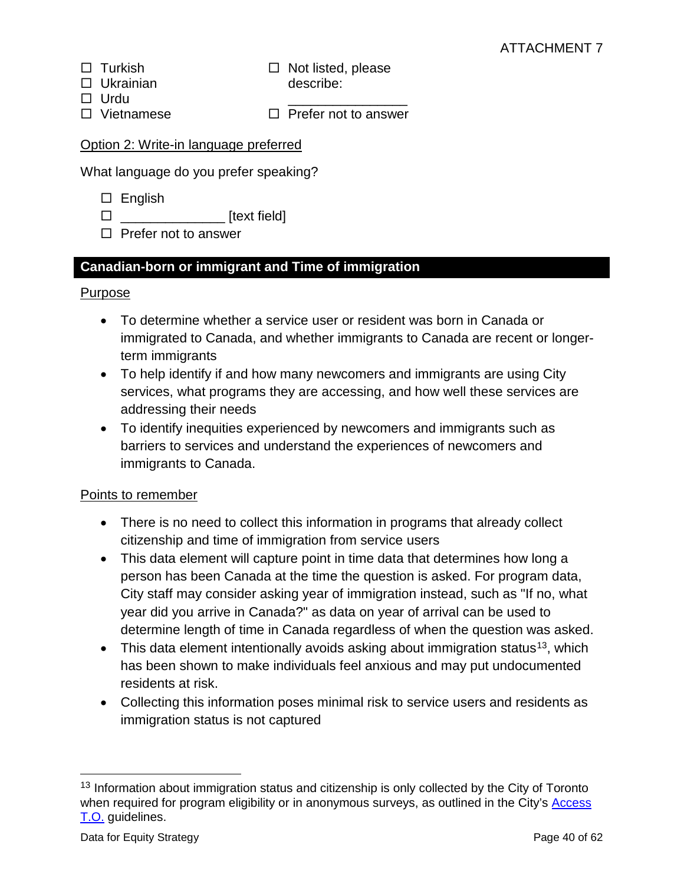- ☐ Turkish
- ☐ Ukrainian
- ☐ Urdu
- ☐ Vietnamese
- ☐ Not listed, please describe: _______________
- ☐ Prefer not to answer

Option 2: Write-in language preferred

What language do you prefer speaking?

- ☐ English
- ☐ ______________ [text field]
- ☐ Prefer not to answer

## Canadian-born or immigrant and Time of immigration

Purpose

- To determine whether a service user or resident was born in Canada or immigrated to Canada, and whether immigrants to Canada are recent or longer-term immigrants
- To help identify if and how many newcomers and immigrants are using City services, what programs they are accessing, and how well these services are addressing their needs
- To identify inequities experienced by newcomers and immigrants such as barriers to services and understand the experiences of newcomers and immigrants to Canada.

Points to remember

- There is no need to collect this information in programs that already collect citizenship and time of immigration from service users
- This data element will capture point in time data that determines how long a person has been Canada at the time the question is asked. For program data, City staff may consider asking year of immigration instead, such as "If no, what year did you arrive in Canada?" as data on year of arrival can be used to determine length of time in Canada regardless of when the question was asked.
- This data element intentionally avoids asking about immigration status[13], which has been shown to make individuals feel anxious and may put undocumented residents at risk.
- Collecting this information poses minimal risk to service users and residents as immigration status is not captured

[13] Information about immigration status and citizenship is only collected by the City of Toronto when required for program eligibility or in anonymous surveys, as outlined in the City's Access T.O. guidelines.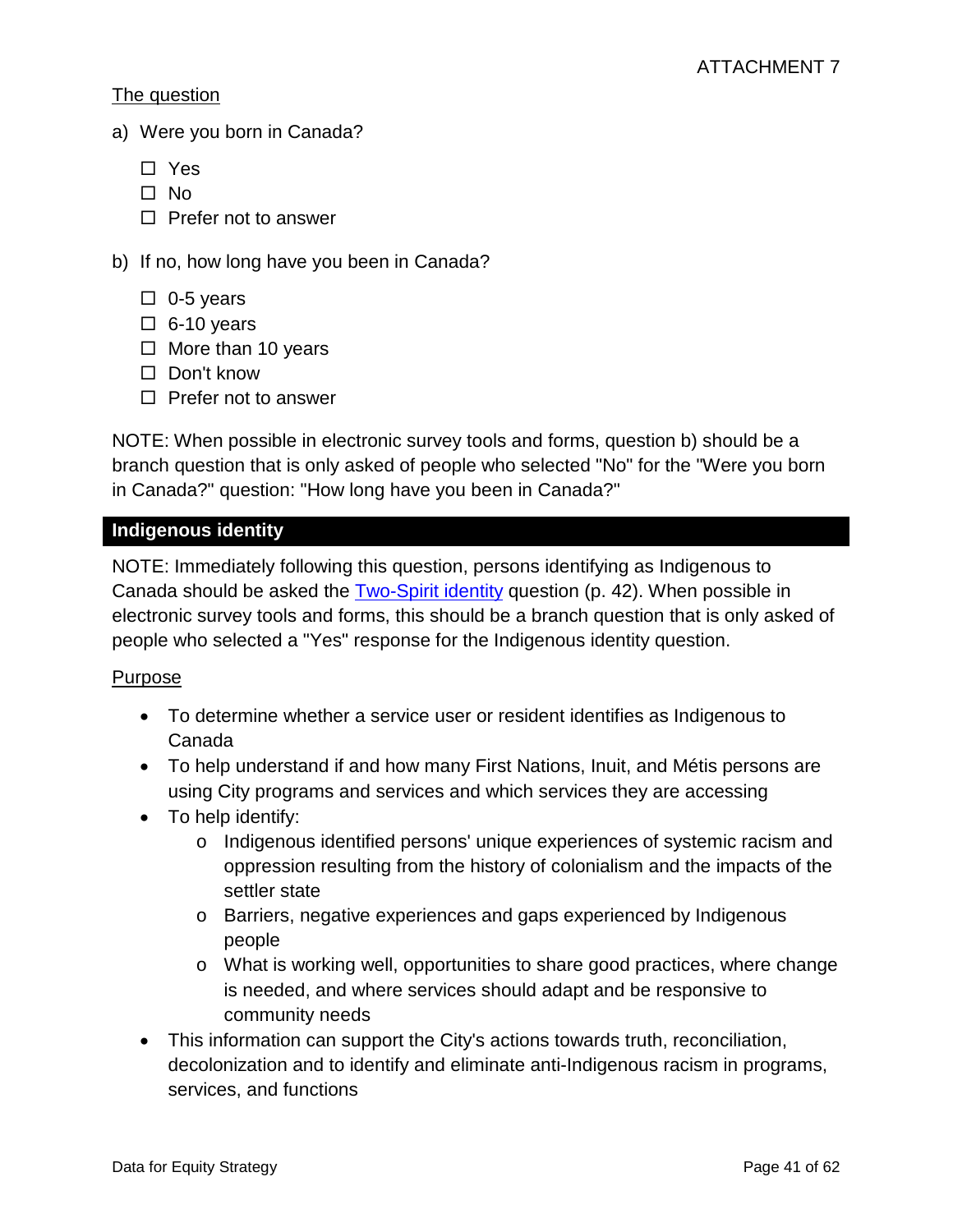The question

a) Were you born in Canada?

- ☐ Yes
- ☐ No
- ☐ Prefer not to answer

b) If no, how long have you been in Canada?

- ☐ 0-5 years
- ☐ 6-10 years
- ☐ More than 10 years
- ☐ Don't know
- ☐ Prefer not to answer

NOTE: When possible in electronic survey tools and forms, question b) should be a branch question that is only asked of people who selected "No" for the "Were you born in Canada?" question: "How long have you been in Canada?"

## Indigenous identity

NOTE: Immediately following this question, persons identifying as Indigenous to Canada should be asked the Two-Spirit identity question (p. 42). When possible in electronic survey tools and forms, this should be a branch question that is only asked of people who selected a "Yes" response for the Indigenous identity question.

Purpose

- To determine whether a service user or resident identifies as Indigenous to Canada
- To help understand if and how many First Nations, Inuit, and Métis persons are using City programs and services and which services they are accessing
- To help identify:
  - Indigenous identified persons' unique experiences of systemic racism and oppression resulting from the history of colonialism and the impacts of the settler state
  - Barriers, negative experiences and gaps experienced by Indigenous people
  - What is working well, opportunities to share good practices, where change is needed, and where services should adapt and be responsive to community needs
- This information can support the City's actions towards truth, reconciliation, decolonization and to identify and eliminate anti-Indigenous racism in programs, services, and functions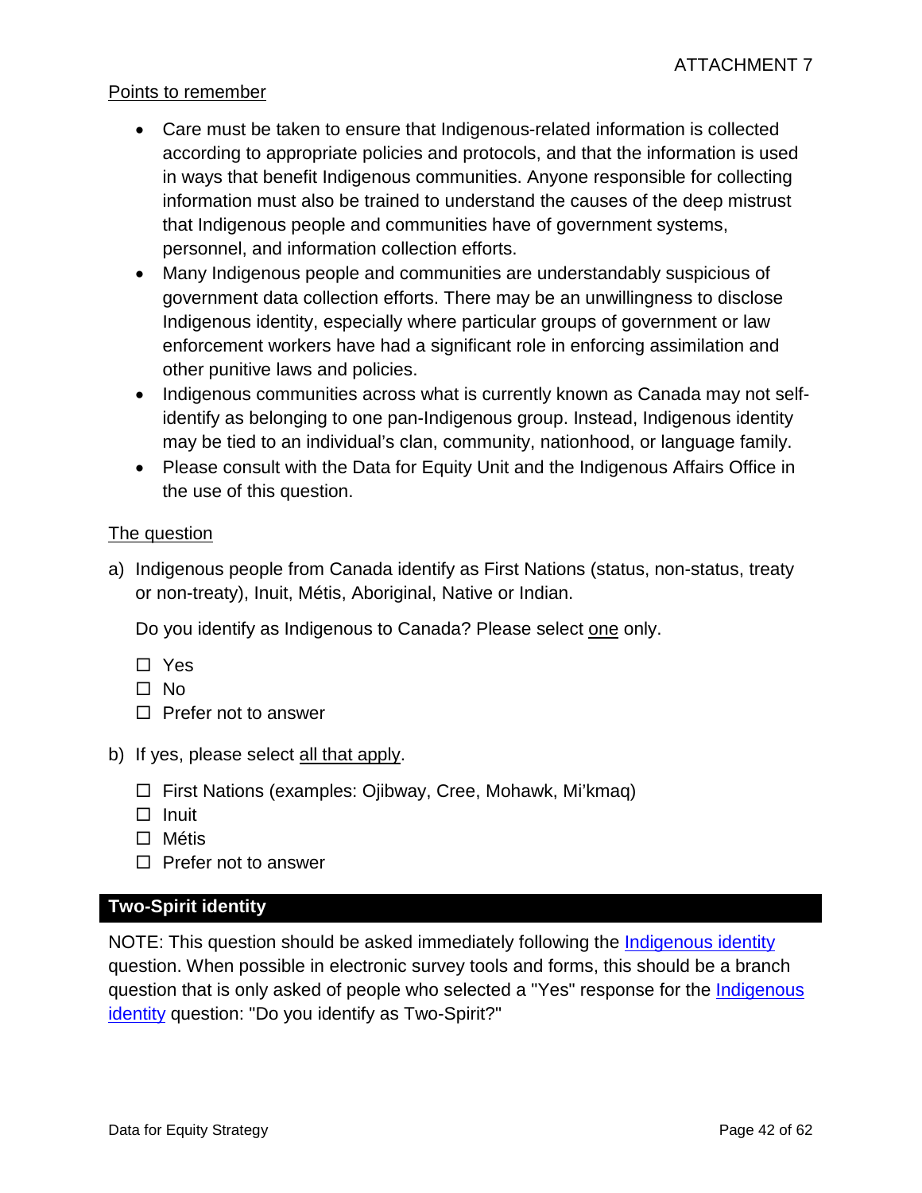ATTACHMENT 7

Points to remember

- Care must be taken to ensure that Indigenous-related information is collected according to appropriate policies and protocols, and that the information is used in ways that benefit Indigenous communities. Anyone responsible for collecting information must also be trained to understand the causes of the deep mistrust that Indigenous people and communities have of government systems, personnel, and information collection efforts.
- Many Indigenous people and communities are understandably suspicious of government data collection efforts. There may be an unwillingness to disclose Indigenous identity, especially where particular groups of government or law enforcement workers have had a significant role in enforcing assimilation and other punitive laws and policies.
- Indigenous communities across what is currently known as Canada may not self-identify as belonging to one pan-Indigenous group. Instead, Indigenous identity may be tied to an individual's clan, community, nationhood, or language family.
- Please consult with the Data for Equity Unit and the Indigenous Affairs Office in the use of this question.

The question

a) Indigenous people from Canada identify as First Nations (status, non-status, treaty or non-treaty), Inuit, Métis, Aboriginal, Native or Indian.

Do you identify as Indigenous to Canada? Please select one only.

- ☐ Yes
- ☐ No
- ☐ Prefer not to answer

b) If yes, please select all that apply.

- ☐ First Nations (examples: Ojibway, Cree, Mohawk, Mi'kmaq)
- ☐ Inuit
- ☐ Métis
- ☐ Prefer not to answer

## Two-Spirit identity

NOTE: This question should be asked immediately following the Indigenous identity question. When possible in electronic survey tools and forms, this should be a branch question that is only asked of people who selected a "Yes" response for the Indigenous identity question: "Do you identify as Two-Spirit?"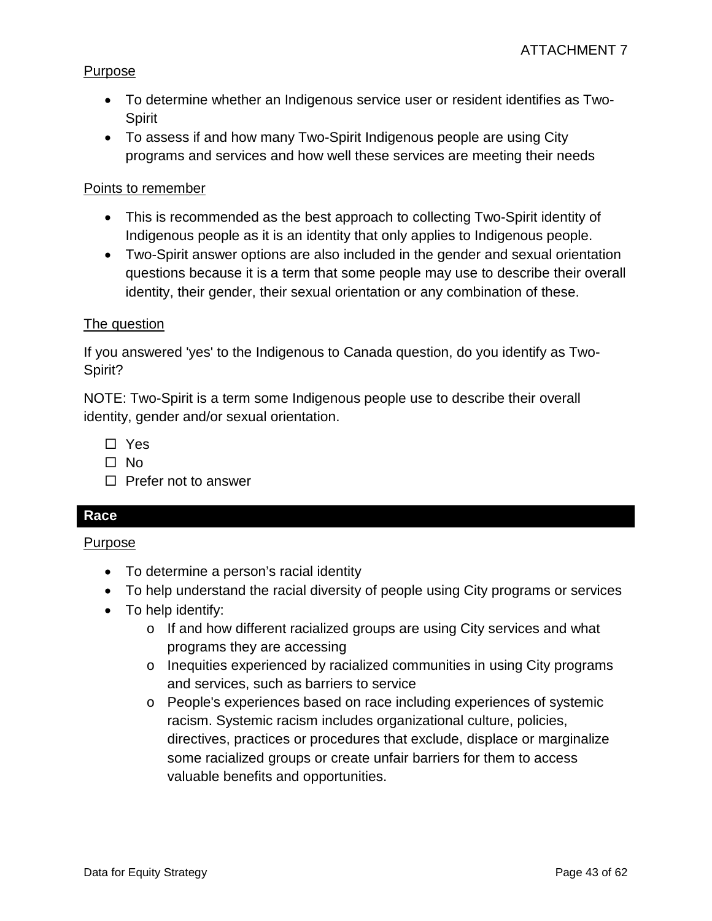Purpose

- To determine whether an Indigenous service user or resident identifies as Two-Spirit
- To assess if and how many Two-Spirit Indigenous people are using City programs and services and how well these services are meeting their needs

Points to remember

- This is recommended as the best approach to collecting Two-Spirit identity of Indigenous people as it is an identity that only applies to Indigenous people.
- Two-Spirit answer options are also included in the gender and sexual orientation questions because it is a term that some people may use to describe their overall identity, their gender, their sexual orientation or any combination of these.

The question

If you answered 'yes' to the Indigenous to Canada question, do you identify as Two-Spirit?

NOTE: Two-Spirit is a term some Indigenous people use to describe their overall identity, gender and/or sexual orientation.

- ☐ Yes
- ☐ No
- ☐ Prefer not to answer

## Race

Purpose

- To determine a person's racial identity
- To help understand the racial diversity of people using City programs or services
- To help identify:
  - If and how different racialized groups are using City services and what programs they are accessing
  - Inequities experienced by racialized communities in using City programs and services, such as barriers to service
  - People's experiences based on race including experiences of systemic racism. Systemic racism includes organizational culture, policies, directives, practices or procedures that exclude, displace or marginalize some racialized groups or create unfair barriers for them to access valuable benefits and opportunities.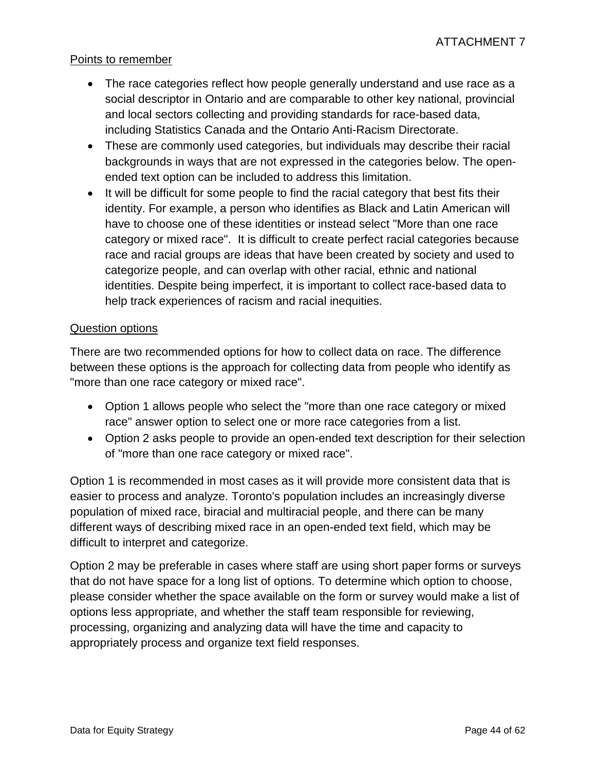## Points to remember

- The race categories reflect how people generally understand and use race as a social descriptor in Ontario and are comparable to other key national, provincial and local sectors collecting and providing standards for race-based data, including Statistics Canada and the Ontario Anti-Racism Directorate.
- These are commonly used categories, but individuals may describe their racial backgrounds in ways that are not expressed in the categories below. The open-ended text option can be included to address this limitation.
- It will be difficult for some people to find the racial category that best fits their identity. For example, a person who identifies as Black and Latin American will have to choose one of these identities or instead select "More than one race category or mixed race". It is difficult to create perfect racial categories because race and racial groups are ideas that have been created by society and used to categorize people, and can overlap with other racial, ethnic and national identities. Despite being imperfect, it is important to collect race-based data to help track experiences of racism and racial inequities.

## Question options

There are two recommended options for how to collect data on race. The difference between these options is the approach for collecting data from people who identify as "more than one race category or mixed race".

- Option 1 allows people who select the "more than one race category or mixed race" answer option to select one or more race categories from a list.
- Option 2 asks people to provide an open-ended text description for their selection of "more than one race category or mixed race".

Option 1 is recommended in most cases as it will provide more consistent data that is easier to process and analyze. Toronto's population includes an increasingly diverse population of mixed race, biracial and multiracial people, and there can be many different ways of describing mixed race in an open-ended text field, which may be difficult to interpret and categorize.

Option 2 may be preferable in cases where staff are using short paper forms or surveys that do not have space for a long list of options. To determine which option to choose, please consider whether the space available on the form or survey would make a list of options less appropriate, and whether the staff team responsible for reviewing, processing, organizing and analyzing data will have the time and capacity to appropriately process and organize text field responses.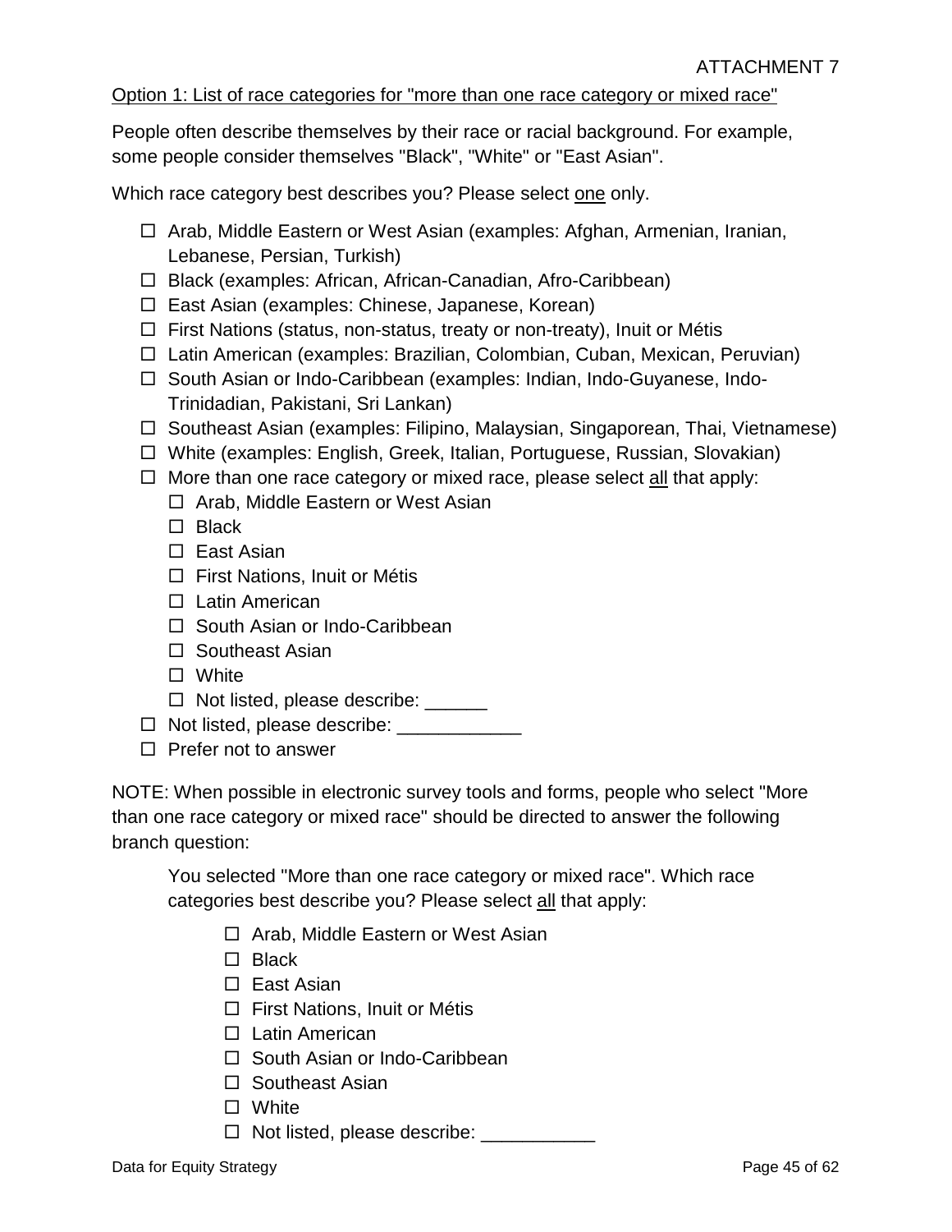ATTACHMENT 7

<u>Option 1: List of race categories for "more than one race category or mixed race"</u>

People often describe themselves by their race or racial background. For example, some people consider themselves "Black", "White" or "East Asian".

Which race category best describes you? Please select <u>one</u> only.

- ☐ Arab, Middle Eastern or West Asian (examples: Afghan, Armenian, Iranian, Lebanese, Persian, Turkish)
- ☐ Black (examples: African, African-Canadian, Afro-Caribbean)
- ☐ East Asian (examples: Chinese, Japanese, Korean)
- ☐ First Nations (status, non-status, treaty or non-treaty), Inuit or Métis
- ☐ Latin American (examples: Brazilian, Colombian, Cuban, Mexican, Peruvian)
- ☐ South Asian or Indo-Caribbean (examples: Indian, Indo-Guyanese, Indo-Trinidadian, Pakistani, Sri Lankan)
- ☐ Southeast Asian (examples: Filipino, Malaysian, Singaporean, Thai, Vietnamese)
- ☐ White (examples: English, Greek, Italian, Portuguese, Russian, Slovakian)
- ☐ More than one race category or mixed race, please select <u>all</u> that apply:
  - ☐ Arab, Middle Eastern or West Asian
  - ☐ Black
  - ☐ East Asian
  - ☐ First Nations, Inuit or Métis
  - ☐ Latin American
  - ☐ South Asian or Indo-Caribbean
  - ☐ Southeast Asian
  - ☐ White
  - ☐ Not listed, please describe: ______
- ☐ Not listed, please describe: ____________
- ☐ Prefer not to answer

NOTE: When possible in electronic survey tools and forms, people who select "More than one race category or mixed race" should be directed to answer the following branch question:

> You selected "More than one race category or mixed race". Which race categories best describe you? Please select <u>all</u> that apply:
>
> - ☐ Arab, Middle Eastern or West Asian
> - ☐ Black
> - ☐ East Asian
> - ☐ First Nations, Inuit or Métis
> - ☐ Latin American
> - ☐ South Asian or Indo-Caribbean
> - ☐ Southeast Asian
> - ☐ White
> - ☐ Not listed, please describe: ___________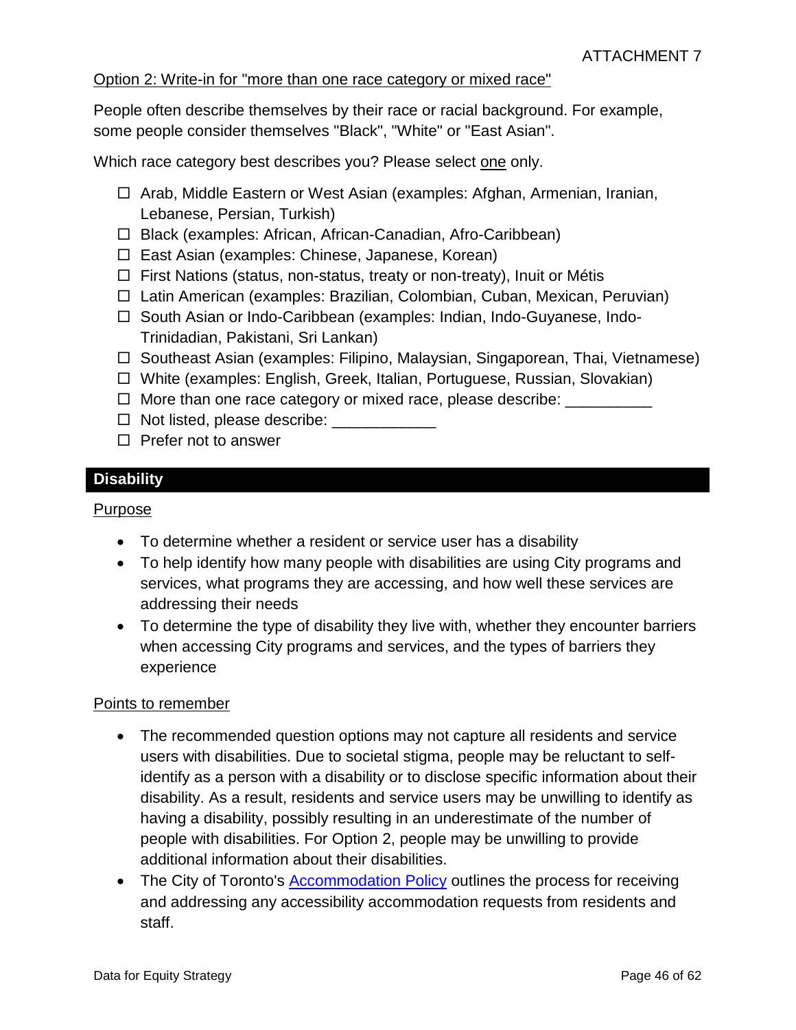Option 2: Write-in for "more than one race category or mixed race"

People often describe themselves by their race or racial background. For example, some people consider themselves "Black", "White" or "East Asian".

Which race category best describes you? Please select one only.

- ☐ Arab, Middle Eastern or West Asian (examples: Afghan, Armenian, Iranian, Lebanese, Persian, Turkish)
- ☐ Black (examples: African, African-Canadian, Afro-Caribbean)
- ☐ East Asian (examples: Chinese, Japanese, Korean)
- ☐ First Nations (status, non-status, treaty or non-treaty), Inuit or Métis
- ☐ Latin American (examples: Brazilian, Colombian, Cuban, Mexican, Peruvian)
- ☐ South Asian or Indo-Caribbean (examples: Indian, Indo-Guyanese, Indo-Trinidadian, Pakistani, Sri Lankan)
- ☐ Southeast Asian (examples: Filipino, Malaysian, Singaporean, Thai, Vietnamese)
- ☐ White (examples: English, Greek, Italian, Portuguese, Russian, Slovakian)
- ☐ More than one race category or mixed race, please describe: __________
- ☐ Not listed, please describe: ____________
- ☐ Prefer not to answer

## Disability

Purpose

- To determine whether a resident or service user has a disability
- To help identify how many people with disabilities are using City programs and services, what programs they are accessing, and how well these services are addressing their needs
- To determine the type of disability they live with, whether they encounter barriers when accessing City programs and services, and the types of barriers they experience

Points to remember

- The recommended question options may not capture all residents and service users with disabilities. Due to societal stigma, people may be reluctant to self-identify as a person with a disability or to disclose specific information about their disability. As a result, residents and service users may be unwilling to identify as having a disability, possibly resulting in an underestimate of the number of people with disabilities. For Option 2, people may be unwilling to provide additional information about their disabilities.
- The City of Toronto's Accommodation Policy outlines the process for receiving and addressing any accessibility accommodation requests from residents and staff.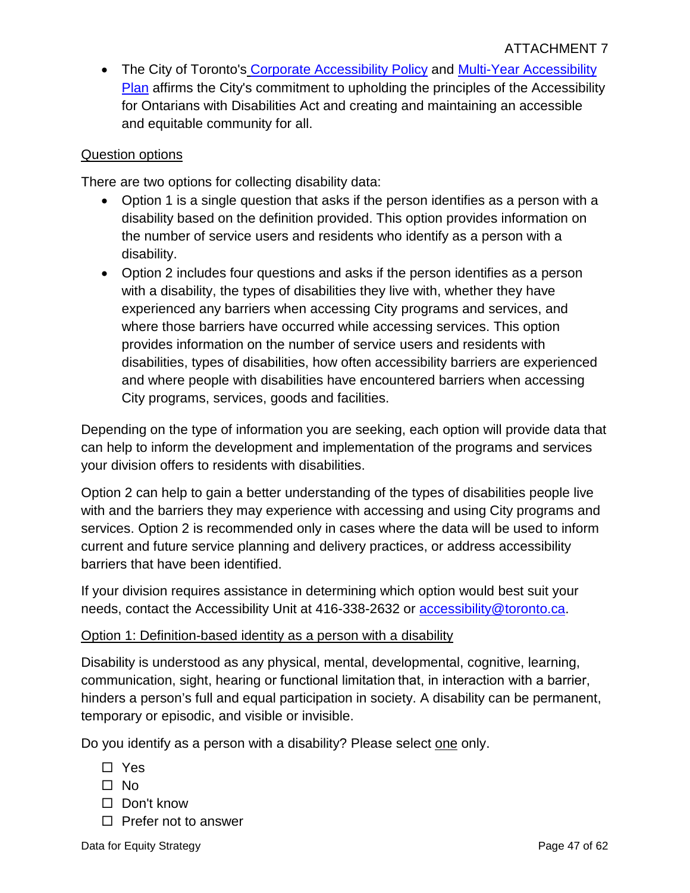ATTACHMENT 7

- The City of Toronto's Corporate Accessibility Policy and Multi-Year Accessibility Plan affirms the City's commitment to upholding the principles of the Accessibility for Ontarians with Disabilities Act and creating and maintaining an accessible and equitable community for all.

Question options

There are two options for collecting disability data:

- Option 1 is a single question that asks if the person identifies as a person with a disability based on the definition provided. This option provides information on the number of service users and residents who identify as a person with a disability.
- Option 2 includes four questions and asks if the person identifies as a person with a disability, the types of disabilities they live with, whether they have experienced any barriers when accessing City programs and services, and where those barriers have occurred while accessing services. This option provides information on the number of service users and residents with disabilities, types of disabilities, how often accessibility barriers are experienced and where people with disabilities have encountered barriers when accessing City programs, services, goods and facilities.

Depending on the type of information you are seeking, each option will provide data that can help to inform the development and implementation of the programs and services your division offers to residents with disabilities.

Option 2 can help to gain a better understanding of the types of disabilities people live with and the barriers they may experience with accessing and using City programs and services. Option 2 is recommended only in cases where the data will be used to inform current and future service planning and delivery practices, or address accessibility barriers that have been identified.

If your division requires assistance in determining which option would best suit your needs, contact the Accessibility Unit at 416-338-2632 or accessibility@toronto.ca.

Option 1: Definition-based identity as a person with a disability

Disability is understood as any physical, mental, developmental, cognitive, learning, communication, sight, hearing or functional limitation that, in interaction with a barrier, hinders a person's full and equal participation in society. A disability can be permanent, temporary or episodic, and visible or invisible.

Do you identify as a person with a disability? Please select one only.

- ☐ Yes
- ☐ No
- ☐ Don't know
- ☐ Prefer not to answer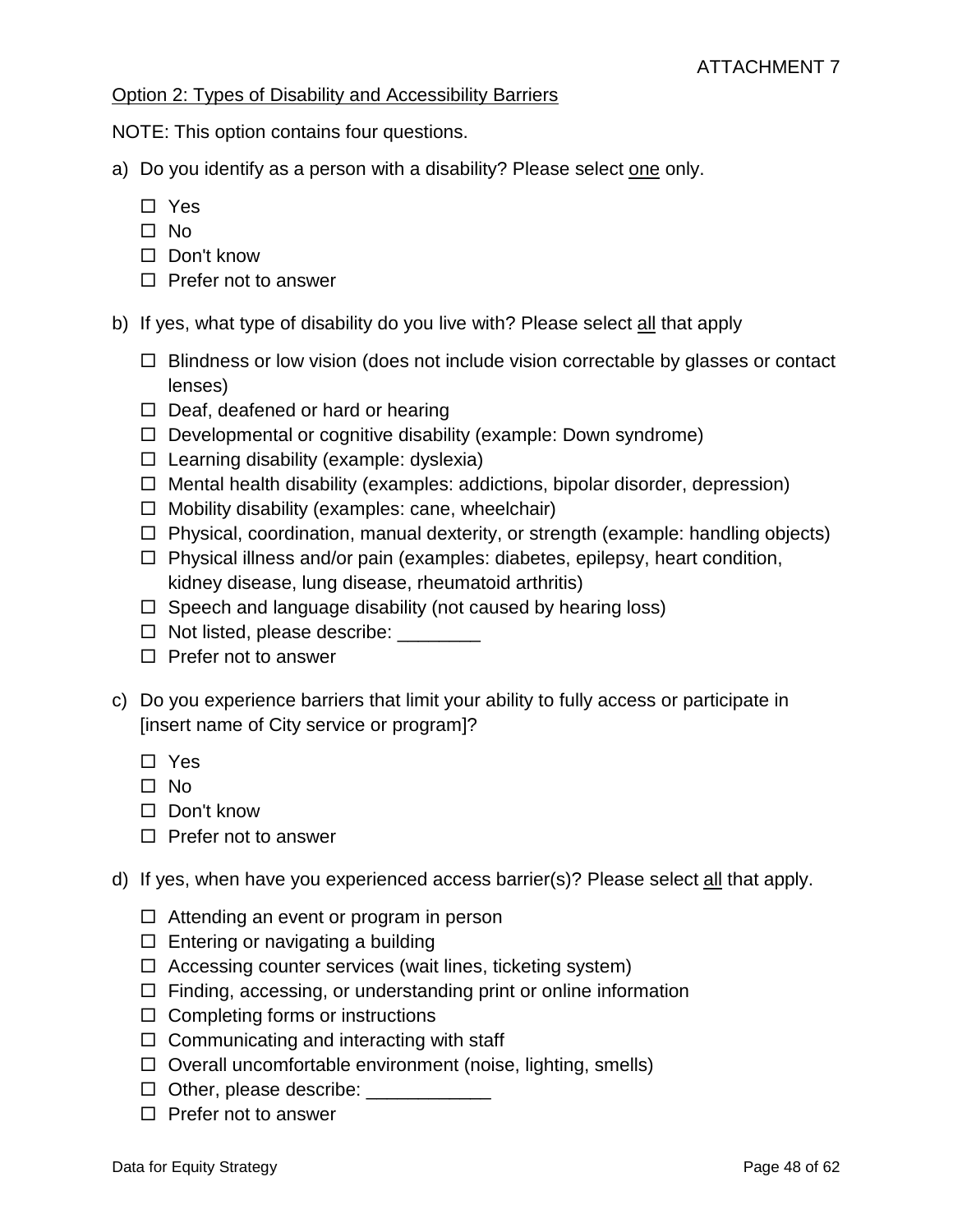ATTACHMENT 7

Option 2: Types of Disability and Accessibility Barriers

NOTE: This option contains four questions.

a) Do you identify as a person with a disability? Please select one only.

- ☐ Yes
- ☐ No
- ☐ Don't know
- ☐ Prefer not to answer

b) If yes, what type of disability do you live with? Please select all that apply

- ☐ Blindness or low vision (does not include vision correctable by glasses or contact lenses)
- ☐ Deaf, deafened or hard or hearing
- ☐ Developmental or cognitive disability (example: Down syndrome)
- ☐ Learning disability (example: dyslexia)
- ☐ Mental health disability (examples: addictions, bipolar disorder, depression)
- ☐ Mobility disability (examples: cane, wheelchair)
- ☐ Physical, coordination, manual dexterity, or strength (example: handling objects)
- ☐ Physical illness and/or pain (examples: diabetes, epilepsy, heart condition, kidney disease, lung disease, rheumatoid arthritis)
- ☐ Speech and language disability (not caused by hearing loss)
- ☐ Not listed, please describe: ________
- ☐ Prefer not to answer

c) Do you experience barriers that limit your ability to fully access or participate in [insert name of City service or program]?

- ☐ Yes
- ☐ No
- ☐ Don't know
- ☐ Prefer not to answer

d) If yes, when have you experienced access barrier(s)? Please select all that apply.

- ☐ Attending an event or program in person
- ☐ Entering or navigating a building
- ☐ Accessing counter services (wait lines, ticketing system)
- ☐ Finding, accessing, or understanding print or online information
- ☐ Completing forms or instructions
- ☐ Communicating and interacting with staff
- ☐ Overall uncomfortable environment (noise, lighting, smells)
- ☐ Other, please describe: ____________
- ☐ Prefer not to answer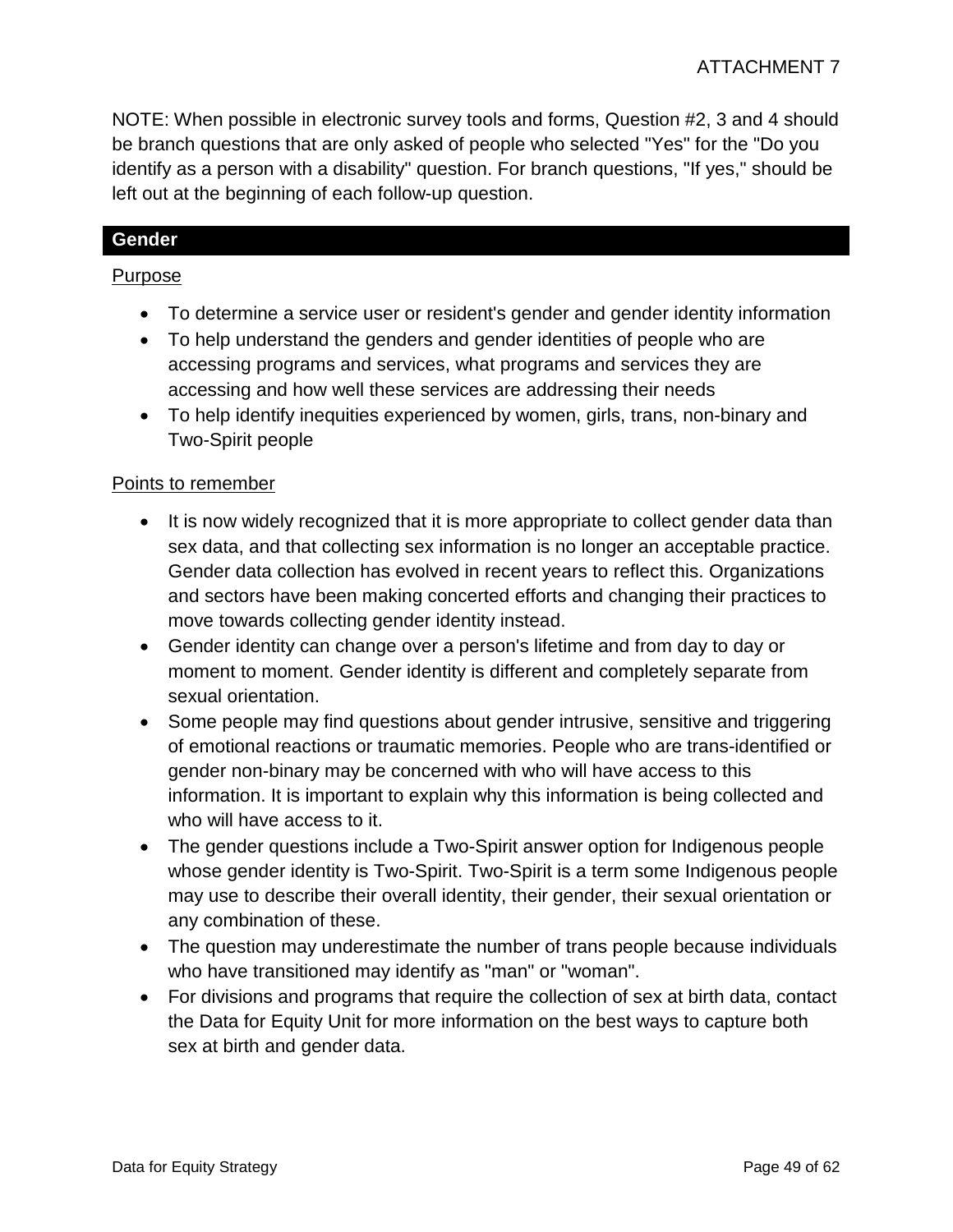NOTE: When possible in electronic survey tools and forms, Question #2, 3 and 4 should be branch questions that are only asked of people who selected "Yes" for the "Do you identify as a person with a disability" question. For branch questions, "If yes," should be left out at the beginning of each follow-up question.

## Gender

Purpose

- To determine a service user or resident's gender and gender identity information
- To help understand the genders and gender identities of people who are accessing programs and services, what programs and services they are accessing and how well these services are addressing their needs
- To help identify inequities experienced by women, girls, trans, non-binary and Two-Spirit people

Points to remember

- It is now widely recognized that it is more appropriate to collect gender data than sex data, and that collecting sex information is no longer an acceptable practice. Gender data collection has evolved in recent years to reflect this. Organizations and sectors have been making concerted efforts and changing their practices to move towards collecting gender identity instead.
- Gender identity can change over a person's lifetime and from day to day or moment to moment. Gender identity is different and completely separate from sexual orientation.
- Some people may find questions about gender intrusive, sensitive and triggering of emotional reactions or traumatic memories. People who are trans-identified or gender non-binary may be concerned with who will have access to this information. It is important to explain why this information is being collected and who will have access to it.
- The gender questions include a Two-Spirit answer option for Indigenous people whose gender identity is Two-Spirit. Two-Spirit is a term some Indigenous people may use to describe their overall identity, their gender, their sexual orientation or any combination of these.
- The question may underestimate the number of trans people because individuals who have transitioned may identify as "man" or "woman".
- For divisions and programs that require the collection of sex at birth data, contact the Data for Equity Unit for more information on the best ways to capture both sex at birth and gender data.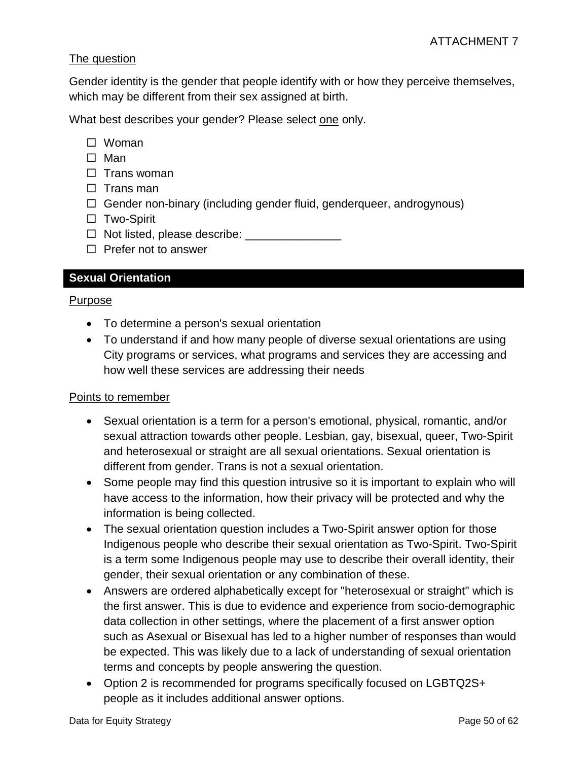The question

Gender identity is the gender that people identify with or how they perceive themselves, which may be different from their sex assigned at birth.

What best describes your gender? Please select one only.

- ☐ Woman
- ☐ Man
- ☐ Trans woman
- ☐ Trans man
- ☐ Gender non-binary (including gender fluid, genderqueer, androgynous)
- ☐ Two-Spirit
- ☐ Not listed, please describe: _______________
- ☐ Prefer not to answer

## Sexual Orientation

Purpose

- To determine a person's sexual orientation
- To understand if and how many people of diverse sexual orientations are using City programs or services, what programs and services they are accessing and how well these services are addressing their needs

Points to remember

- Sexual orientation is a term for a person's emotional, physical, romantic, and/or sexual attraction towards other people. Lesbian, gay, bisexual, queer, Two-Spirit and heterosexual or straight are all sexual orientations. Sexual orientation is different from gender. Trans is not a sexual orientation.
- Some people may find this question intrusive so it is important to explain who will have access to the information, how their privacy will be protected and why the information is being collected.
- The sexual orientation question includes a Two-Spirit answer option for those Indigenous people who describe their sexual orientation as Two-Spirit. Two-Spirit is a term some Indigenous people may use to describe their overall identity, their gender, their sexual orientation or any combination of these.
- Answers are ordered alphabetically except for "heterosexual or straight" which is the first answer. This is due to evidence and experience from socio-demographic data collection in other settings, where the placement of a first answer option such as Asexual or Bisexual has led to a higher number of responses than would be expected. This was likely due to a lack of understanding of sexual orientation terms and concepts by people answering the question.
- Option 2 is recommended for programs specifically focused on LGBTQ2S+ people as it includes additional answer options.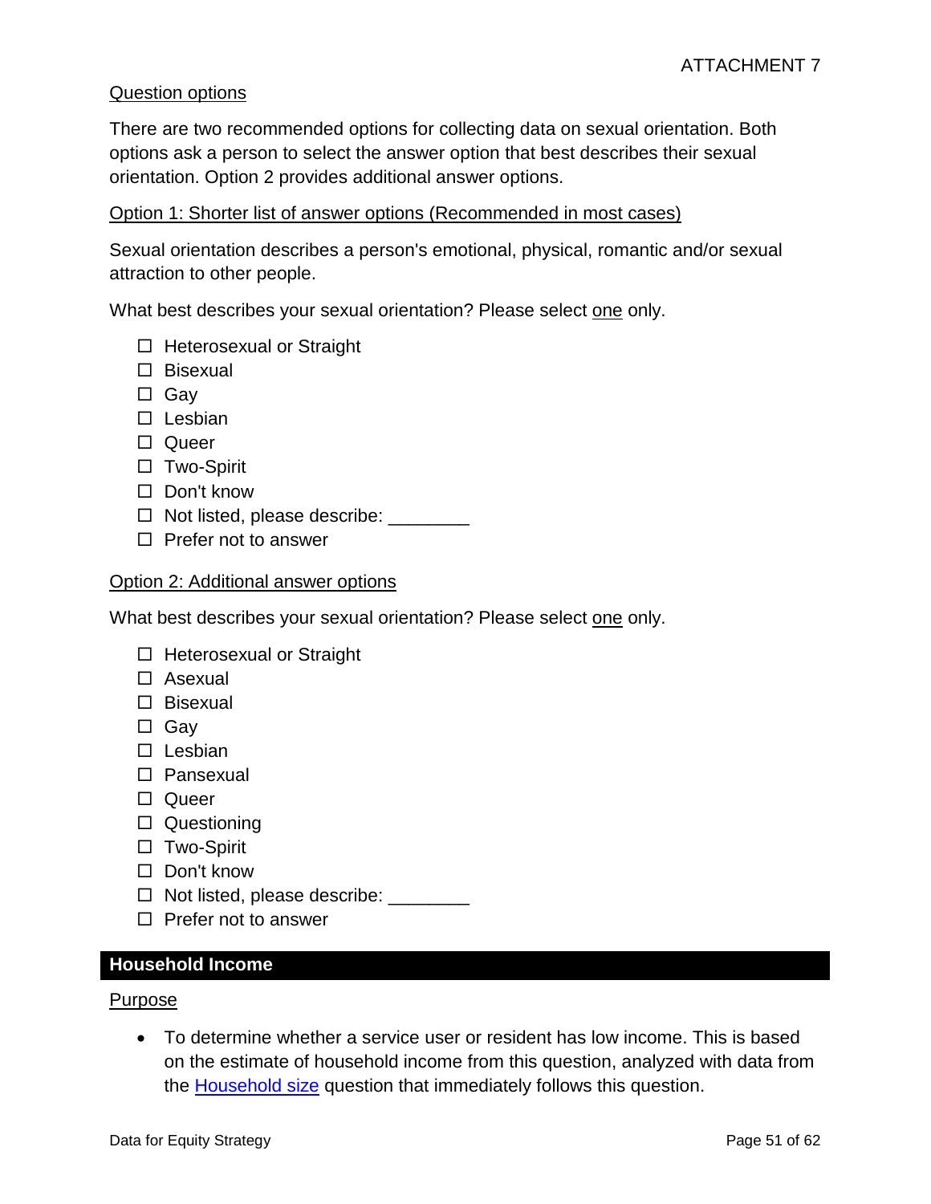Question options

There are two recommended options for collecting data on sexual orientation. Both options ask a person to select the answer option that best describes their sexual orientation. Option 2 provides additional answer options.

Option 1: Shorter list of answer options (Recommended in most cases)

Sexual orientation describes a person's emotional, physical, romantic and/or sexual attraction to other people.

What best describes your sexual orientation? Please select one only.

- ☐ Heterosexual or Straight
- ☐ Bisexual
- ☐ Gay
- ☐ Lesbian
- ☐ Queer
- ☐ Two-Spirit
- ☐ Don't know
- ☐ Not listed, please describe: ________
- ☐ Prefer not to answer

Option 2: Additional answer options

What best describes your sexual orientation? Please select one only.

- ☐ Heterosexual or Straight
- ☐ Asexual
- ☐ Bisexual
- ☐ Gay
- ☐ Lesbian
- ☐ Pansexual
- ☐ Queer
- ☐ Questioning
- ☐ Two-Spirit
- ☐ Don't know
- ☐ Not listed, please describe: ________
- ☐ Prefer not to answer

## Household Income

Purpose

- To determine whether a service user or resident has low income. This is based on the estimate of household income from this question, analyzed with data from the Household size question that immediately follows this question.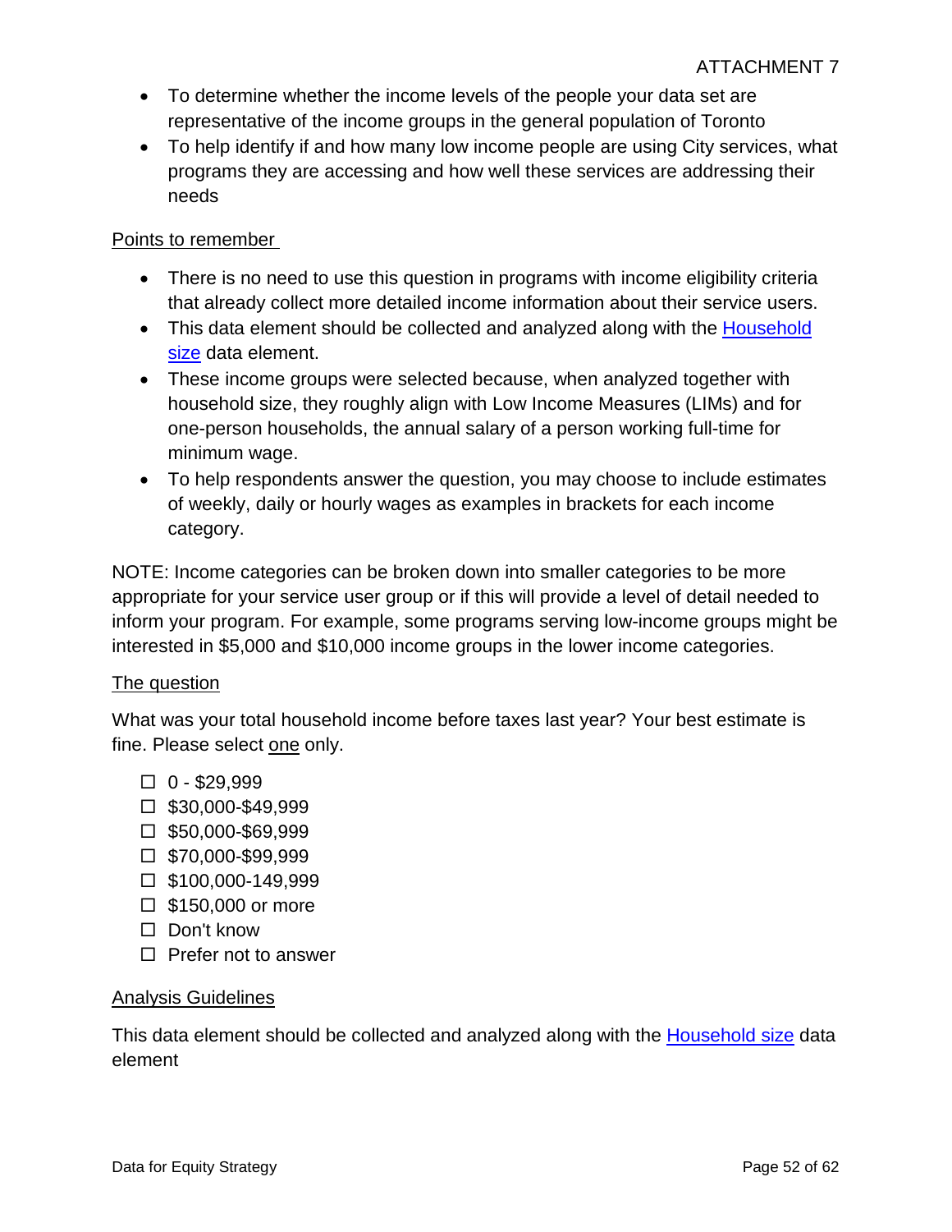- To determine whether the income levels of the people your data set are representative of the income groups in the general population of Toronto
- To help identify if and how many low income people are using City services, what programs they are accessing and how well these services are addressing their needs

Points to remember

- There is no need to use this question in programs with income eligibility criteria that already collect more detailed income information about their service users.
- This data element should be collected and analyzed along with the Household size data element.
- These income groups were selected because, when analyzed together with household size, they roughly align with Low Income Measures (LIMs) and for one-person households, the annual salary of a person working full-time for minimum wage.
- To help respondents answer the question, you may choose to include estimates of weekly, daily or hourly wages as examples in brackets for each income category.

NOTE: Income categories can be broken down into smaller categories to be more appropriate for your service user group or if this will provide a level of detail needed to inform your program. For example, some programs serving low-income groups might be interested in $5,000 and $10,000 income groups in the lower income categories.

The question

What was your total household income before taxes last year? Your best estimate is fine. Please select one only.

- ☐ 0 - $29,999
- ☐ $30,000-$49,999
- ☐ $50,000-$69,999
- ☐ $70,000-$99,999
- ☐ $100,000-149,999
- ☐ $150,000 or more
- ☐ Don't know
- ☐ Prefer not to answer

Analysis Guidelines

This data element should be collected and analyzed along with the Household size data element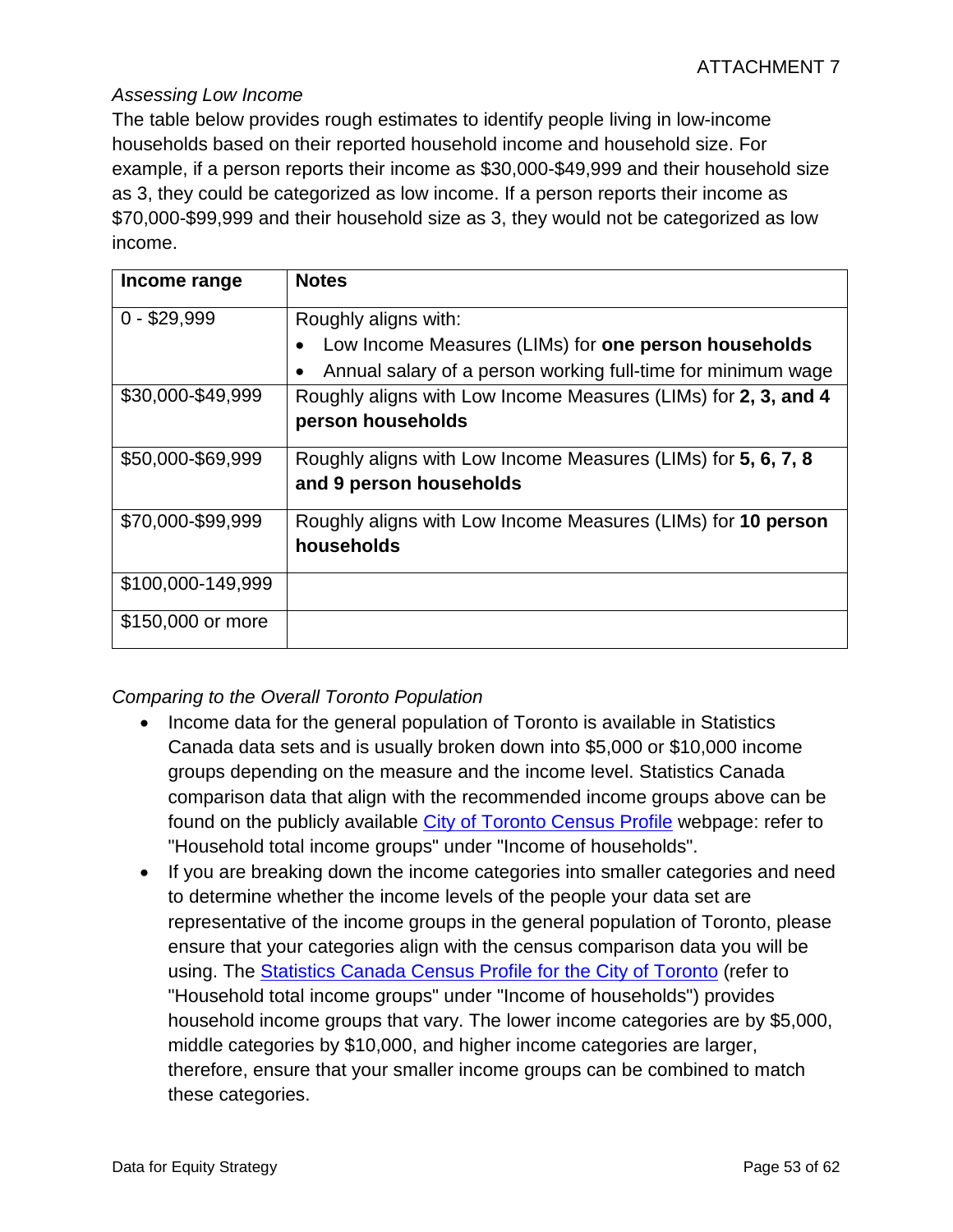*Assessing Low Income*

The table below provides rough estimates to identify people living in low-income households based on their reported household income and household size. For example, if a person reports their income as $30,000-$49,999 and their household size as 3, they could be categorized as low income. If a person reports their income as $70,000-$99,999 and their household size as 3, they would not be categorized as low income.

| Income range | Notes |
|---|---|
| 0 - $29,999 | Roughly aligns with:<br>• Low Income Measures (LIMs) for **one person households**<br>• Annual salary of a person working full-time for minimum wage |
| $30,000-$49,999 | Roughly aligns with Low Income Measures (LIMs) for **2, 3, and 4 person households** |
| $50,000-$69,999 | Roughly aligns with Low Income Measures (LIMs) for **5, 6, 7, 8 and 9 person households** |
| $70,000-$99,999 | Roughly aligns with Low Income Measures (LIMs) for **10 person households** |
| $100,000-149,999 | |
| $150,000 or more | |

*Comparing to the Overall Toronto Population*

- Income data for the general population of Toronto is available in Statistics Canada data sets and is usually broken down into $5,000 or $10,000 income groups depending on the measure and the income level. Statistics Canada comparison data that align with the recommended income groups above can be found on the publicly available City of Toronto Census Profile webpage: refer to "Household total income groups" under "Income of households".
- If you are breaking down the income categories into smaller categories and need to determine whether the income levels of the people your data set are representative of the income groups in the general population of Toronto, please ensure that your categories align with the census comparison data you will be using. The Statistics Canada Census Profile for the City of Toronto (refer to "Household total income groups" under "Income of households") provides household income groups that vary. The lower income categories are by $5,000, middle categories by $10,000, and higher income categories are larger, therefore, ensure that your smaller income groups can be combined to match these categories.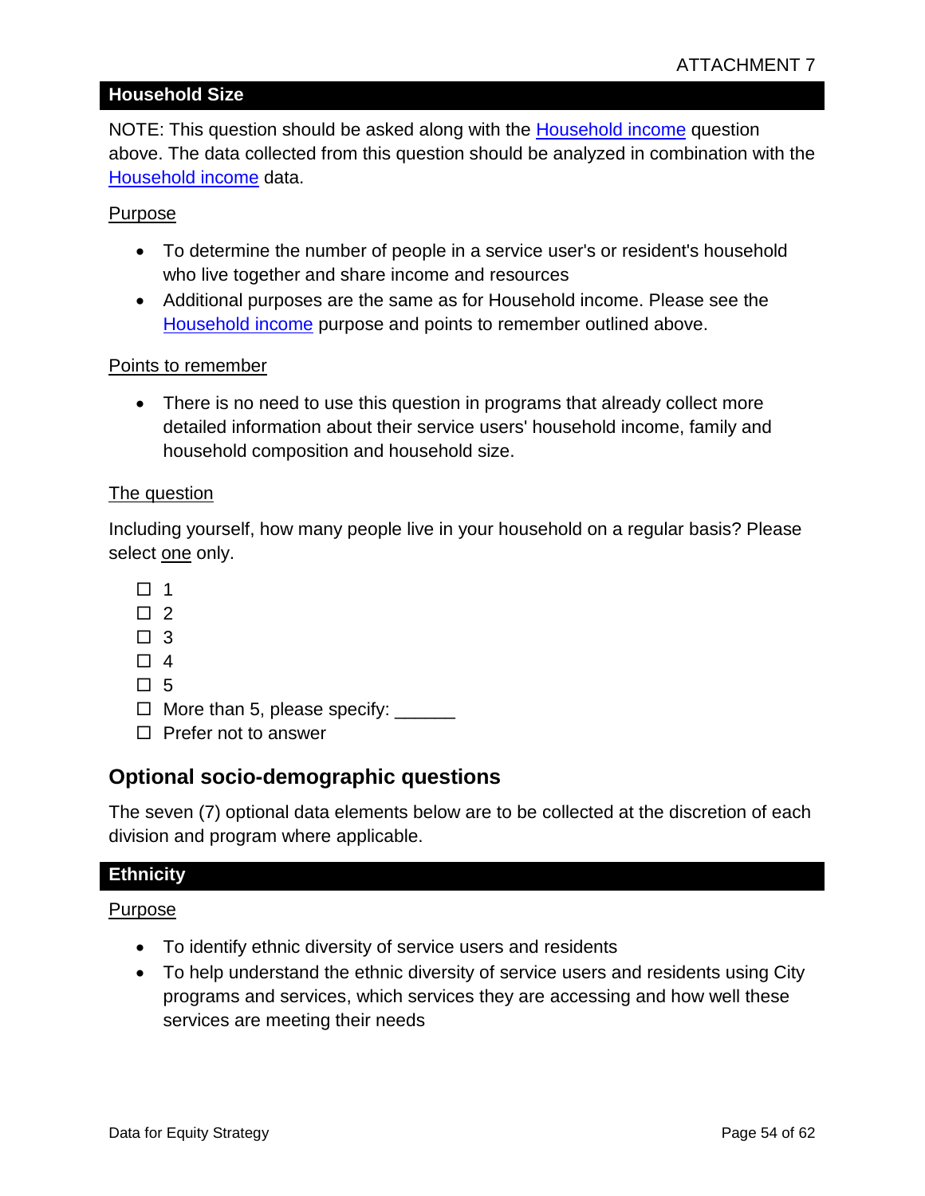ATTACHMENT 7

### Household Size

NOTE: This question should be asked along with the Household income question above. The data collected from this question should be analyzed in combination with the Household income data.

Purpose

- To determine the number of people in a service user's or resident's household who live together and share income and resources
- Additional purposes are the same as for Household income. Please see the Household income purpose and points to remember outlined above.

Points to remember

- There is no need to use this question in programs that already collect more detailed information about their service users' household income, family and household composition and household size.

The question

Including yourself, how many people live in your household on a regular basis? Please select one only.

- ☐ 1
- ☐ 2
- ☐ 3
- ☐ 4
- ☐ 5
- ☐ More than 5, please specify: ______
- ☐ Prefer not to answer

## Optional socio-demographic questions

The seven (7) optional data elements below are to be collected at the discretion of each division and program where applicable.

### Ethnicity

Purpose

- To identify ethnic diversity of service users and residents
- To help understand the ethnic diversity of service users and residents using City programs and services, which services they are accessing and how well these services are meeting their needs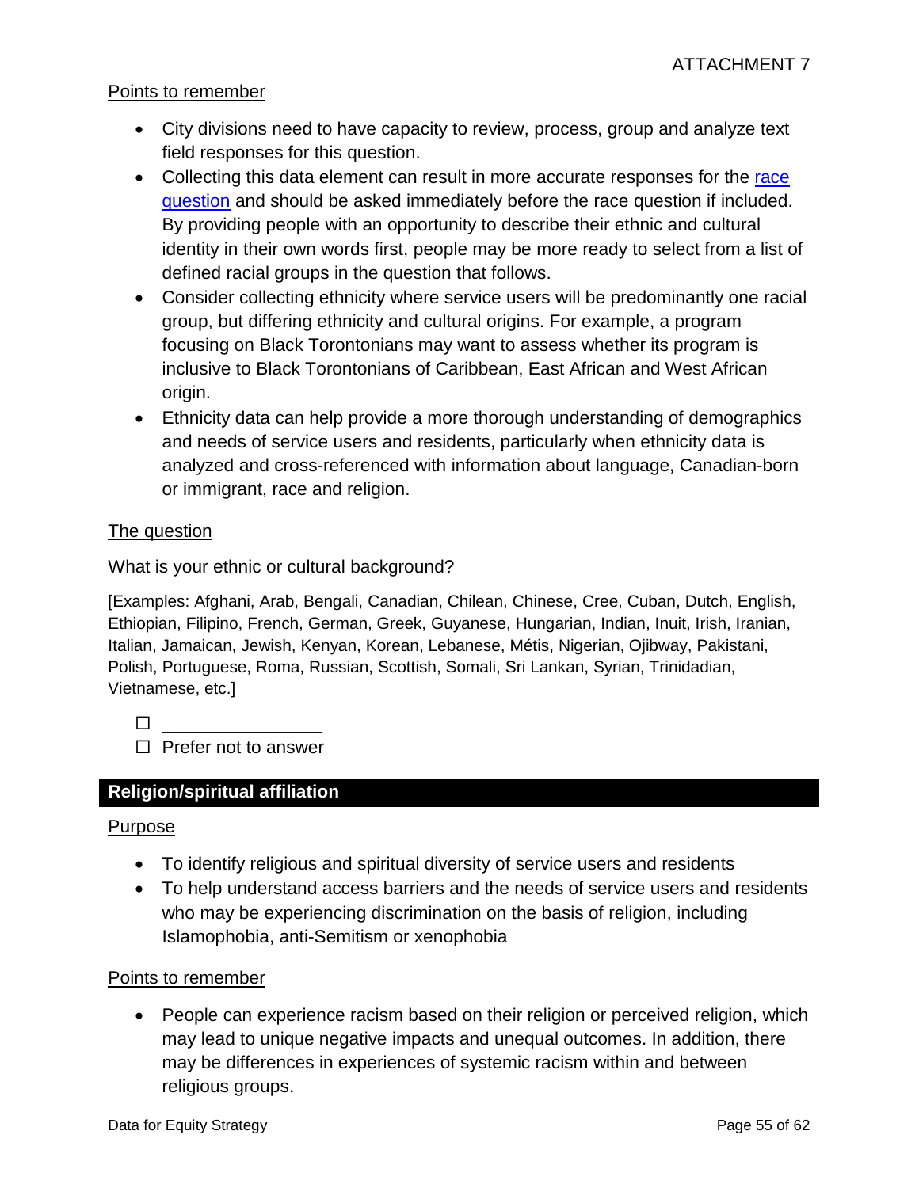Points to remember

- City divisions need to have capacity to review, process, group and analyze text field responses for this question.
- Collecting this data element can result in more accurate responses for the race question and should be asked immediately before the race question if included. By providing people with an opportunity to describe their ethnic and cultural identity in their own words first, people may be more ready to select from a list of defined racial groups in the question that follows.
- Consider collecting ethnicity where service users will be predominantly one racial group, but differing ethnicity and cultural origins. For example, a program focusing on Black Torontonians may want to assess whether its program is inclusive to Black Torontonians of Caribbean, East African and West African origin.
- Ethnicity data can help provide a more thorough understanding of demographics and needs of service users and residents, particularly when ethnicity data is analyzed and cross-referenced with information about language, Canadian-born or immigrant, race and religion.

The question

What is your ethnic or cultural background?

[Examples: Afghani, Arab, Bengali, Canadian, Chilean, Chinese, Cree, Cuban, Dutch, English, Ethiopian, Filipino, French, German, Greek, Guyanese, Hungarian, Indian, Inuit, Irish, Iranian, Italian, Jamaican, Jewish, Kenyan, Korean, Lebanese, Métis, Nigerian, Ojibway, Pakistani, Polish, Portuguese, Roma, Russian, Scottish, Somali, Sri Lankan, Syrian, Trinidadian, Vietnamese, etc.]

☐ ________________
☐ Prefer not to answer

## Religion/spiritual affiliation

Purpose

- To identify religious and spiritual diversity of service users and residents
- To help understand access barriers and the needs of service users and residents who may be experiencing discrimination on the basis of religion, including Islamophobia, anti-Semitism or xenophobia

Points to remember

- People can experience racism based on their religion or perceived religion, which may lead to unique negative impacts and unequal outcomes. In addition, there may be differences in experiences of systemic racism within and between religious groups.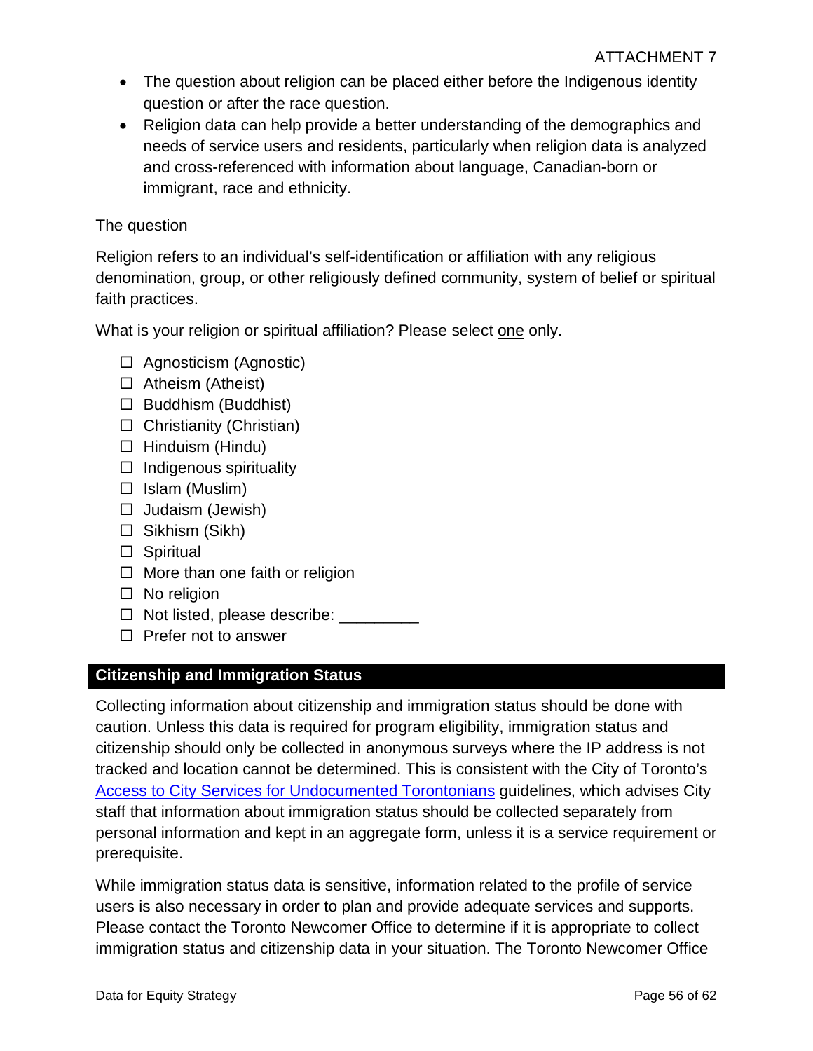- The question about religion can be placed either before the Indigenous identity question or after the race question.
- Religion data can help provide a better understanding of the demographics and needs of service users and residents, particularly when religion data is analyzed and cross-referenced with information about language, Canadian-born or immigrant, race and ethnicity.

The question

Religion refers to an individual's self-identification or affiliation with any religious denomination, group, or other religiously defined community, system of belief or spiritual faith practices.

What is your religion or spiritual affiliation? Please select one only.

- ☐ Agnosticism (Agnostic)
- ☐ Atheism (Atheist)
- ☐ Buddhism (Buddhist)
- ☐ Christianity (Christian)
- ☐ Hinduism (Hindu)
- ☐ Indigenous spirituality
- ☐ Islam (Muslim)
- ☐ Judaism (Jewish)
- ☐ Sikhism (Sikh)
- ☐ Spiritual
- ☐ More than one faith or religion
- ☐ No religion
- ☐ Not listed, please describe: _________
- ☐ Prefer not to answer

## Citizenship and Immigration Status

Collecting information about citizenship and immigration status should be done with caution. Unless this data is required for program eligibility, immigration status and citizenship should only be collected in anonymous surveys where the IP address is not tracked and location cannot be determined. This is consistent with the City of Toronto's Access to City Services for Undocumented Torontonians guidelines, which advises City staff that information about immigration status should be collected separately from personal information and kept in an aggregate form, unless it is a service requirement or prerequisite.

While immigration status data is sensitive, information related to the profile of service users is also necessary in order to plan and provide adequate services and supports. Please contact the Toronto Newcomer Office to determine if it is appropriate to collect immigration status and citizenship data in your situation. The Toronto Newcomer Office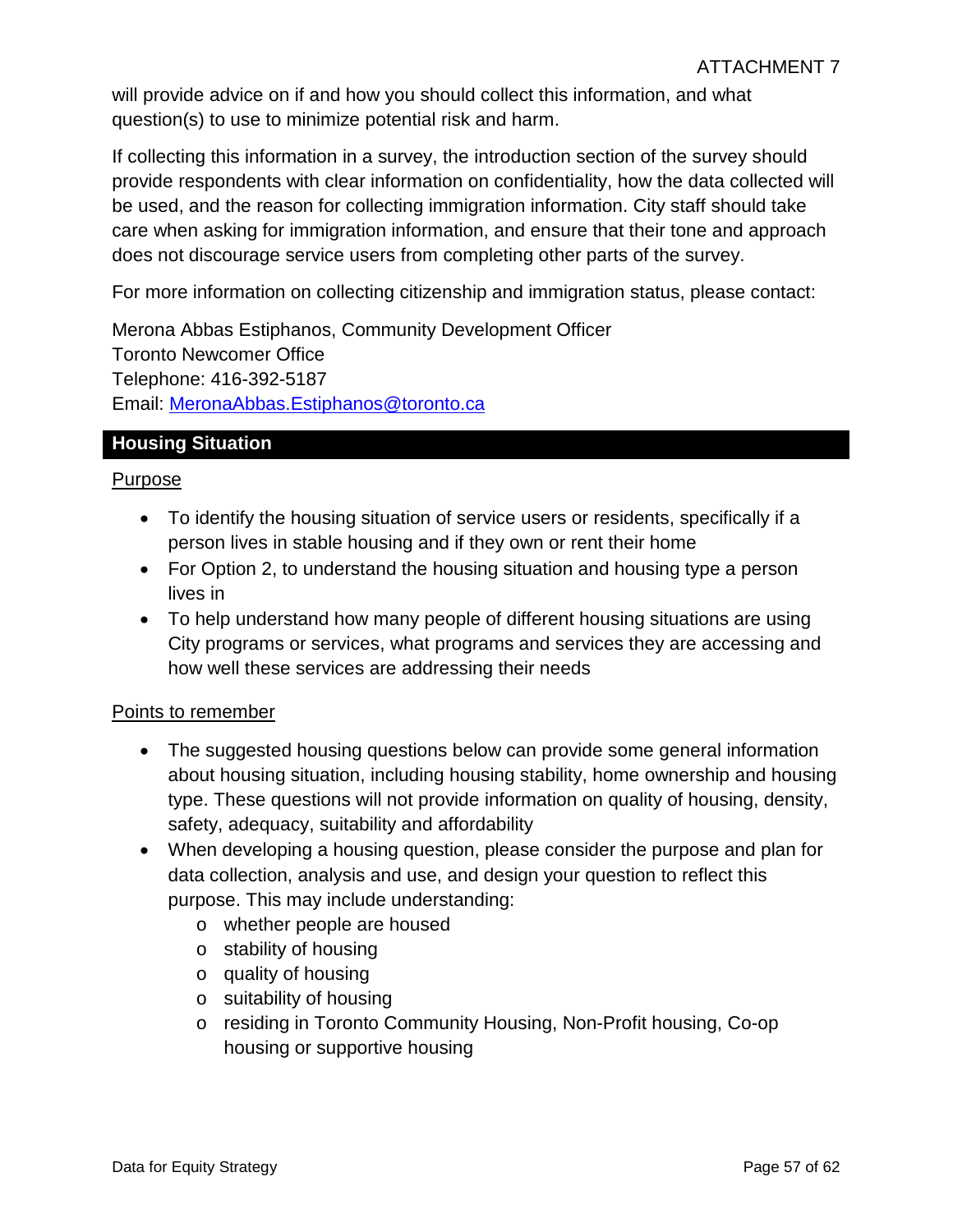will provide advice on if and how you should collect this information, and what question(s) to use to minimize potential risk and harm.

If collecting this information in a survey, the introduction section of the survey should provide respondents with clear information on confidentiality, how the data collected will be used, and the reason for collecting immigration information. City staff should take care when asking for immigration information, and ensure that their tone and approach does not discourage service users from completing other parts of the survey.

For more information on collecting citizenship and immigration status, please contact:

Merona Abbas Estiphanos, Community Development Officer
Toronto Newcomer Office
Telephone: 416-392-5187
Email: MeronaAbbas.Estiphanos@toronto.ca

## Housing Situation

Purpose

- To identify the housing situation of service users or residents, specifically if a person lives in stable housing and if they own or rent their home
- For Option 2, to understand the housing situation and housing type a person lives in
- To help understand how many people of different housing situations are using City programs or services, what programs and services they are accessing and how well these services are addressing their needs

Points to remember

- The suggested housing questions below can provide some general information about housing situation, including housing stability, home ownership and housing type. These questions will not provide information on quality of housing, density, safety, adequacy, suitability and affordability
- When developing a housing question, please consider the purpose and plan for data collection, analysis and use, and design your question to reflect this purpose. This may include understanding:
  - whether people are housed
  - stability of housing
  - quality of housing
  - suitability of housing
  - residing in Toronto Community Housing, Non-Profit housing, Co-op housing or supportive housing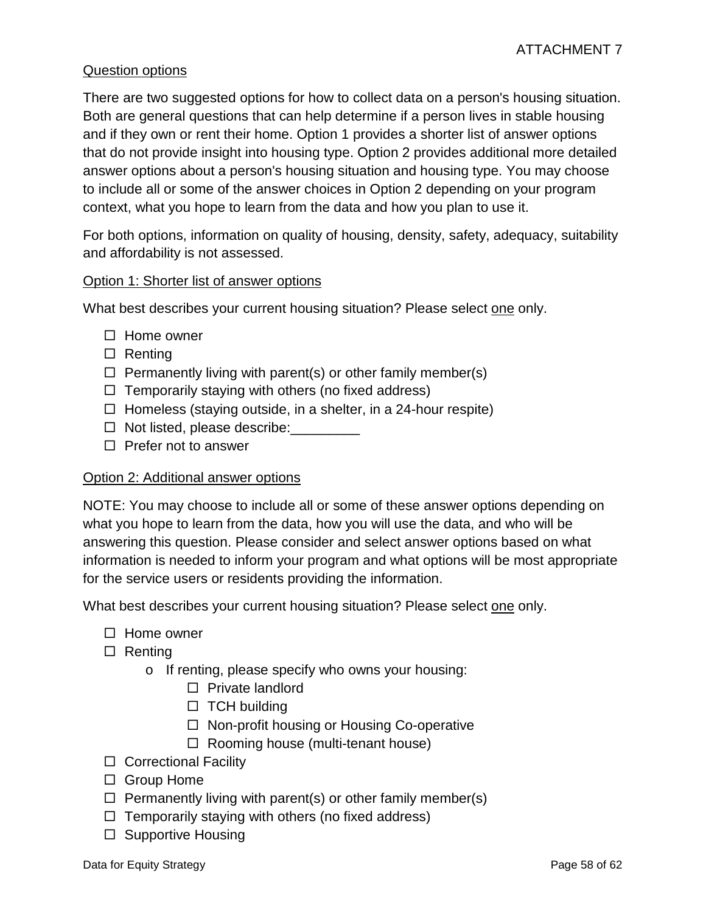ATTACHMENT 7

<u>Question options</u>

There are two suggested options for how to collect data on a person's housing situation. Both are general questions that can help determine if a person lives in stable housing and if they own or rent their home. Option 1 provides a shorter list of answer options that do not provide insight into housing type. Option 2 provides additional more detailed answer options about a person's housing situation and housing type. You may choose to include all or some of the answer choices in Option 2 depending on your program context, what you hope to learn from the data and how you plan to use it.

For both options, information on quality of housing, density, safety, adequacy, suitability and affordability is not assessed.

<u>Option 1: Shorter list of answer options</u>

What best describes your current housing situation? Please select <u>one</u> only.

- ☐ Home owner
- ☐ Renting
- ☐ Permanently living with parent(s) or other family member(s)
- ☐ Temporarily staying with others (no fixed address)
- ☐ Homeless (staying outside, in a shelter, in a 24-hour respite)
- ☐ Not listed, please describe:_________
- ☐ Prefer not to answer

<u>Option 2: Additional answer options</u>

NOTE: You may choose to include all or some of these answer options depending on what you hope to learn from the data, how you will use the data, and who will be answering this question. Please consider and select answer options based on what information is needed to inform your program and what options will be most appropriate for the service users or residents providing the information.

What best describes your current housing situation? Please select <u>one</u> only.

- ☐ Home owner
- ☐ Renting
  - o If renting, please specify who owns your housing:
    - ☐ Private landlord
    - ☐ TCH building
    - ☐ Non-profit housing or Housing Co-operative
    - ☐ Rooming house (multi-tenant house)
- ☐ Correctional Facility
- ☐ Group Home
- ☐ Permanently living with parent(s) or other family member(s)
- ☐ Temporarily staying with others (no fixed address)
- ☐ Supportive Housing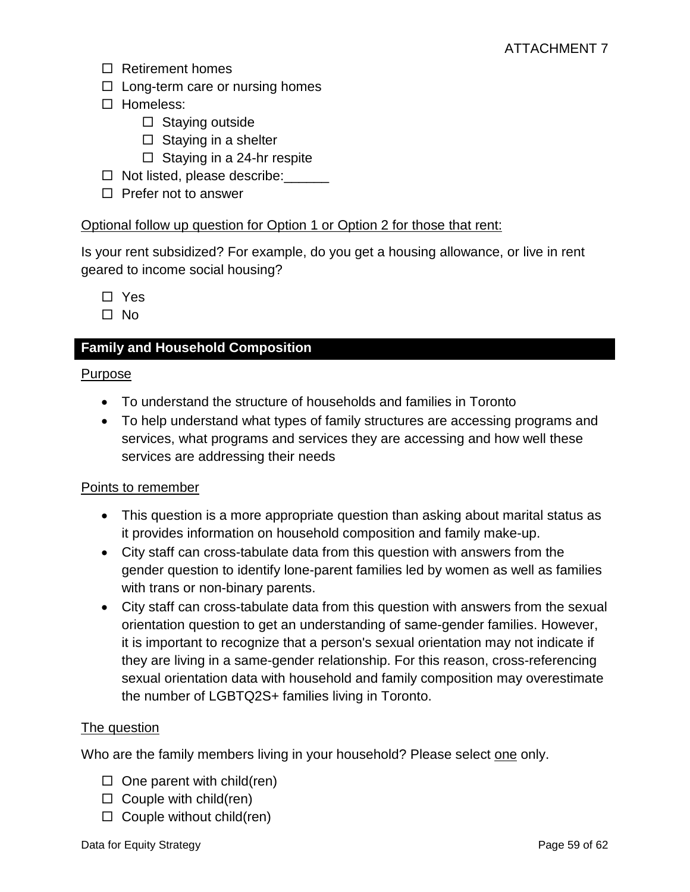- ☐ Retirement homes
- ☐ Long-term care or nursing homes
- ☐ Homeless:
  - ☐ Staying outside
  - ☐ Staying in a shelter
  - ☐ Staying in a 24-hr respite
- ☐ Not listed, please describe:______
- ☐ Prefer not to answer

<u>Optional follow up question for Option 1 or Option 2 for those that rent:</u>

Is your rent subsidized? For example, do you get a housing allowance, or live in rent geared to income social housing?

- ☐ Yes
- ☐ No

## Family and Household Composition

<u>Purpose</u>

- To understand the structure of households and families in Toronto
- To help understand what types of family structures are accessing programs and services, what programs and services they are accessing and how well these services are addressing their needs

<u>Points to remember</u>

- This question is a more appropriate question than asking about marital status as it provides information on household composition and family make-up.
- City staff can cross-tabulate data from this question with answers from the gender question to identify lone-parent families led by women as well as families with trans or non-binary parents.
- City staff can cross-tabulate data from this question with answers from the sexual orientation question to get an understanding of same-gender families. However, it is important to recognize that a person's sexual orientation may not indicate if they are living in a same-gender relationship. For this reason, cross-referencing sexual orientation data with household and family composition may overestimate the number of LGBTQ2S+ families living in Toronto.

<u>The question</u>

Who are the family members living in your household? Please select <u>one</u> only.

- ☐ One parent with child(ren)
- ☐ Couple with child(ren)
- ☐ Couple without child(ren)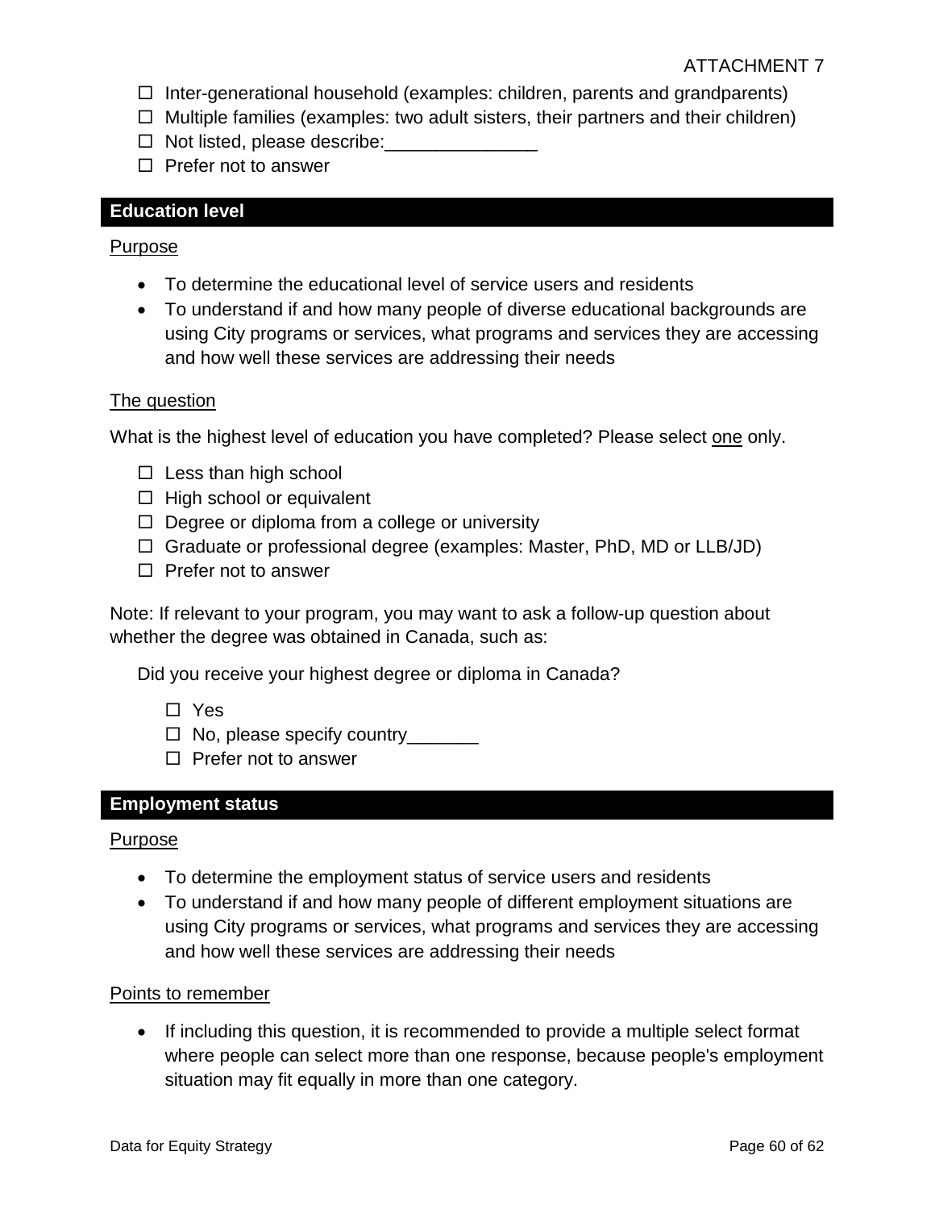- ☐ Inter-generational household (examples: children, parents and grandparents)
- ☐ Multiple families (examples: two adult sisters, their partners and their children)
- ☐ Not listed, please describe:_______________
- ☐ Prefer not to answer

## Education level

<u>Purpose</u>

- To determine the educational level of service users and residents
- To understand if and how many people of diverse educational backgrounds are using City programs or services, what programs and services they are accessing and how well these services are addressing their needs

<u>The question</u>

What is the highest level of education you have completed? Please select <u>one</u> only.

- ☐ Less than high school
- ☐ High school or equivalent
- ☐ Degree or diploma from a college or university
- ☐ Graduate or professional degree (examples: Master, PhD, MD or LLB/JD)
- ☐ Prefer not to answer

Note: If relevant to your program, you may want to ask a follow-up question about whether the degree was obtained in Canada, such as:

Did you receive your highest degree or diploma in Canada?

- ☐ Yes
- ☐ No, please specify country_______
- ☐ Prefer not to answer

## Employment status

<u>Purpose</u>

- To determine the employment status of service users and residents
- To understand if and how many people of different employment situations are using City programs or services, what programs and services they are accessing and how well these services are addressing their needs

<u>Points to remember</u>

- If including this question, it is recommended to provide a multiple select format where people can select more than one response, because people's employment situation may fit equally in more than one category.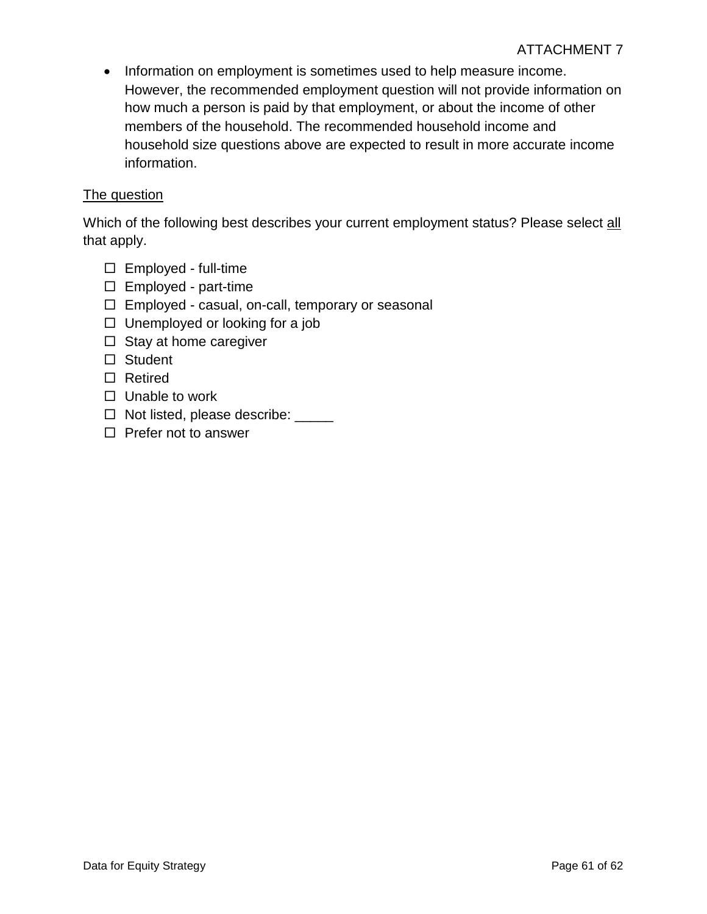- Information on employment is sometimes used to help measure income. However, the recommended employment question will not provide information on how much a person is paid by that employment, or about the income of other members of the household. The recommended household income and household size questions above are expected to result in more accurate income information.

<u>The question</u>

Which of the following best describes your current employment status? Please select <u>all</u> that apply.

- ☐ Employed - full-time
- ☐ Employed - part-time
- ☐ Employed - casual, on-call, temporary or seasonal
- ☐ Unemployed or looking for a job
- ☐ Stay at home caregiver
- ☐ Student
- ☐ Retired
- ☐ Unable to work
- ☐ Not listed, please describe: _____
- ☐ Prefer not to answer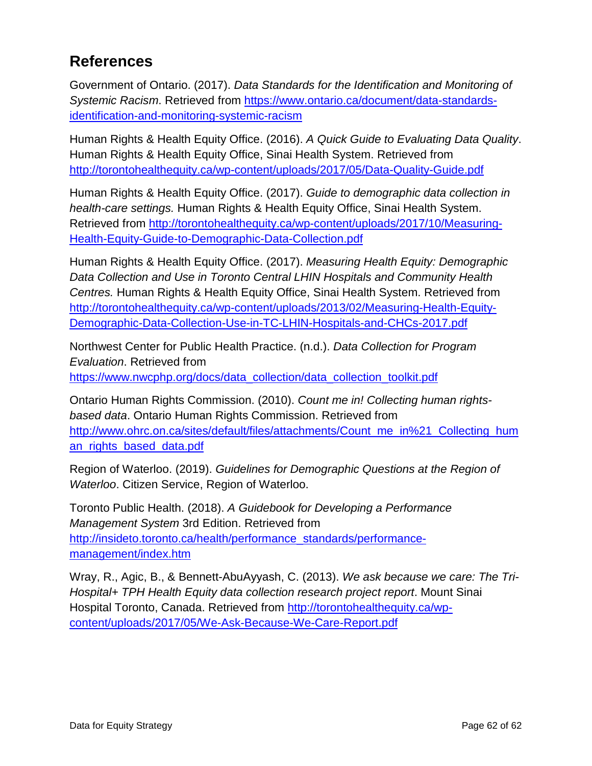## References

Government of Ontario. (2017). *Data Standards for the Identification and Monitoring of Systemic Racism*. Retrieved from https://www.ontario.ca/document/data-standards-identification-and-monitoring-systemic-racism

Human Rights & Health Equity Office. (2016). *A Quick Guide to Evaluating Data Quality*. Human Rights & Health Equity Office, Sinai Health System. Retrieved from http://torontohealthequity.ca/wp-content/uploads/2017/05/Data-Quality-Guide.pdf

Human Rights & Health Equity Office. (2017). *Guide to demographic data collection in health-care settings.* Human Rights & Health Equity Office, Sinai Health System. Retrieved from http://torontohealthequity.ca/wp-content/uploads/2017/10/Measuring-Health-Equity-Guide-to-Demographic-Data-Collection.pdf

Human Rights & Health Equity Office. (2017). *Measuring Health Equity: Demographic Data Collection and Use in Toronto Central LHIN Hospitals and Community Health Centres.* Human Rights & Health Equity Office, Sinai Health System. Retrieved from http://torontohealthequity.ca/wp-content/uploads/2013/02/Measuring-Health-Equity-Demographic-Data-Collection-Use-in-TC-LHIN-Hospitals-and-CHCs-2017.pdf

Northwest Center for Public Health Practice. (n.d.). *Data Collection for Program Evaluation*. Retrieved from https://www.nwcphp.org/docs/data_collection/data_collection_toolkit.pdf

Ontario Human Rights Commission. (2010). *Count me in! Collecting human rights-based data*. Ontario Human Rights Commission. Retrieved from http://www.ohrc.on.ca/sites/default/files/attachments/Count_me_in%21_Collecting_human_rights_based_data.pdf

Region of Waterloo. (2019). *Guidelines for Demographic Questions at the Region of Waterloo*. Citizen Service, Region of Waterloo.

Toronto Public Health. (2018). *A Guidebook for Developing a Performance Management System* 3rd Edition. Retrieved from http://insideto.toronto.ca/health/performance_standards/performance-management/index.htm

Wray, R., Agic, B., & Bennett-AbuAyyash, C. (2013). *We ask because we care: The Tri-Hospital+ TPH Health Equity data collection research project report*. Mount Sinai Hospital Toronto, Canada. Retrieved from http://torontohealthequity.ca/wp-content/uploads/2017/05/We-Ask-Because-We-Care-Report.pdf